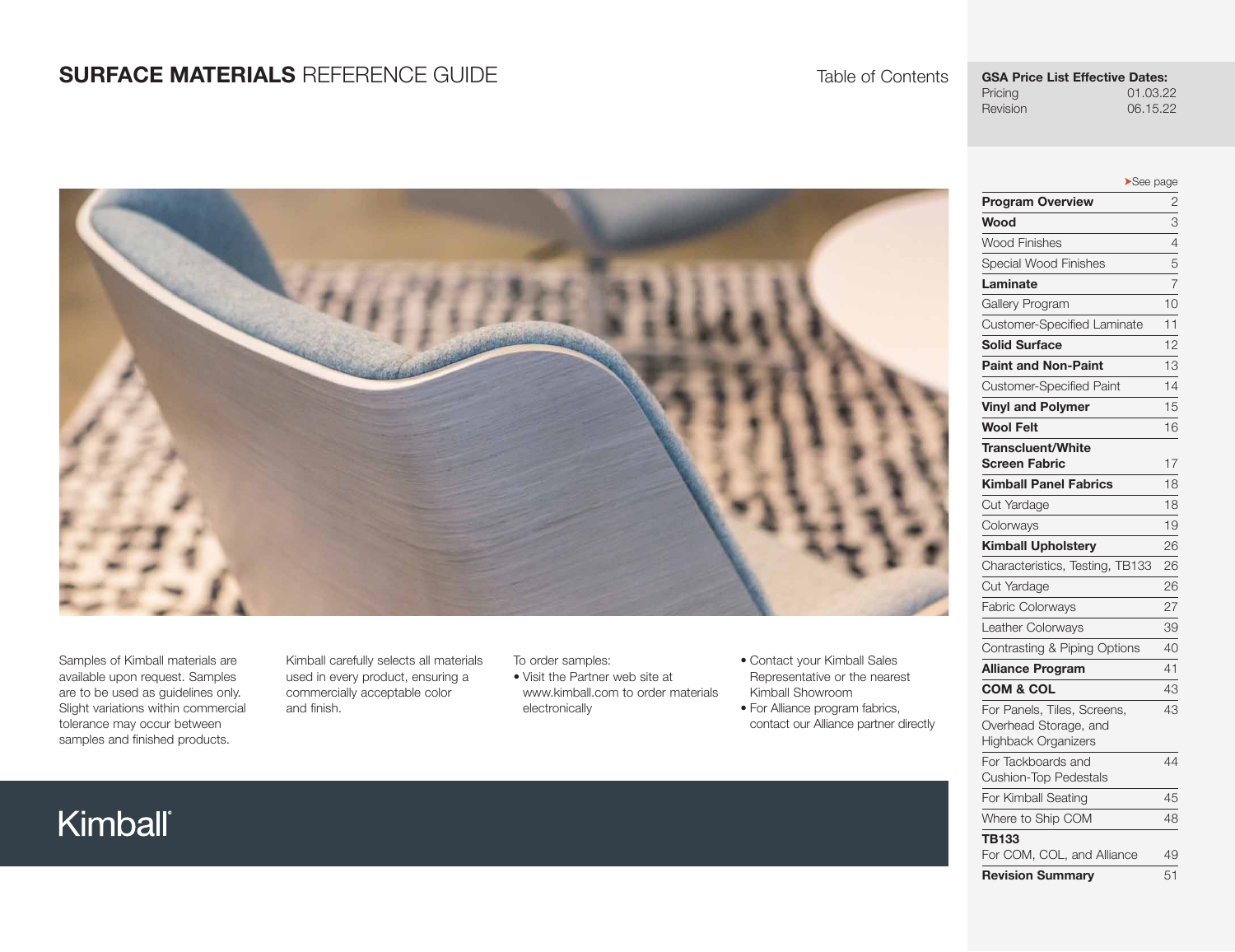# **SURFACE MATERIALS** REFERENCE GUIDE

Table of Contents

**GSA Price List Effective Dates:**

| | |
|---|---|
| Pricing | 01.03.22 |
| Revision | 06.15.22 |

| | ➤See page |
|---|---|
| **Program Overview** | 2 |
| **Wood** | 3 |
| Wood Finishes | 4 |
| Special Wood Finishes | 5 |
| **Laminate** | 7 |
| Gallery Program | 10 |
| Customer-Specified Laminate | 11 |
| **Solid Surface** | 12 |
| **Paint and Non-Paint** | 13 |
| Customer-Specified Paint | 14 |
| **Vinyl and Polymer** | 15 |
| **Wool Felt** | 16 |
| **Transcluent/White Screen Fabric** | 17 |
| **Kimball Panel Fabrics** | 18 |
| Cut Yardage | 18 |
| Colorways | 19 |
| **Kimball Upholstery** | 26 |
| Characteristics, Testing, TB133 | 26 |
| Cut Yardage | 26 |
| Fabric Colorways | 27 |
| Leather Colorways | 39 |
| Contrasting & Piping Options | 40 |
| **Alliance Program** | 41 |
| **COM & COL** | 43 |
| For Panels, Tiles, Screens, Overhead Storage, and Highback Organizers | 43 |
| For Tackboards and Cushion-Top Pedestals | 44 |
| For Kimball Seating | 45 |
| Where to Ship COM | 48 |
| **TB133** For COM, COL, and Alliance | 49 |
| **Revision Summary** | 51 |

Samples of Kimball materials are available upon request. Samples are to be used as guidelines only. Slight variations within commercial tolerance may occur between samples and finished products.

Kimball carefully selects all materials used in every product, ensuring a commercially acceptable color and finish.

To order samples:

- Visit the Partner web site at www.kimball.com to order materials electronically
- Contact your Kimball Sales Representative or the nearest Kimball Showroom
- For Alliance program fabrics, contact our Alliance partner directly

Kimball®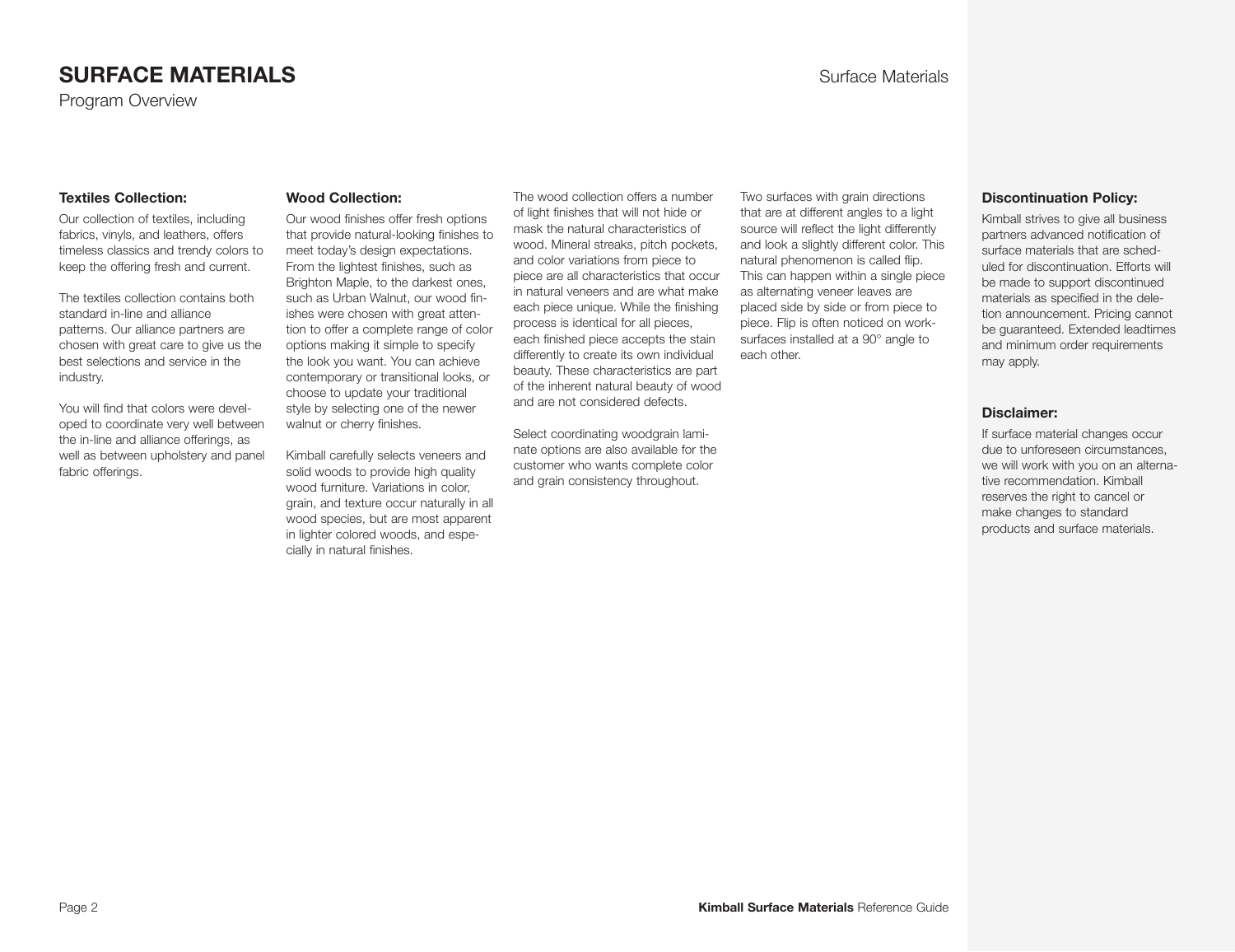# SURFACE MATERIALS

Program Overview

### Textiles Collection:

Our collection of textiles, including fabrics, vinyls, and leathers, offers timeless classics and trendy colors to keep the offering fresh and current.

The textiles collection contains both standard in-line and alliance patterns. Our alliance partners are chosen with great care to give us the best selections and service in the industry.

You will find that colors were developed to coordinate very well between the in-line and alliance offerings, as well as between upholstery and panel fabric offerings.

### Wood Collection:

Our wood finishes offer fresh options that provide natural-looking finishes to meet today's design expectations. From the lightest finishes, such as Brighton Maple, to the darkest ones, such as Urban Walnut, our wood finishes were chosen with great attention to offer a complete range of color options making it simple to specify the look you want. You can achieve contemporary or transitional looks, or choose to update your traditional style by selecting one of the newer walnut or cherry finishes.

Kimball carefully selects veneers and solid woods to provide high quality wood furniture. Variations in color, grain, and texture occur naturally in all wood species, but are most apparent in lighter colored woods, and especially in natural finishes.

The wood collection offers a number of light finishes that will not hide or mask the natural characteristics of wood. Mineral streaks, pitch pockets, and color variations from piece to piece are all characteristics that occur in natural veneers and are what make each piece unique. While the finishing process is identical for all pieces, each finished piece accepts the stain differently to create its own individual beauty. These characteristics are part of the inherent natural beauty of wood and are not considered defects.

Select coordinating woodgrain laminate options are also available for the customer who wants complete color and grain consistency throughout.

Two surfaces with grain directions that are at different angles to a light source will reflect the light differently and look a slightly different color. This natural phenomenon is called flip. This can happen within a single piece as alternating veneer leaves are placed side by side or from piece to piece. Flip is often noticed on worksurfaces installed at a 90° angle to each other.

### Discontinuation Policy:

Kimball strives to give all business partners advanced notification of surface materials that are scheduled for discontinuation. Efforts will be made to support discontinued materials as specified in the deletion announcement. Pricing cannot be guaranteed. Extended leadtimes and minimum order requirements may apply.

### Disclaimer:

If surface material changes occur due to unforeseen circumstances, we will work with you on an alternative recommendation. Kimball reserves the right to cancel or make changes to standard products and surface materials.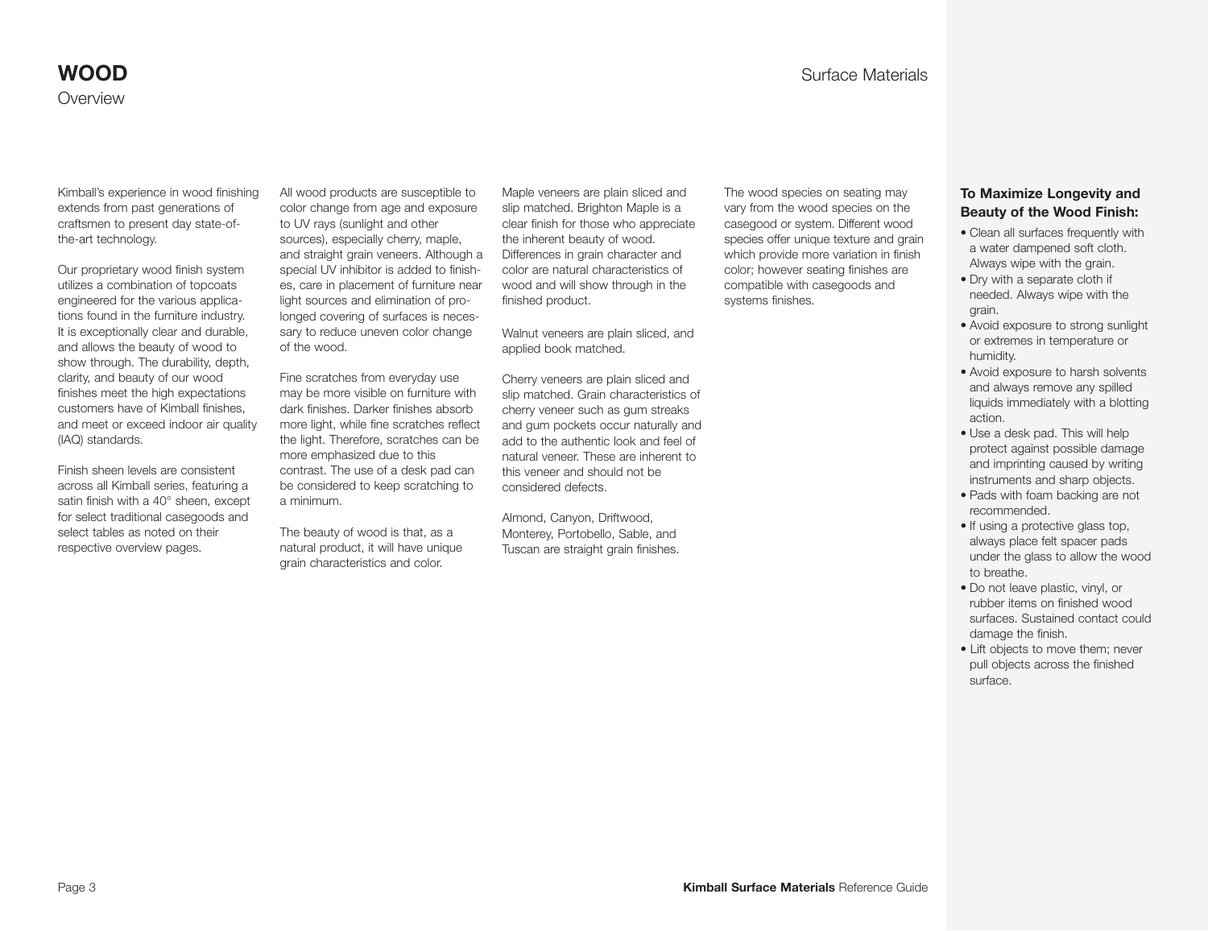# WOOD

## Overview

Kimball's experience in wood finishing extends from past generations of craftsmen to present day state-of-the-art technology.

Our proprietary wood finish system utilizes a combination of topcoats engineered for the various applications found in the furniture industry. It is exceptionally clear and durable, and allows the beauty of wood to show through. The durability, depth, clarity, and beauty of our wood finishes meet the high expectations customers have of Kimball finishes, and meet or exceed indoor air quality (IAQ) standards.

Finish sheen levels are consistent across all Kimball series, featuring a satin finish with a 40° sheen, except for select traditional casegoods and select tables as noted on their respective overview pages.

All wood products are susceptible to color change from age and exposure to UV rays (sunlight and other sources), especially cherry, maple, and straight grain veneers. Although a special UV inhibitor is added to finishes, care in placement of furniture near light sources and elimination of prolonged covering of surfaces is necessary to reduce uneven color change of the wood.

Fine scratches from everyday use may be more visible on furniture with dark finishes. Darker finishes absorb more light, while fine scratches reflect the light. Therefore, scratches can be more emphasized due to this contrast. The use of a desk pad can be considered to keep scratching to a minimum.

The beauty of wood is that, as a natural product, it will have unique grain characteristics and color.

Maple veneers are plain sliced and slip matched. Brighton Maple is a clear finish for those who appreciate the inherent beauty of wood. Differences in grain character and color are natural characteristics of wood and will show through in the finished product.

Walnut veneers are plain sliced, and applied book matched.

Cherry veneers are plain sliced and slip matched. Grain characteristics of cherry veneer such as gum streaks and gum pockets occur naturally and add to the authentic look and feel of natural veneer. These are inherent to this veneer and should not be considered defects.

Almond, Canyon, Driftwood, Monterey, Portobello, Sable, and Tuscan are straight grain finishes.

The wood species on seating may vary from the wood species on the casegood or system. Different wood species offer unique texture and grain which provide more variation in finish color; however seating finishes are compatible with casegoods and systems finishes.

### To Maximize Longevity and Beauty of the Wood Finish:

- Clean all surfaces frequently with a water dampened soft cloth. Always wipe with the grain.
- Dry with a separate cloth if needed. Always wipe with the grain.
- Avoid exposure to strong sunlight or extremes in temperature or humidity.
- Avoid exposure to harsh solvents and always remove any spilled liquids immediately with a blotting action.
- Use a desk pad. This will help protect against possible damage and imprinting caused by writing instruments and sharp objects.
- Pads with foam backing are not recommended.
- If using a protective glass top, always place felt spacer pads under the glass to allow the wood to breathe.
- Do not leave plastic, vinyl, or rubber items on finished wood surfaces. Sustained contact could damage the finish.
- Lift objects to move them; never pull objects across the finished surface.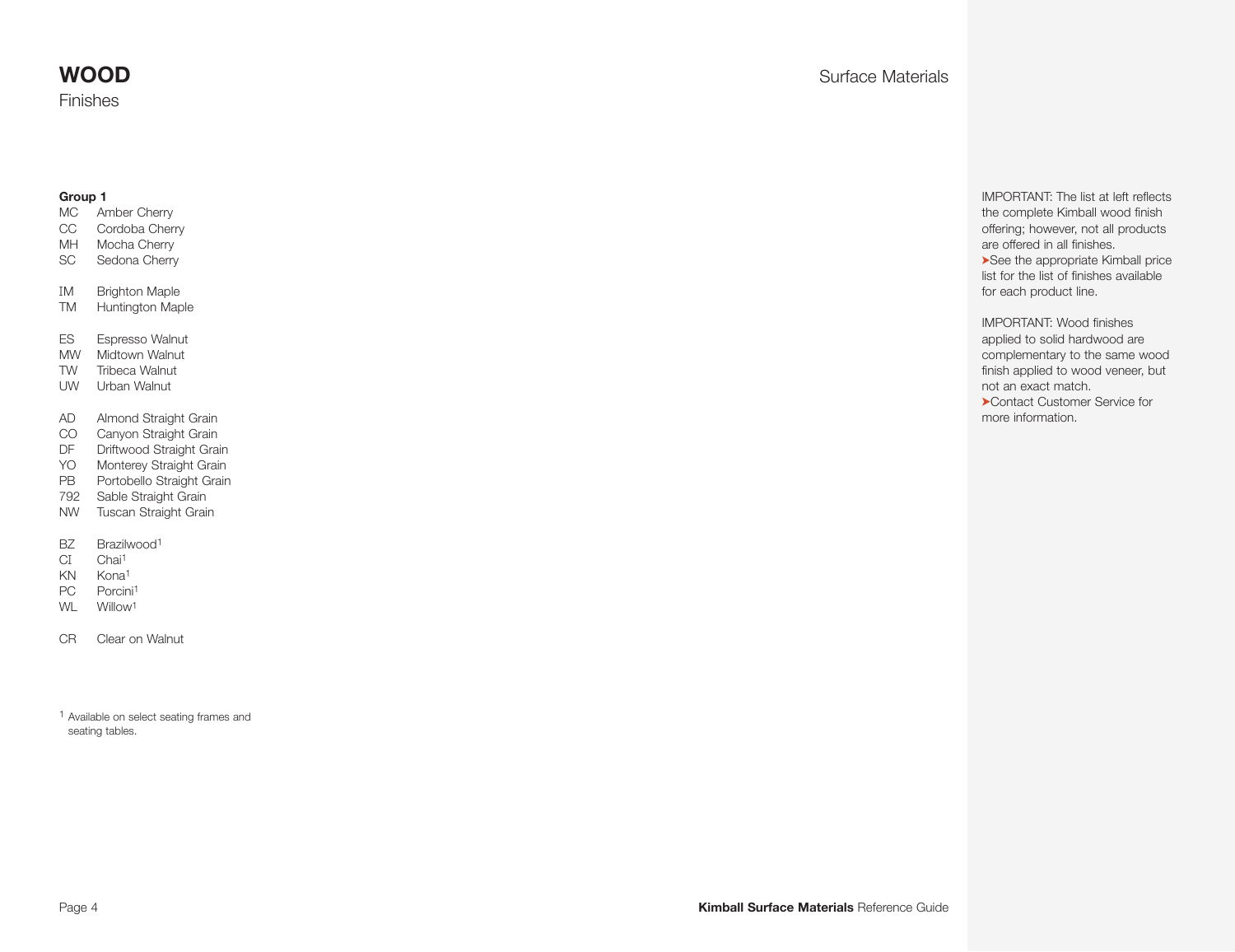# WOOD

Finishes

Surface Materials

**Group 1**

MC Amber Cherry
CC Cordoba Cherry
MH Mocha Cherry
SC Sedona Cherry

IM Brighton Maple
TM Huntington Maple

ES Espresso Walnut
MW Midtown Walnut
TW Tribeca Walnut
UW Urban Walnut

AD Almond Straight Grain
CO Canyon Straight Grain
DF Driftwood Straight Grain
YO Monterey Straight Grain
PB Portobello Straight Grain
792 Sable Straight Grain
NW Tuscan Straight Grain

BZ Brazilwood[1]
CI Chai[1]
KN Kona[1]
PC Porcini[1]
WL Willow[1]

CR Clear on Walnut

[1] Available on select seating frames and seating tables.

IMPORTANT: The list at left reflects the complete Kimball wood finish offering; however, not all products are offered in all finishes.
➤See the appropriate Kimball price list for the list of finishes available for each product line.

IMPORTANT: Wood finishes applied to solid hardwood are complementary to the same wood finish applied to wood veneer, but not an exact match.
➤Contact Customer Service for more information.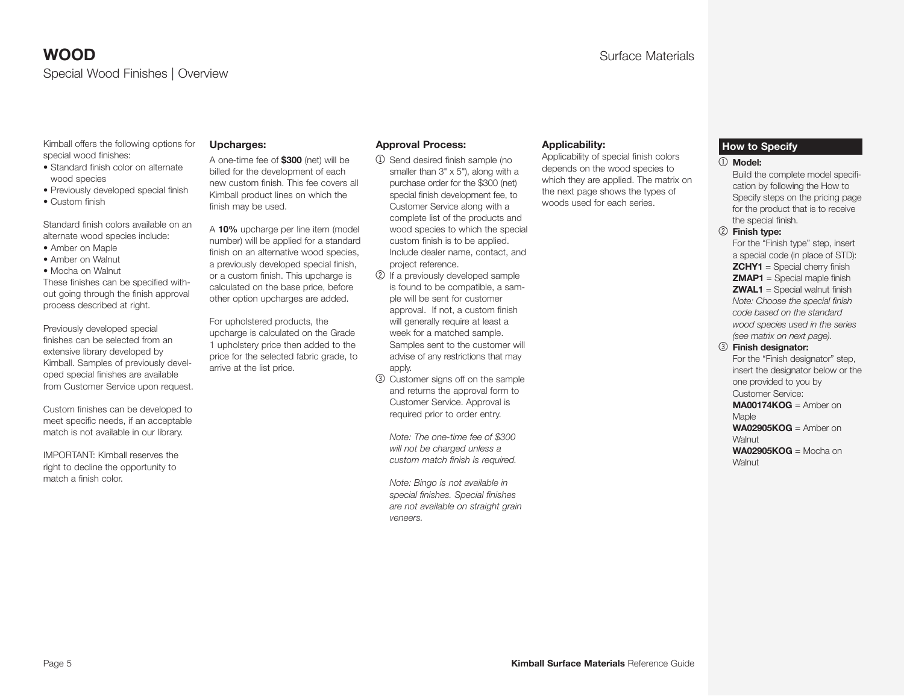# WOOD

## Special Wood Finishes | Overview

Surface Materials

Kimball offers the following options for special wood finishes:

- Standard finish color on alternate wood species
- Previously developed special finish
- Custom finish

Standard finish colors available on an alternate wood species include:

- Amber on Maple
- Amber on Walnut
- Mocha on Walnut

These finishes can be specified without going through the finish approval process described at right.

Previously developed special finishes can be selected from an extensive library developed by Kimball. Samples of previously developed special finishes are available from Customer Service upon request.

Custom finishes can be developed to meet specific needs, if an acceptable match is not available in our library.

IMPORTANT: Kimball reserves the right to decline the opportunity to match a finish color.

### Upcharges:

A one-time fee of **$300** (net) will be billed for the development of each new custom finish. This fee covers all Kimball product lines on which the finish may be used.

A **10%** upcharge per line item (model number) will be applied for a standard finish on an alternative wood species, a previously developed special finish, or a custom finish. This upcharge is calculated on the base price, before other option upcharges are added.

For upholstered products, the upcharge is calculated on the Grade 1 upholstery price then added to the price for the selected fabric grade, to arrive at the list price.

### Approval Process:

1. Send desired finish sample (no smaller than 3" x 5"), along with a purchase order for the $300 (net) special finish development fee, to Customer Service along with a complete list of the products and wood species to which the special custom finish is to be applied. Include dealer name, contact, and project reference.
2. If a previously developed sample is found to be compatible, a sample will be sent for customer approval. If not, a custom finish will generally require at least a week for a matched sample. Samples sent to the customer will advise of any restrictions that may apply.
3. Customer signs off on the sample and returns the approval form to Customer Service. Approval is required prior to order entry.

*Note: The one-time fee of $300 will not be charged unless a custom match finish is required.*

*Note: Bingo is not available in special finishes. Special finishes are not available on straight grain veneers.*

### Applicability:

Applicability of special finish colors depends on the wood species to which they are applied. The matrix on the next page shows the types of woods used for each series.

### How to Specify

1. **Model:**
   Build the complete model specification by following the How to Specify steps on the pricing page for the product that is to receive the special finish.
2. **Finish type:**
   For the “Finish type” step, insert a special code (in place of STD):
   **ZCHY1** = Special cherry finish
   **ZMAP1** = Special maple finish
   **ZWAL1** = Special walnut finish
   *Note: Choose the special finish code based on the standard wood species used in the series (see matrix on next page).*
3. **Finish designator:**
   For the “Finish designator” step, insert the designator below or the one provided to you by Customer Service:
   **MA00174KOG** = Amber on Maple
   **WA02905KOG** = Amber on Walnut
   **WA02905KOG** = Mocha on Walnut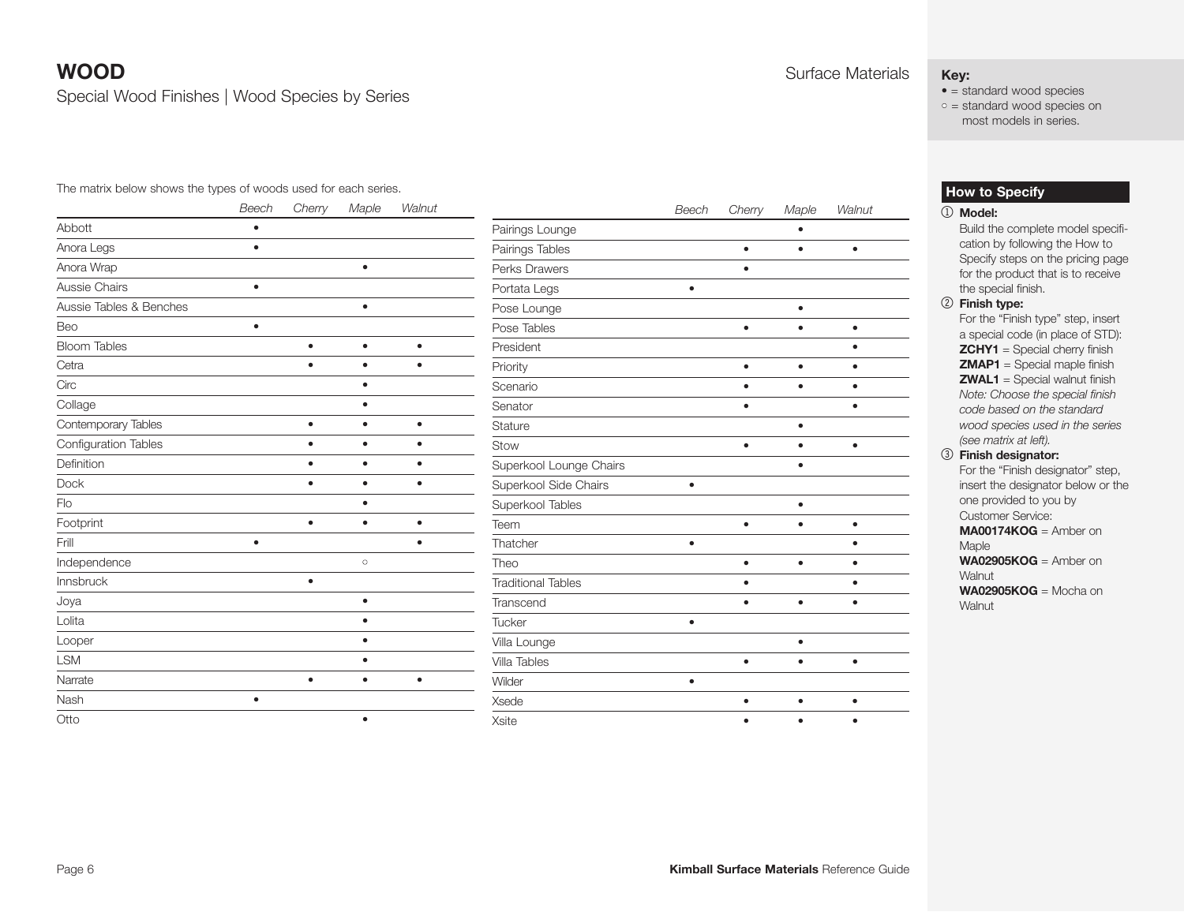# WOOD

Special Wood Finishes | Wood Species by Series

Surface Materials

**Key:**
• = standard wood species
○ = standard wood species on most models in series.

The matrix below shows the types of woods used for each series.

| | Beech | Cherry | Maple | Walnut |
|---|---|---|---|---|
| Abbott | • | | | |
| Anora Legs | • | | | |
| Anora Wrap | | | • | |
| Aussie Chairs | • | | | |
| Aussie Tables & Benches | | | • | |
| Beo | • | | | |
| Bloom Tables | | • | • | • |
| Cetra | | • | • | • |
| Circ | | | • | |
| Collage | | | • | |
| Contemporary Tables | | • | • | • |
| Configuration Tables | | • | • | • |
| Definition | | • | • | • |
| Dock | | • | • | • |
| Flo | | | • | |
| Footprint | | • | • | • |
| Frill | • | | | • |
| Independence | | | ○ | |
| Innsbruck | | • | | |
| Joya | | | • | |
| Lolita | | | • | |
| Looper | | | • | |
| LSM | | | • | |
| Narrate | | • | • | • |
| Nash | • | | | |
| Otto | | | • | |

| | Beech | Cherry | Maple | Walnut |
|---|---|---|---|---|
| Pairings Lounge | | | • | |
| Pairings Tables | | • | • | • |
| Perks Drawers | | • | | |
| Portata Legs | • | | | |
| Pose Lounge | | | • | |
| Pose Tables | | • | • | • |
| President | | | | • |
| Priority | | • | • | • |
| Scenario | | • | • | • |
| Senator | | • | | • |
| Stature | | | • | |
| Stow | | • | • | • |
| Superkool Lounge Chairs | | | • | |
| Superkool Side Chairs | • | | | |
| Superkool Tables | | | • | |
| Teem | | • | • | • |
| Thatcher | • | | | • |
| Theo | | • | • | • |
| Traditional Tables | | • | | • |
| Transcend | | • | • | • |
| Tucker | • | | | |
| Villa Lounge | | | • | |
| Villa Tables | | • | • | • |
| Wilder | • | | | |
| Xsede | | • | • | • |
| Xsite | | • | • | • |

## How to Specify

① **Model:**
Build the complete model specification by following the How to Specify steps on the pricing page for the product that is to receive the special finish.

② **Finish type:**
For the "Finish type" step, insert a special code (in place of STD):
**ZCHY1** = Special cherry finish
**ZMAP1** = Special maple finish
**ZWAL1** = Special walnut finish
*Note: Choose the special finish code based on the standard wood species used in the series (see matrix at left).*

③ **Finish designator:**
For the "Finish designator" step, insert the designator below or the one provided to you by Customer Service:
**MA00174KOG** = Amber on Maple
**WA02905KOG** = Amber on Walnut
**WA02905KOG** = Mocha on Walnut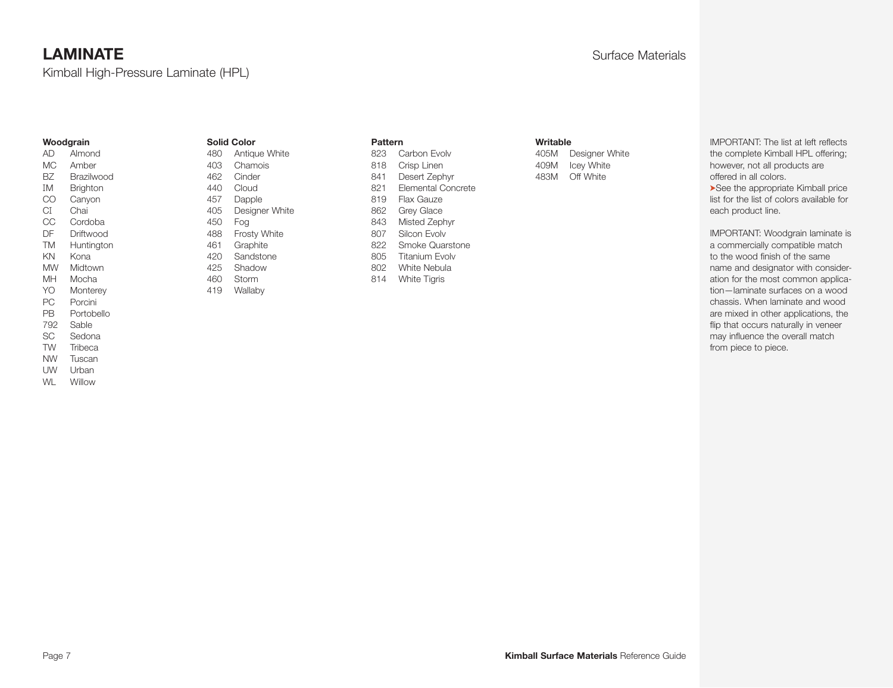# LAMINATE

Kimball High-Pressure Laminate (HPL)

### Woodgrain

| Code | Name |
|---|---|
| AD | Almond |
| MC | Amber |
| BZ | Brazilwood |
| IM | Brighton |
| CO | Canyon |
| CI | Chai |
| CC | Cordoba |
| DF | Driftwood |
| TM | Huntington |
| KN | Kona |
| MW | Midtown |
| MH | Mocha |
| YO | Monterey |
| PC | Porcini |
| PB | Portobello |
| 792 | Sable |
| SC | Sedona |
| TW | Tribeca |
| NW | Tuscan |
| UW | Urban |
| WL | Willow |

### Solid Color

| Code | Name |
|---|---|
| 480 | Antique White |
| 403 | Chamois |
| 462 | Cinder |
| 440 | Cloud |
| 457 | Dapple |
| 405 | Designer White |
| 450 | Fog |
| 488 | Frosty White |
| 461 | Graphite |
| 420 | Sandstone |
| 425 | Shadow |
| 460 | Storm |
| 419 | Wallaby |

### Pattern

| Code | Name |
|---|---|
| 823 | Carbon Evolv |
| 818 | Crisp Linen |
| 841 | Desert Zephyr |
| 821 | Elemental Concrete |
| 819 | Flax Gauze |
| 862 | Grey Glace |
| 843 | Misted Zephyr |
| 807 | Silcon Evolv |
| 822 | Smoke Quarstone |
| 805 | Titanium Evolv |
| 802 | White Nebula |
| 814 | White Tigris |

### Writable

| Code | Name |
|---|---|
| 405M | Designer White |
| 409M | Icey White |
| 483M | Off White |

IMPORTANT: The list at left reflects the complete Kimball HPL offering; however, not all products are offered in all colors.
➤See the appropriate Kimball price list for the list of colors available for each product line.

IMPORTANT: Woodgrain laminate is a commercially compatible match to the wood finish of the same name and designator with consideration for the most common application—laminate surfaces on a wood chassis. When laminate and wood are mixed in other applications, the flip that occurs naturally in veneer may influence the overall match from piece to piece.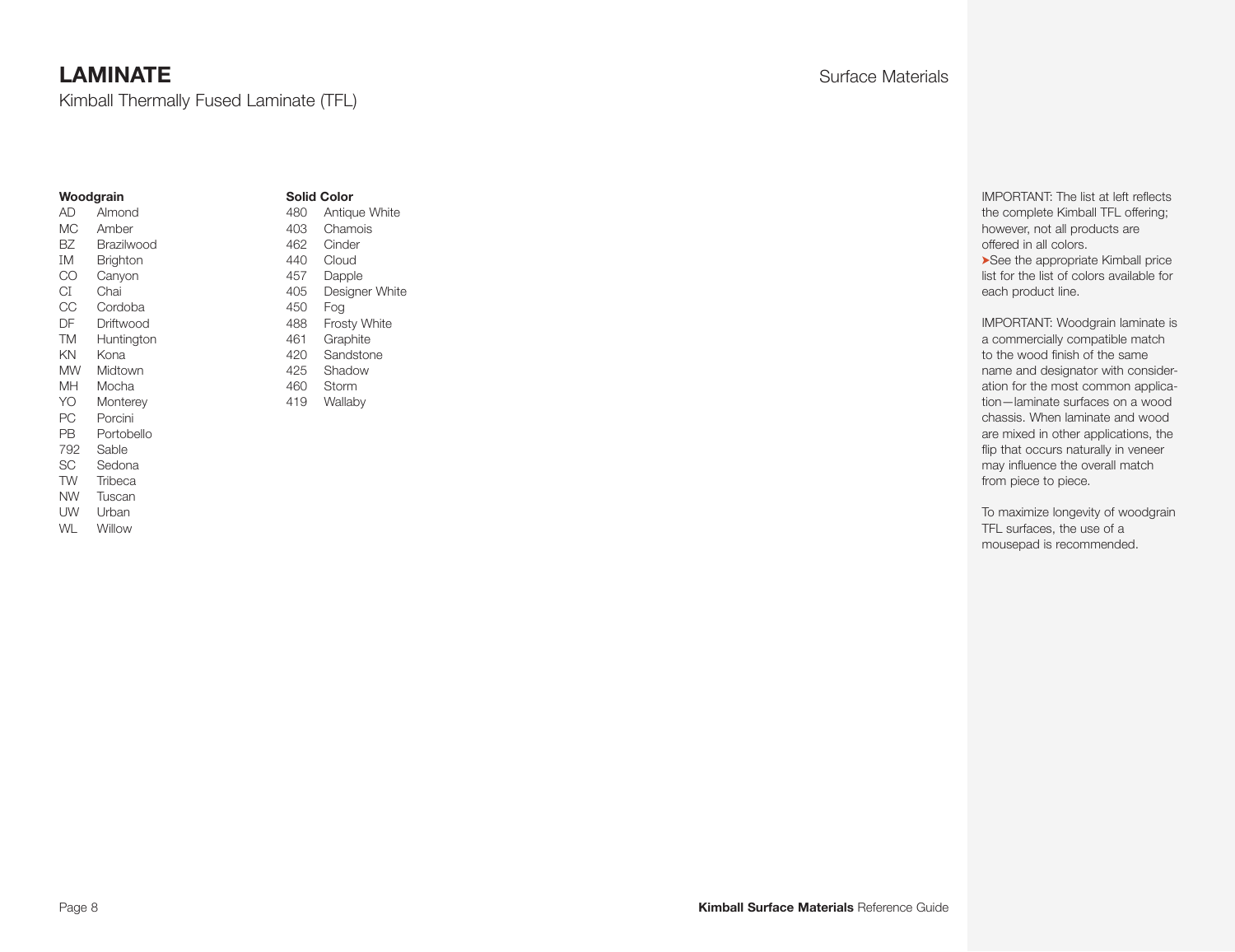# LAMINATE

Kimball Thermally Fused Laminate (TFL)

**Woodgrain**

| Code | Name |
|---|---|
| AD | Almond |
| MC | Amber |
| BZ | Brazilwood |
| IM | Brighton |
| CO | Canyon |
| CI | Chai |
| CC | Cordoba |
| DF | Driftwood |
| TM | Huntington |
| KN | Kona |
| MW | Midtown |
| MH | Mocha |
| YO | Monterey |
| PC | Porcini |
| PB | Portobello |
| 792 | Sable |
| SC | Sedona |
| TW | Tribeca |
| NW | Tuscan |
| UW | Urban |
| WL | Willow |

**Solid Color**

| Code | Name |
|---|---|
| 480 | Antique White |
| 403 | Chamois |
| 462 | Cinder |
| 440 | Cloud |
| 457 | Dapple |
| 405 | Designer White |
| 450 | Fog |
| 488 | Frosty White |
| 461 | Graphite |
| 420 | Sandstone |
| 425 | Shadow |
| 460 | Storm |
| 419 | Wallaby |

IMPORTANT: The list at left reflects the complete Kimball TFL offering; however, not all products are offered in all colors.
➤See the appropriate Kimball price list for the list of colors available for each product line.

IMPORTANT: Woodgrain laminate is a commercially compatible match to the wood finish of the same name and designator with consideration for the most common application—laminate surfaces on a wood chassis. When laminate and wood are mixed in other applications, the flip that occurs naturally in veneer may influence the overall match from piece to piece.

To maximize longevity of woodgrain TFL surfaces, the use of a mousepad is recommended.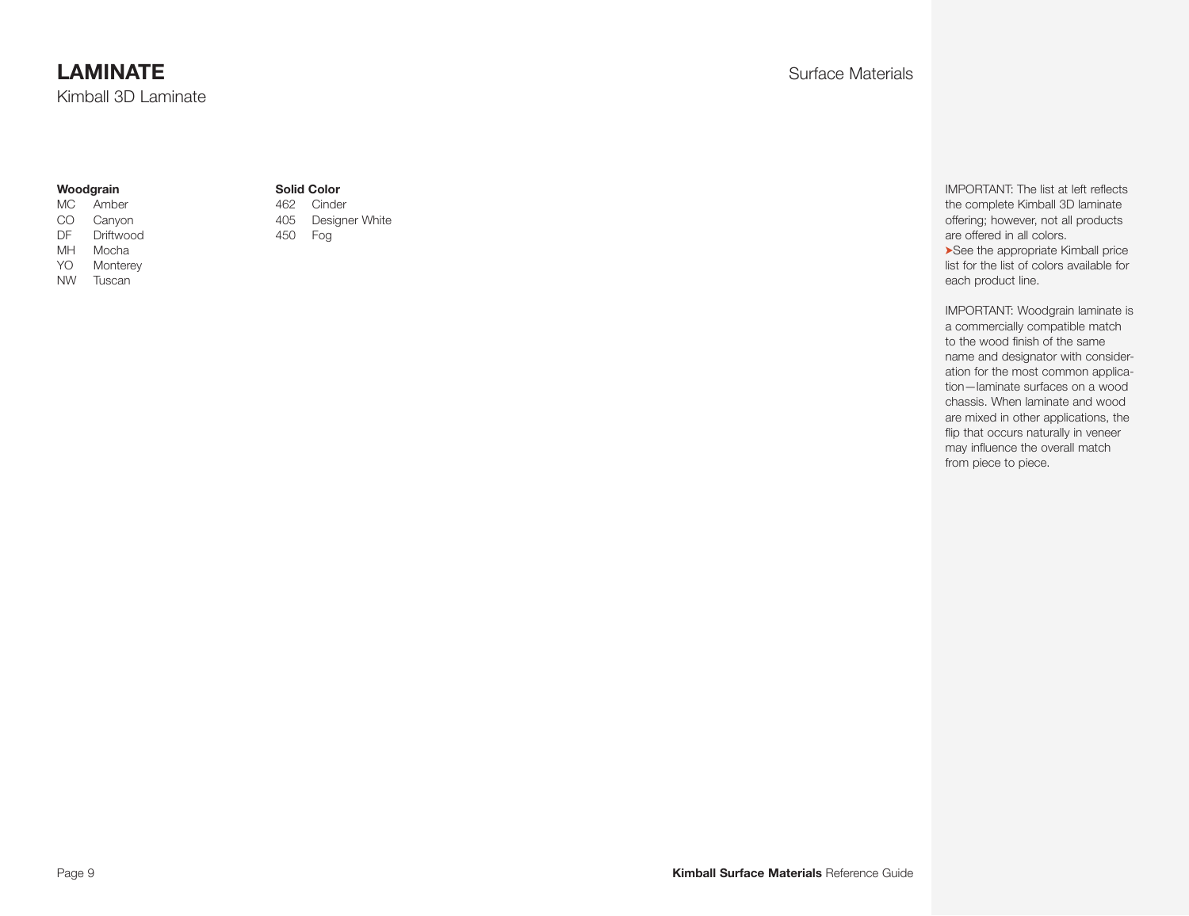# LAMINATE

Kimball 3D Laminate

Surface Materials

**Woodgrain**

| Code | Name |
| --- | --- |
| MC | Amber |
| CO | Canyon |
| DF | Driftwood |
| MH | Mocha |
| YO | Monterey |
| NW | Tuscan |

**Solid Color**

| Code | Name |
| --- | --- |
| 462 | Cinder |
| 405 | Designer White |
| 450 | Fog |

IMPORTANT: The list at left reflects the complete Kimball 3D laminate offering; however, not all products are offered in all colors.
➤See the appropriate Kimball price list for the list of colors available for each product line.

IMPORTANT: Woodgrain laminate is a commercially compatible match to the wood finish of the same name and designator with consideration for the most common application—laminate surfaces on a wood chassis. When laminate and wood are mixed in other applications, the flip that occurs naturally in veneer may influence the overall match from piece to piece.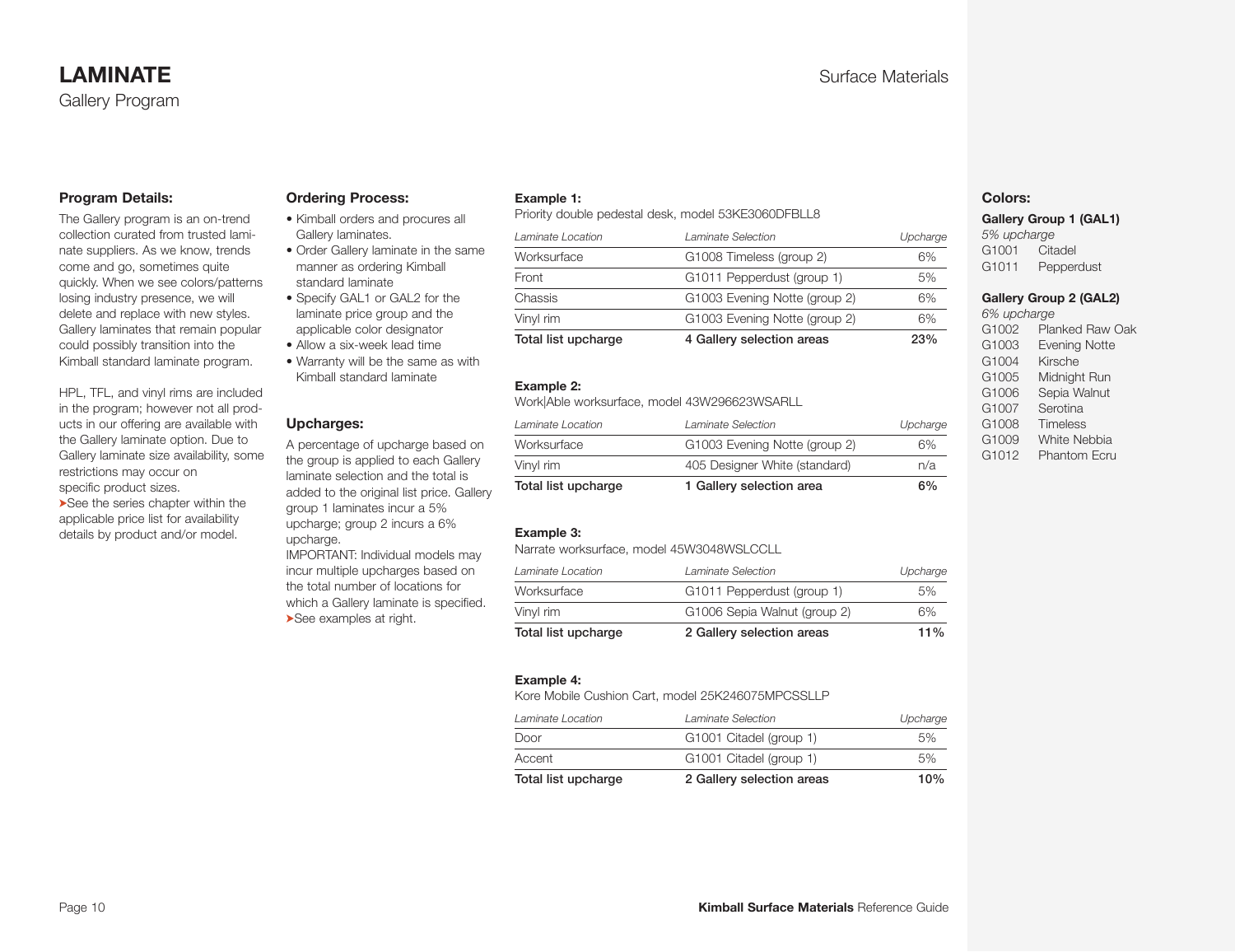# LAMINATE

Gallery Program

### Program Details:

The Gallery program is an on-trend collection curated from trusted laminate suppliers. As we know, trends come and go, sometimes quite quickly. When we see colors/patterns losing industry presence, we will delete and replace with new styles. Gallery laminates that remain popular could possibly transition into the Kimball standard laminate program.

HPL, TFL, and vinyl rims are included in the program; however not all products in our offering are available with the Gallery laminate option. Due to Gallery laminate size availability, some restrictions may occur on specific product sizes.

➤See the series chapter within the applicable price list for availability details by product and/or model.

### Ordering Process:

- Kimball orders and procures all Gallery laminates.
- Order Gallery laminate in the same manner as ordering Kimball standard laminate
- Specify GAL1 or GAL2 for the laminate price group and the applicable color designator
- Allow a six-week lead time
- Warranty will be the same as with Kimball standard laminate

### Upcharges:

A percentage of upcharge based on the group is applied to each Gallery laminate selection and the total is added to the original list price. Gallery group 1 laminates incur a 5% upcharge; group 2 incurs a 6% upcharge.

IMPORTANT: Individual models may incur multiple upcharges based on the total number of locations for which a Gallery laminate is specified.

➤See examples at right.

**Example 1:**

Priority double pedestal desk, model 53KE3060DFBLL8

| *Laminate Location* | *Laminate Selection* | *Upcharge* |
|---|---|---|
| Worksurface | G1008 Timeless (group 2) | 6% |
| Front | G1011 Pepperdust (group 1) | 5% |
| Chassis | G1003 Evening Notte (group 2) | 6% |
| Vinyl rim | G1003 Evening Notte (group 2) | 6% |
| **Total list upcharge** | **4 Gallery selection areas** | **23%** |

**Example 2:**

Work|Able worksurface, model 43W296623WSARLL

| *Laminate Location* | *Laminate Selection* | *Upcharge* |
|---|---|---|
| Worksurface | G1003 Evening Notte (group 2) | 6% |
| Vinyl rim | 405 Designer White (standard) | n/a |
| **Total list upcharge** | **1 Gallery selection area** | **6%** |

**Example 3:**

Narrate worksurface, model 45W3048WSLCCLL

| *Laminate Location* | *Laminate Selection* | *Upcharge* |
|---|---|---|
| Worksurface | G1011 Pepperdust (group 1) | 5% |
| Vinyl rim | G1006 Sepia Walnut (group 2) | 6% |
| **Total list upcharge** | **2 Gallery selection areas** | **11%** |

**Example 4:**

Kore Mobile Cushion Cart, model 25K246075MPCSSLLP

| *Laminate Location* | *Laminate Selection* | *Upcharge* |
|---|---|---|
| Door | G1001 Citadel (group 1) | 5% |
| Accent | G1001 Citadel (group 1) | 5% |
| **Total list upcharge** | **2 Gallery selection areas** | **10%** |

### Colors:

**Gallery Group 1 (GAL1)**

*5% upcharge*

G1001 Citadel
G1011 Pepperdust

**Gallery Group 2 (GAL2)**

*6% upcharge*

G1002 Planked Raw Oak
G1003 Evening Notte
G1004 Kirsche
G1005 Midnight Run
G1006 Sepia Walnut
G1007 Serotina
G1008 Timeless
G1009 White Nebbia
G1012 Phantom Ecru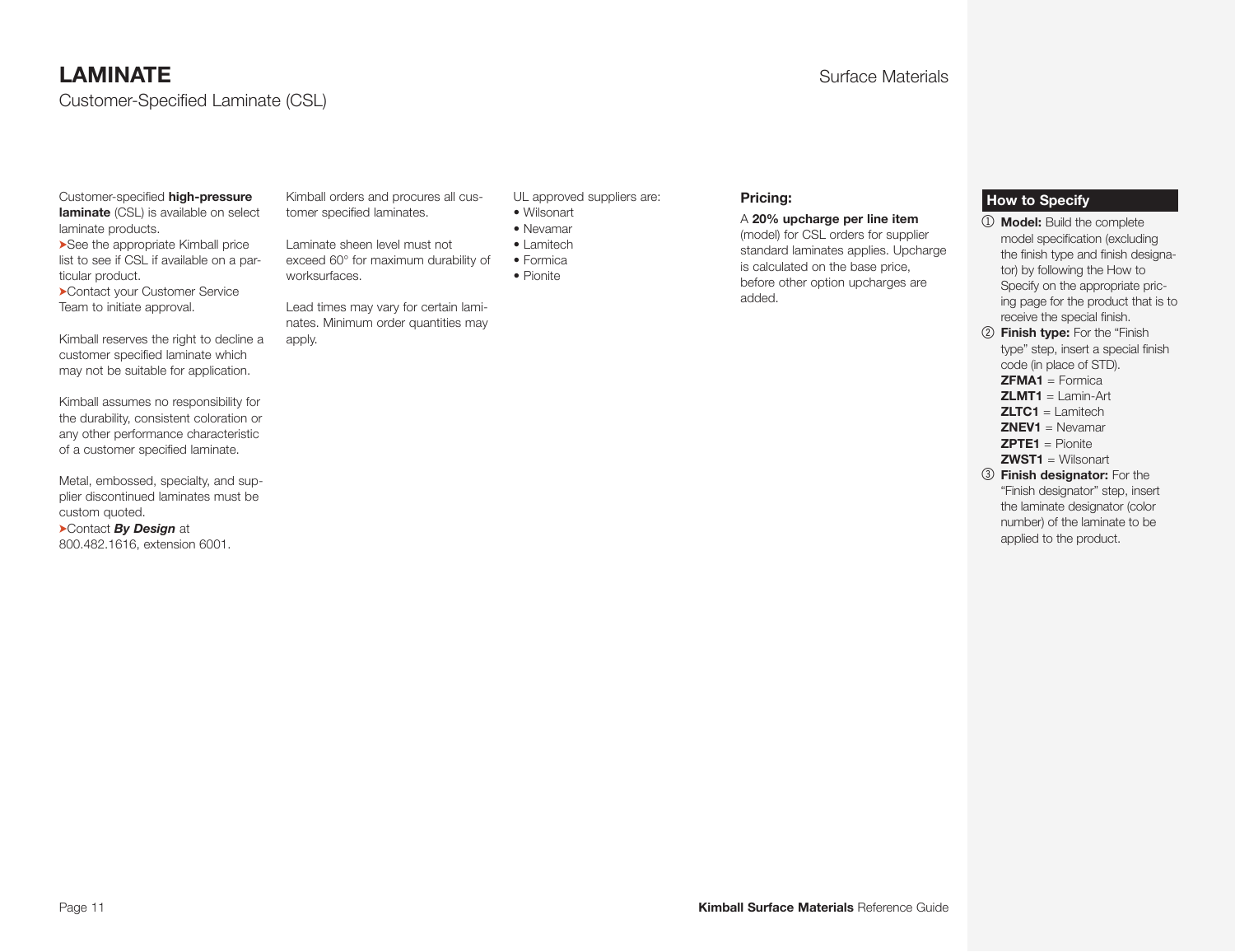# LAMINATE

Customer-Specified Laminate (CSL)

Surface Materials

Customer-specified **high-pressure laminate** (CSL) is available on select laminate products.

➤See the appropriate Kimball price list to see if CSL if available on a particular product.

➤Contact your Customer Service Team to initiate approval.

Kimball reserves the right to decline a customer specified laminate which may not be suitable for application.

Kimball assumes no responsibility for the durability, consistent coloration or any other performance characteristic of a customer specified laminate.

Metal, embossed, specialty, and supplier discontinued laminates must be custom quoted.

➤Contact ***By Design*** at 800.482.1616, extension 6001.

Kimball orders and procures all customer specified laminates.

Laminate sheen level must not exceed 60° for maximum durability of worksurfaces.

Lead times may vary for certain laminates. Minimum order quantities may apply.

UL approved suppliers are:

- Wilsonart
- Nevamar
- Lamitech
- Formica
- Pionite

### Pricing:

A **20% upcharge per line item** (model) for CSL orders for supplier standard laminates applies. Upcharge is calculated on the base price, before other option upcharges are added.

### How to Specify

① **Model:** Build the complete model specification (excluding the finish type and finish designator) by following the How to Specify on the appropriate pricing page for the product that is to receive the special finish.

② **Finish type:** For the “Finish type” step, insert a special finish code (in place of STD).
**ZFMA1** = Formica
**ZLMT1** = Lamin-Art
**ZLTC1** = Lamitech
**ZNEV1** = Nevamar
**ZPTE1** = Pionite
**ZWST1** = Wilsonart

③ **Finish designator:** For the “Finish designator” step, insert the laminate designator (color number) of the laminate to be applied to the product.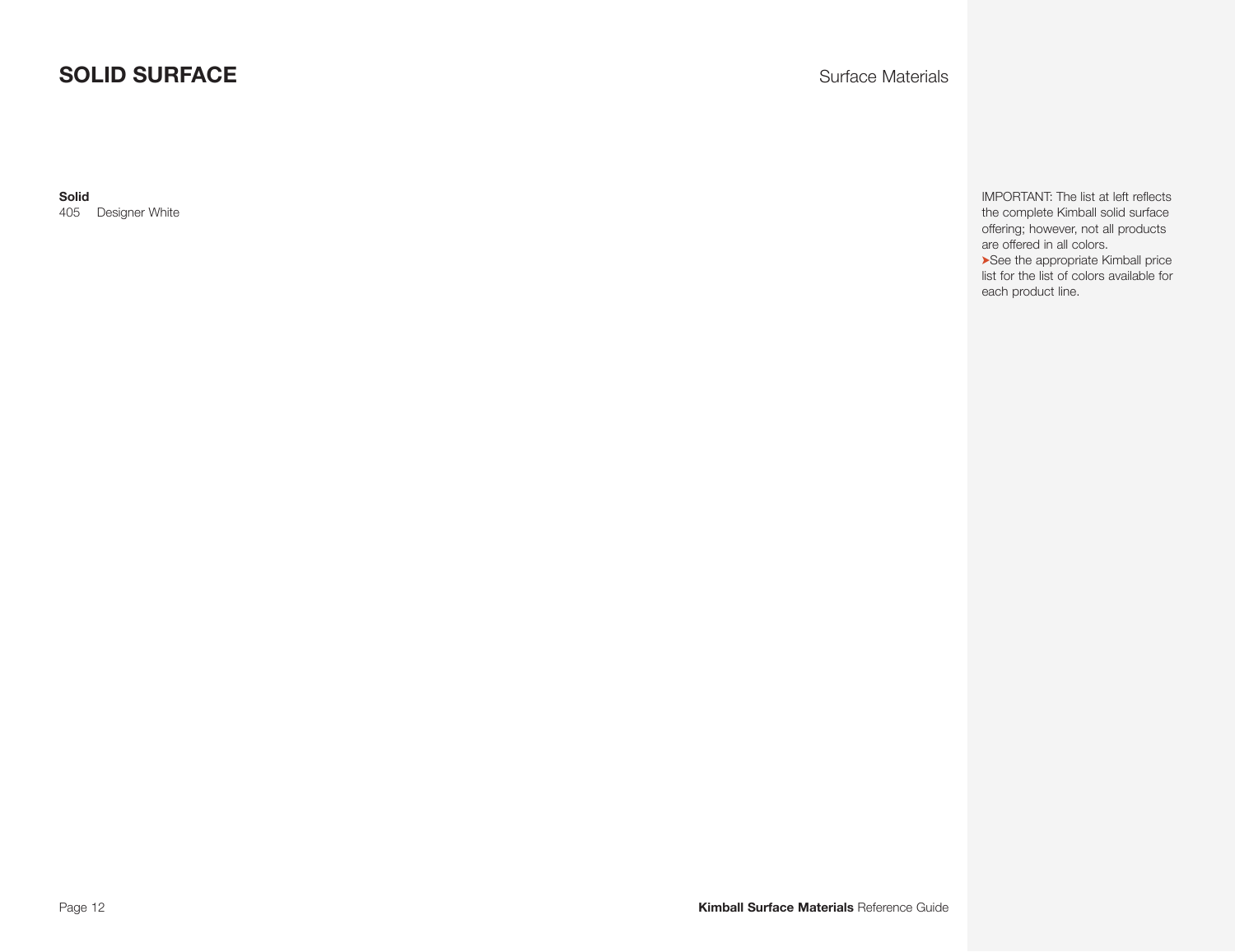# SOLID SURFACE

**Solid**

405 Designer White

IMPORTANT: The list at left reflects the complete Kimball solid surface offering; however, not all products are offered in all colors.

➤See the appropriate Kimball price list for the list of colors available for each product line.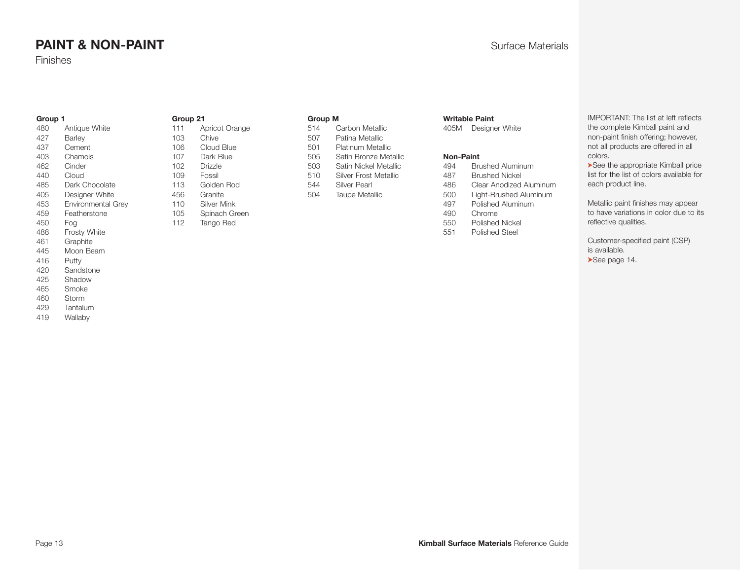# PAINT & NON-PAINT

Finishes

Surface Materials

**Group 1**

| Code | Color |
|---|---|
| 480 | Antique White |
| 427 | Barley |
| 437 | Cement |
| 403 | Chamois |
| 462 | Cinder |
| 440 | Cloud |
| 485 | Dark Chocolate |
| 405 | Designer White |
| 453 | Environmental Grey |
| 459 | Featherstone |
| 450 | Fog |
| 488 | Frosty White |
| 461 | Graphite |
| 445 | Moon Beam |
| 416 | Putty |
| 420 | Sandstone |
| 425 | Shadow |
| 465 | Smoke |
| 460 | Storm |
| 429 | Tantalum |
| 419 | Wallaby |

**Group 21**

| Code | Color |
|---|---|
| 111 | Apricot Orange |
| 103 | Chive |
| 106 | Cloud Blue |
| 107 | Dark Blue |
| 102 | Drizzle |
| 109 | Fossil |
| 113 | Golden Rod |
| 456 | Granite |
| 110 | Silver Mink |
| 105 | Spinach Green |
| 112 | Tango Red |

**Group M**

| Code | Color |
|---|---|
| 514 | Carbon Metallic |
| 507 | Patina Metallic |
| 501 | Platinum Metallic |
| 505 | Satin Bronze Metallic |
| 503 | Satin Nickel Metallic |
| 510 | Silver Frost Metallic |
| 544 | Silver Pearl |
| 504 | Taupe Metallic |

**Writable Paint**

| Code | Color |
|---|---|
| 405M | Designer White |

**Non-Paint**

| Code | Color |
|---|---|
| 494 | Brushed Aluminum |
| 487 | Brushed Nickel |
| 486 | Clear Anodized Aluminum |
| 500 | Light-Brushed Aluminum |
| 497 | Polished Aluminum |
| 490 | Chrome |
| 550 | Polished Nickel |
| 551 | Polished Steel |

IMPORTANT: The list at left reflects the complete Kimball paint and non-paint finish offering; however, not all products are offered in all colors.

➤See the appropriate Kimball price list for the list of colors available for each product line.

Metallic paint finishes may appear to have variations in color due to its reflective qualities.

Customer-specified paint (CSP) is available.

➤See page 14.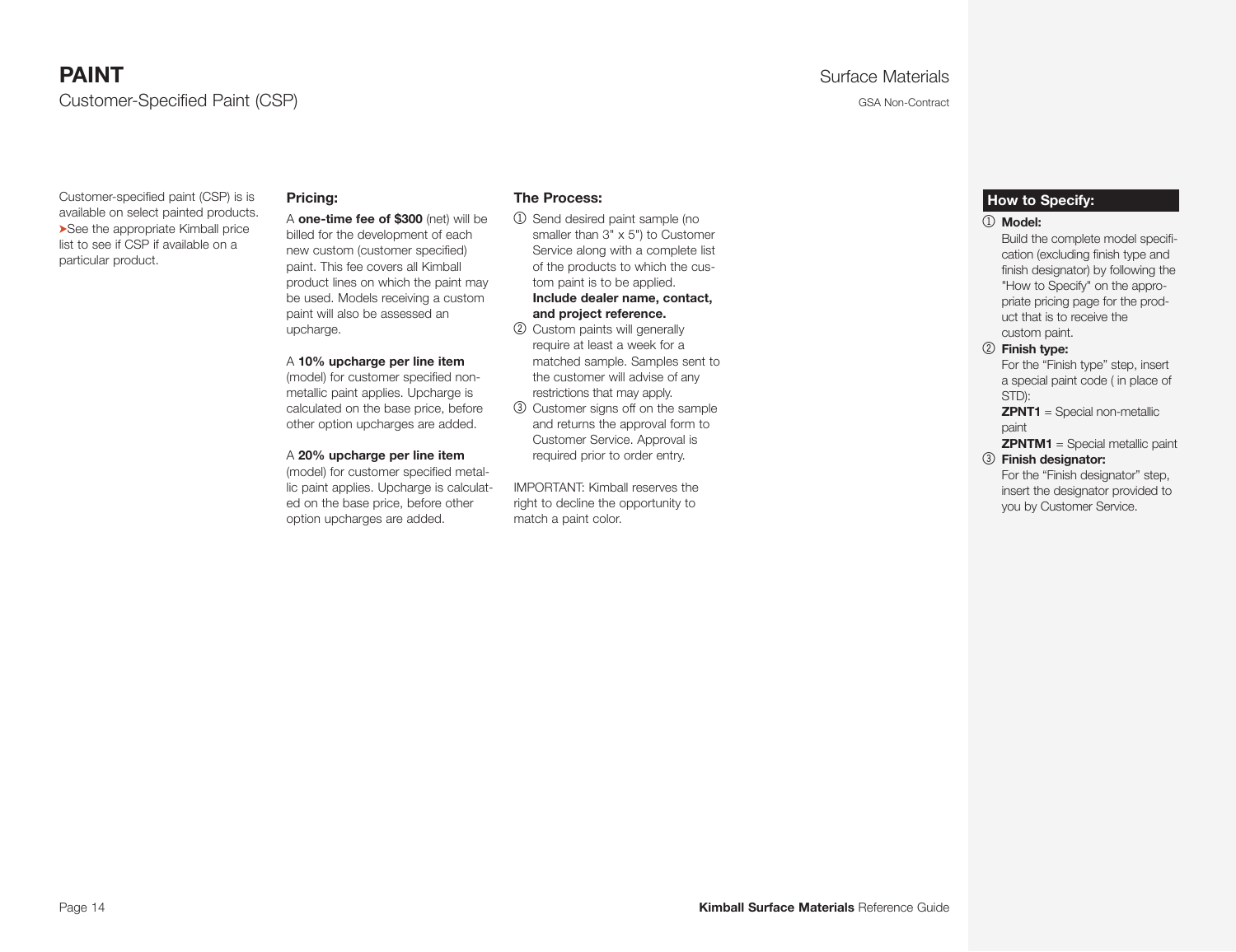# PAINT

Customer-Specified Paint (CSP)

Surface Materials

GSA Non-Contract

Customer-specified paint (CSP) is is available on select painted products. ➤See the appropriate Kimball price list to see if CSP if available on a particular product.

### Pricing:

A **one-time fee of $300** (net) will be billed for the development of each new custom (customer specified) paint. This fee covers all Kimball product lines on which the paint may be used. Models receiving a custom paint will also be assessed an upcharge.

A **10% upcharge per line item** (model) for customer specified non-metallic paint applies. Upcharge is calculated on the base price, before other option upcharges are added.

A **20% upcharge per line item** (model) for customer specified metallic paint applies. Upcharge is calculated on the base price, before other option upcharges are added.

### The Process:

1. Send desired paint sample (no smaller than 3" x 5") to Customer Service along with a complete list of the products to which the custom paint is to be applied. **Include dealer name, contact, and project reference.**
2. Custom paints will generally require at least a week for a matched sample. Samples sent to the customer will advise of any restrictions that may apply.
3. Customer signs off on the sample and returns the approval form to Customer Service. Approval is required prior to order entry.

IMPORTANT: Kimball reserves the right to decline the opportunity to match a paint color.

### How to Specify:

1. **Model:**
   Build the complete model specification (excluding finish type and finish designator) by following the "How to Specify" on the appropriate pricing page for the product that is to receive the custom paint.
2. **Finish type:**
   For the "Finish type" step, insert a special paint code ( in place of STD):
   **ZPNT1** = Special non-metallic paint
   **ZPNTM1** = Special metallic paint
3. **Finish designator:**
   For the "Finish designator" step, insert the designator provided to you by Customer Service.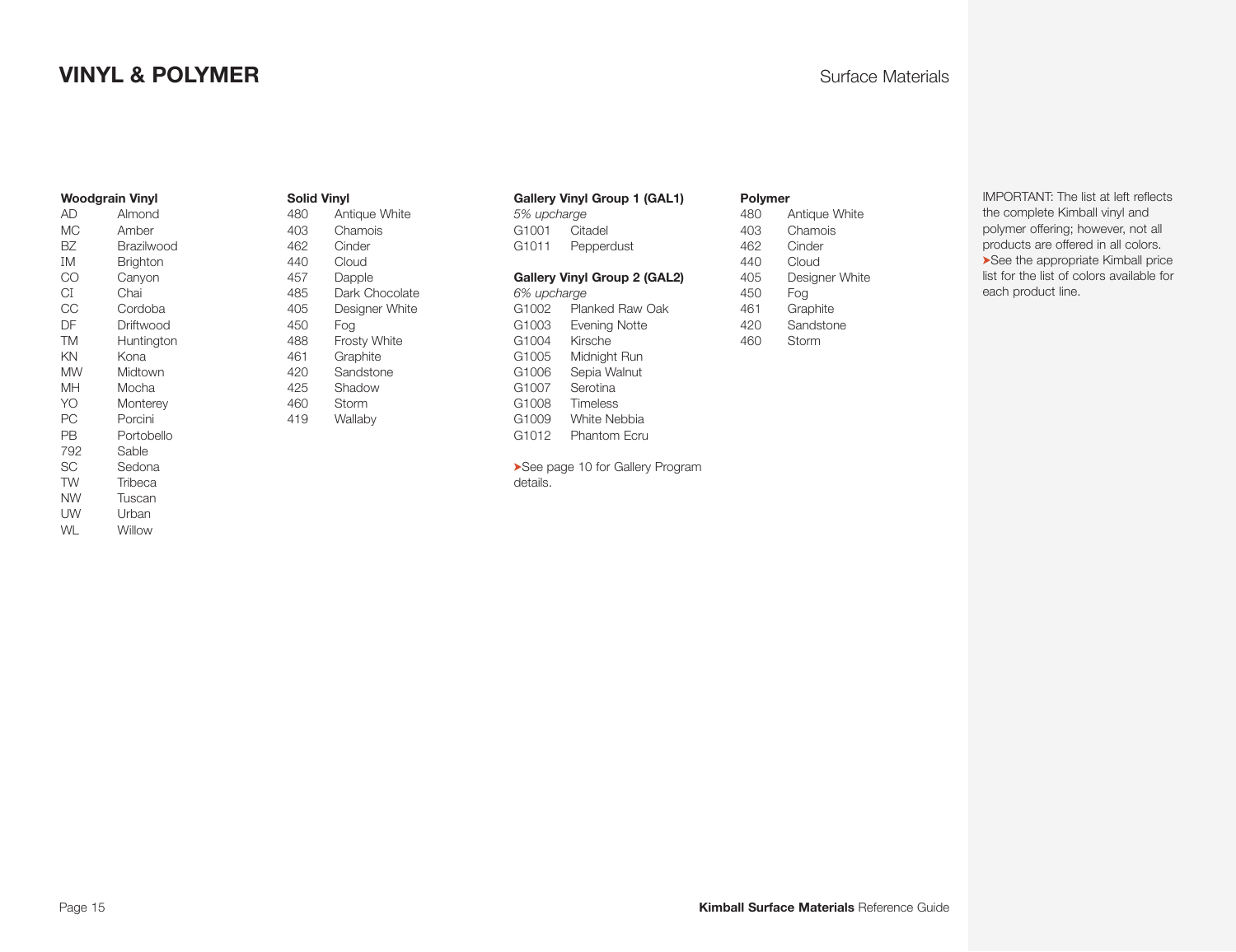# VINYL & POLYMER

Surface Materials

### Woodgrain Vinyl

| Code | Name |
|---|---|
| AD | Almond |
| MC | Amber |
| BZ | Brazilwood |
| IM | Brighton |
| CO | Canyon |
| CI | Chai |
| CC | Cordoba |
| DF | Driftwood |
| TM | Huntington |
| KN | Kona |
| MW | Midtown |
| MH | Mocha |
| YO | Monterey |
| PC | Porcini |
| PB | Portobello |
| 792 | Sable |
| SC | Sedona |
| TW | Tribeca |
| NW | Tuscan |
| UW | Urban |
| WL | Willow |

### Solid Vinyl

| Code | Name |
|---|---|
| 480 | Antique White |
| 403 | Chamois |
| 462 | Cinder |
| 440 | Cloud |
| 457 | Dapple |
| 485 | Dark Chocolate |
| 405 | Designer White |
| 450 | Fog |
| 488 | Frosty White |
| 461 | Graphite |
| 420 | Sandstone |
| 425 | Shadow |
| 460 | Storm |
| 419 | Wallaby |

### Gallery Vinyl Group 1 (GAL1)

*5% upcharge*

| Code | Name |
|---|---|
| G1001 | Citadel |
| G1011 | Pepperdust |

### Gallery Vinyl Group 2 (GAL2)

*6% upcharge*

| Code | Name |
|---|---|
| G1002 | Planked Raw Oak |
| G1003 | Evening Notte |
| G1004 | Kirsche |
| G1005 | Midnight Run |
| G1006 | Sepia Walnut |
| G1007 | Serotina |
| G1008 | Timeless |
| G1009 | White Nebbia |
| G1012 | Phantom Ecru |

➤See page 10 for Gallery Program details.

### Polymer

| Code | Name |
|---|---|
| 480 | Antique White |
| 403 | Chamois |
| 462 | Cinder |
| 440 | Cloud |
| 405 | Designer White |
| 450 | Fog |
| 461 | Graphite |
| 420 | Sandstone |
| 460 | Storm |

IMPORTANT: The list at left reflects the complete Kimball vinyl and polymer offering; however, not all products are offered in all colors. ➤See the appropriate Kimball price list for the list of colors available for each product line.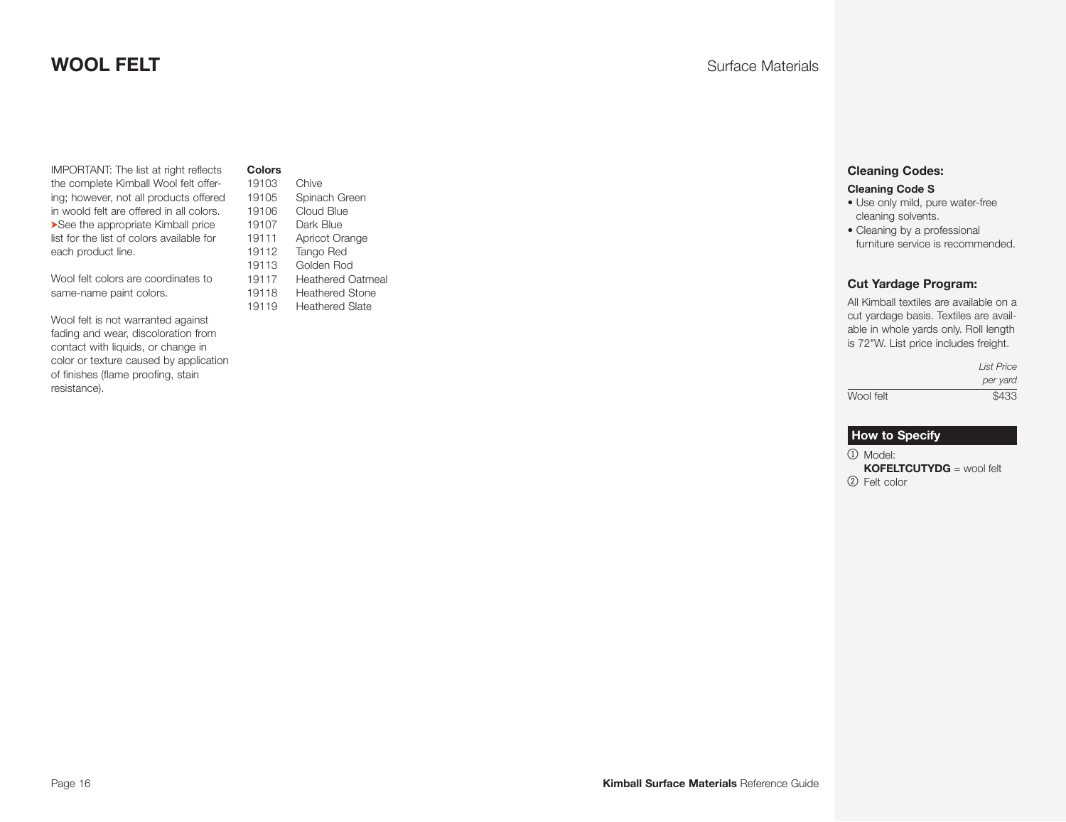# WOOL FELT

Surface Materials

IMPORTANT: The list at right reflects the complete Kimball Wool felt offering; however, not all products offered in woold felt are offered in all colors. ➤See the appropriate Kimball price list for the list of colors available for each product line.

Wool felt colors are coordinates to same-name paint colors.

Wool felt is not warranted against fading and wear, discoloration from contact with liquids, or change in color or texture caused by application of finishes (flame proofing, stain resistance).

**Colors**

| | |
|---|---|
| 19103 | Chive |
| 19105 | Spinach Green |
| 19106 | Cloud Blue |
| 19107 | Dark Blue |
| 19111 | Apricot Orange |
| 19112 | Tango Red |
| 19113 | Golden Rod |
| 19117 | Heathered Oatmeal |
| 19118 | Heathered Stone |
| 19119 | Heathered Slate |

## Cleaning Codes:

**Cleaning Code S**

- Use only mild, pure water-free cleaning solvents.
- Cleaning by a professional furniture service is recommended.

## Cut Yardage Program:

All Kimball textiles are available on a cut yardage basis. Textiles are available in whole yards only. Roll length is 72"W. List price includes freight.

| | *List Price per yard* |
|---|---|
| Wool felt | $433 |

## How to Specify

① Model:
**KOFELTCUTYDG** = wool felt

② Felt color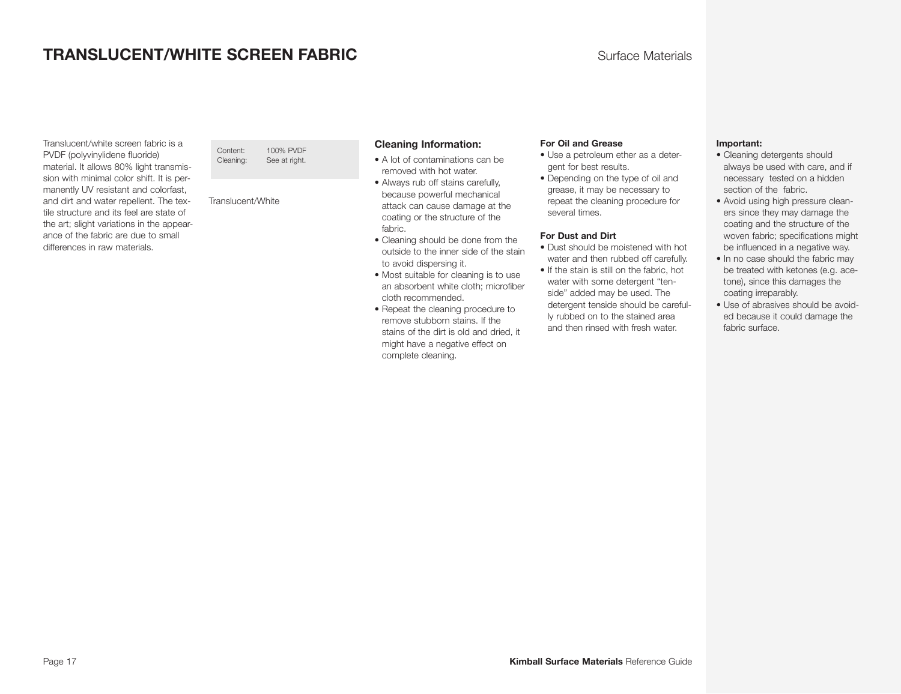# TRANSLUCENT/WHITE SCREEN FABRIC

Translucent/white screen fabric is a PVDF (polyvinylidene fluoride) material. It allows 80% light transmission with minimal color shift. It is permanently UV resistant and colorfast, and dirt and water repellent. The textile structure and its feel are state of the art; slight variations in the appearance of the fabric are due to small differences in raw materials.

| Content: | 100% PVDF |
| --- | --- |
| Cleaning: | See at right. |

Translucent/White

## Cleaning Information:

- A lot of contaminations can be removed with hot water.
- Always rub off stains carefully, because powerful mechanical attack can cause damage at the coating or the structure of the fabric.
- Cleaning should be done from the outside to the inner side of the stain to avoid dispersing it.
- Most suitable for cleaning is to use an absorbent white cloth; microfiber cloth recommended.
- Repeat the cleaning procedure to remove stubborn stains. If the stains of the dirt is old and dried, it might have a negative effect on complete cleaning.

**For Oil and Grease**

- Use a petroleum ether as a detergent for best results.
- Depending on the type of oil and grease, it may be necessary to repeat the cleaning procedure for several times.

**For Dust and Dirt**

- Dust should be moistened with hot water and then rubbed off carefully.
- If the stain is still on the fabric, hot water with some detergent "tenside" added may be used. The detergent tenside should be carefully rubbed on to the stained area and then rinsed with fresh water.

**Important:**

- Cleaning detergents should always be used with care, and if necessary tested on a hidden section of the fabric.
- Avoid using high pressure cleaners since they may damage the coating and the structure of the woven fabric; specifications might be influenced in a negative way.
- In no case should the fabric may be treated with ketones (e.g. acetone), since this damages the coating irreparably.
- Use of abrasives should be avoided because it could damage the fabric surface.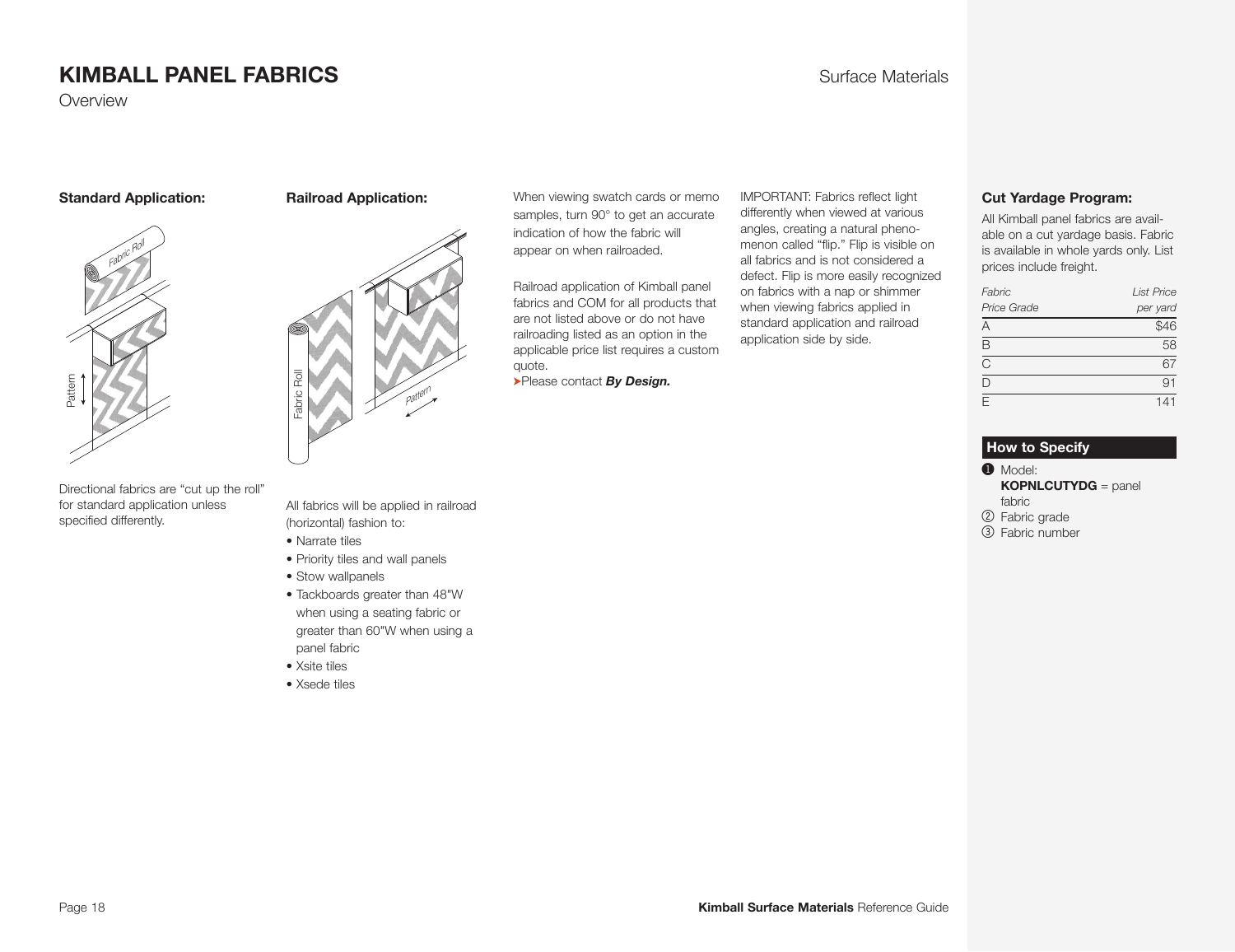# KIMBALL PANEL FABRICS

Overview

### Standard Application:

Directional fabrics are "cut up the roll" for standard application unless specified differently.

### Railroad Application:

All fabrics will be applied in railroad (horizontal) fashion to:

- Narrate tiles
- Priority tiles and wall panels
- Stow wallpanels
- Tackboards greater than 48"W when using a seating fabric or greater than 60"W when using a panel fabric
- Xsite tiles
- Xsede tiles

When viewing swatch cards or memo samples, turn 90° to get an accurate indication of how the fabric will appear on when railroaded.

Railroad application of Kimball panel fabrics and COM for all products that are not listed above or do not have railroading listed as an option in the applicable price list requires a custom quote.

➤Please contact ***By Design.***

IMPORTANT: Fabrics reflect light differently when viewed at various angles, creating a natural phenomenon called "flip." Flip is visible on all fabrics and is not considered a defect. Flip is more easily recognized on fabrics with a nap or shimmer when viewing fabrics applied in standard application and railroad application side by side.

### Cut Yardage Program:

All Kimball panel fabrics are available on a cut yardage basis. Fabric is available in whole yards only. List prices include freight.

| *Fabric Price Grade* | *List Price per yard* |
|---|---|
| A | $46 |
| B | 58 |
| C | 67 |
| D | 91 |
| E | 141 |

### How to Specify

1. Model: **KOPNLCUTYDG** = panel fabric
2. Fabric grade
3. Fabric number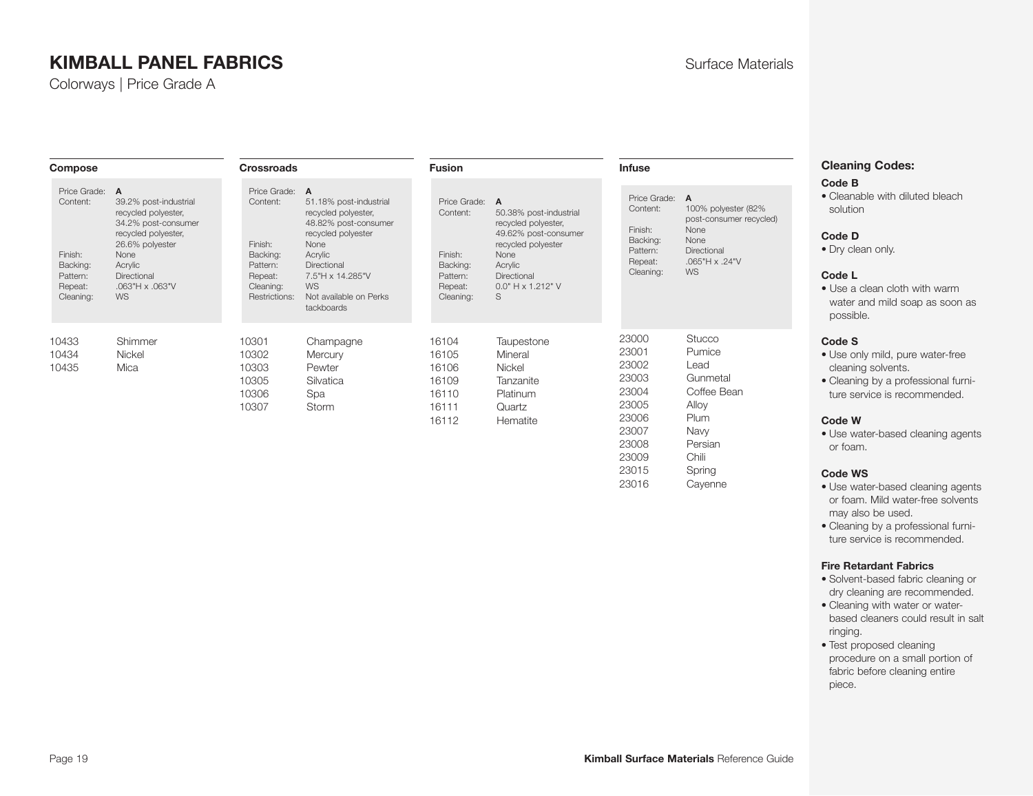# KIMBALL PANEL FABRICS

Surface Materials

Colorways | Price Grade A

## Compose

| | |
|---|---|
| Price Grade: | **A** |
| Content: | 39.2% post-industrial recycled polyester, 34.2% post-consumer recycled polyester, 26.6% polyester |
| Finish: | None |
| Backing: | Acrylic |
| Pattern: | Directional |
| Repeat: | .063"H x .063"V |
| Cleaning: | WS |

| | |
|---|---|
| 10433 | Shimmer |
| 10434 | Nickel |
| 10435 | Mica |

## Crossroads

| | |
|---|---|
| Price Grade: | **A** |
| Content: | 51.18% post-industrial recycled polyester, 48.82% post-consumer recycled polyester |
| Finish: | None |
| Backing: | Acrylic |
| Pattern: | Directional |
| Repeat: | 7.5"H x 14.285"V |
| Cleaning: | WS |
| Restrictions: | Not available on Perks tackboards |

| | |
|---|---|
| 10301 | Champagne |
| 10302 | Mercury |
| 10303 | Pewter |
| 10305 | Silvatica |
| 10306 | Spa |
| 10307 | Storm |

## Fusion

| | |
|---|---|
| Price Grade: | **A** |
| Content: | 50.38% post-industrial recycled polyester, 49.62% post-consumer recycled polyester |
| Finish: | None |
| Backing: | Acrylic |
| Pattern: | Directional |
| Repeat: | 0.0" H x 1.212" V |
| Cleaning: | S |

| | |
|---|---|
| 16104 | Taupestone |
| 16105 | Mineral |
| 16106 | Nickel |
| 16109 | Tanzanite |
| 16110 | Platinum |
| 16111 | Quartz |
| 16112 | Hematite |

## Infuse

| | |
|---|---|
| Price Grade: | **A** |
| Content: | 100% polyester (82% post-consumer recycled) |
| Finish: | None |
| Backing: | None |
| Pattern: | Directional |
| Repeat: | .065"H x .24"V |
| Cleaning: | WS |

| | |
|---|---|
| 23000 | Stucco |
| 23001 | Pumice |
| 23002 | Lead |
| 23003 | Gunmetal |
| 23004 | Coffee Bean |
| 23005 | Alloy |
| 23006 | Plum |
| 23007 | Navy |
| 23008 | Persian |
| 23009 | Chili |
| 23015 | Spring |
| 23016 | Cayenne |

## Cleaning Codes:

**Code B**
- Cleanable with diluted bleach solution

**Code D**
- Dry clean only.

**Code L**
- Use a clean cloth with warm water and mild soap as soon as possible.

**Code S**
- Use only mild, pure water-free cleaning solvents.
- Cleaning by a professional furniture service is recommended.

**Code W**
- Use water-based cleaning agents or foam.

**Code WS**
- Use water-based cleaning agents or foam. Mild water-free solvents may also be used.
- Cleaning by a professional furniture service is recommended.

**Fire Retardant Fabrics**
- Solvent-based fabric cleaning or dry cleaning are recommended.
- Cleaning with water or water-based cleaners could result in salt ringing.
- Test proposed cleaning procedure on a small portion of fabric before cleaning entire piece.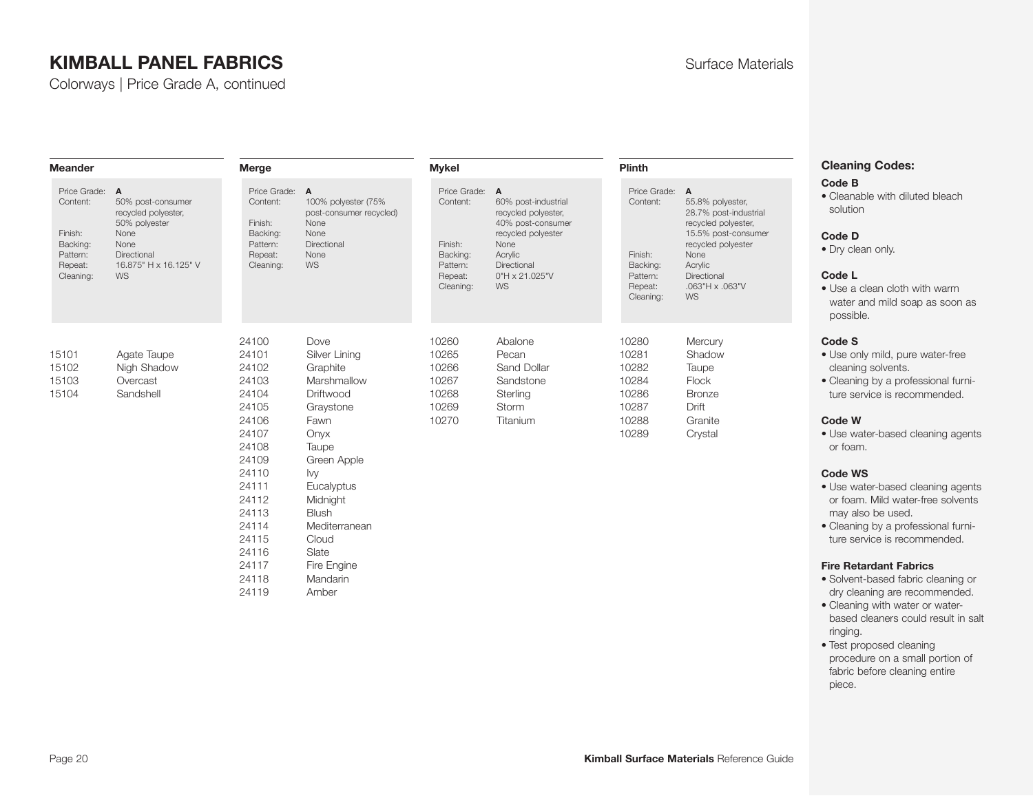# KIMBALL PANEL FABRICS

Colorways | Price Grade A, continued

Surface Materials

## Meander

| | |
|---|---|
| Price Grade: | **A** |
| Content: | 50% post-consumer recycled polyester, 50% polyester |
| Finish: | None |
| Backing: | None |
| Pattern: | Directional |
| Repeat: | 16.875" H x 16.125" V |
| Cleaning: | WS |

| | |
|---|---|
| 15101 | Agate Taupe |
| 15102 | Nigh Shadow |
| 15103 | Overcast |
| 15104 | Sandshell |

## Merge

| | |
|---|---|
| Price Grade: | **A** |
| Content: | 100% polyester (75% post-consumer recycled) |
| Finish: | None |
| Backing: | None |
| Pattern: | Directional |
| Repeat: | None |
| Cleaning: | WS |

| | |
|---|---|
| 24100 | Dove |
| 24101 | Silver Lining |
| 24102 | Graphite |
| 24103 | Marshmallow |
| 24104 | Driftwood |
| 24105 | Graystone |
| 24106 | Fawn |
| 24107 | Onyx |
| 24108 | Taupe |
| 24109 | Green Apple |
| 24110 | Ivy |
| 24111 | Eucalyptus |
| 24112 | Midnight |
| 24113 | Blush |
| 24114 | Mediterranean |
| 24115 | Cloud |
| 24116 | Slate |
| 24117 | Fire Engine |
| 24118 | Mandarin |
| 24119 | Amber |

## Mykel

| | |
|---|---|
| Price Grade: | **A** |
| Content: | 60% post-industrial recycled polyester, 40% post-consumer recycled polyester |
| Finish: | None |
| Backing: | Acrylic |
| Pattern: | Directional |
| Repeat: | 0"H x 21.025"V |
| Cleaning: | WS |

| | |
|---|---|
| 10260 | Abalone |
| 10265 | Pecan |
| 10266 | Sand Dollar |
| 10267 | Sandstone |
| 10268 | Sterling |
| 10269 | Storm |
| 10270 | Titanium |

## Plinth

| | |
|---|---|
| Price Grade: | **A** |
| Content: | 55.8% polyester, 28.7% post-industrial recycled polyester, 15.5% post-consumer recycled polyester |
| Finish: | None |
| Backing: | Acrylic |
| Pattern: | Directional |
| Repeat: | .063"H x .063"V |
| Cleaning: | WS |

| | |
|---|---|
| 10280 | Mercury |
| 10281 | Shadow |
| 10282 | Taupe |
| 10284 | Flock |
| 10286 | Bronze |
| 10287 | Drift |
| 10288 | Granite |
| 10289 | Crystal |

## Cleaning Codes:

**Code B**
- Cleanable with diluted bleach solution

**Code D**
- Dry clean only.

**Code L**
- Use a clean cloth with warm water and mild soap as soon as possible.

**Code S**
- Use only mild, pure water-free cleaning solvents.
- Cleaning by a professional furniture service is recommended.

**Code W**
- Use water-based cleaning agents or foam.

**Code WS**
- Use water-based cleaning agents or foam. Mild water-free solvents may also be used.
- Cleaning by a professional furniture service is recommended.

**Fire Retardant Fabrics**
- Solvent-based fabric cleaning or dry cleaning are recommended.
- Cleaning with water or water-based cleaners could result in salt ringing.
- Test proposed cleaning procedure on a small portion of fabric before cleaning entire piece.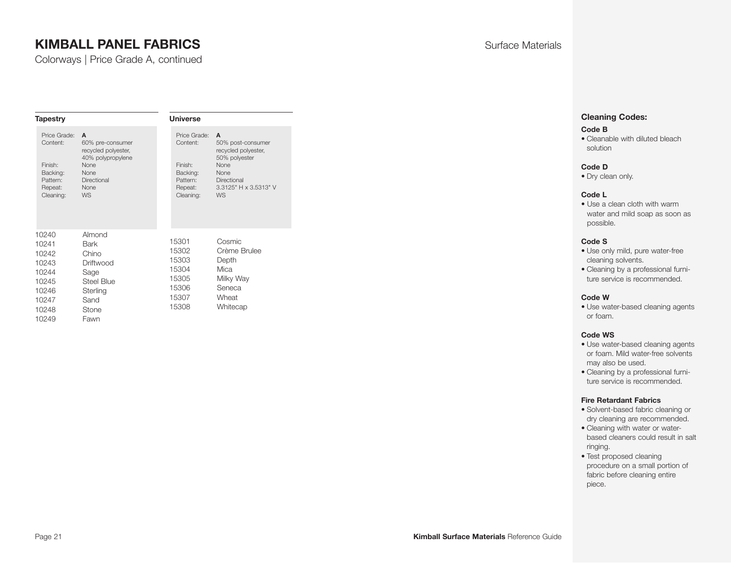# KIMBALL PANEL FABRICS

Colorways | Price Grade A, continued

Surface Materials

## Tapestry

| | |
|---|---|
| Price Grade: | **A** |
| Content: | 60% pre-consumer recycled polyester, 40% polypropylene |
| Finish: | None |
| Backing: | None |
| Pattern: | Directional |
| Repeat: | None |
| Cleaning: | WS |

| | |
|---|---|
| 10240 | Almond |
| 10241 | Bark |
| 10242 | Chino |
| 10243 | Driftwood |
| 10244 | Sage |
| 10245 | Steel Blue |
| 10246 | Sterling |
| 10247 | Sand |
| 10248 | Stone |
| 10249 | Fawn |

## Universe

| | |
|---|---|
| Price Grade: | **A** |
| Content: | 50% post-consumer recycled polyester, 50% polyester |
| Finish: | None |
| Backing: | None |
| Pattern: | Directional |
| Repeat: | 3.3125" H x 3.5313" V |
| Cleaning: | WS |

| | |
|---|---|
| 15301 | Cosmic |
| 15302 | Crème Brulee |
| 15303 | Depth |
| 15304 | Mica |
| 15305 | Milky Way |
| 15306 | Seneca |
| 15307 | Wheat |
| 15308 | Whitecap |

### Cleaning Codes:

**Code B**
- Cleanable with diluted bleach solution

**Code D**
- Dry clean only.

**Code L**
- Use a clean cloth with warm water and mild soap as soon as possible.

**Code S**
- Use only mild, pure water-free cleaning solvents.
- Cleaning by a professional furniture service is recommended.

**Code W**
- Use water-based cleaning agents or foam.

**Code WS**
- Use water-based cleaning agents or foam. Mild water-free solvents may also be used.
- Cleaning by a professional furniture service is recommended.

**Fire Retardant Fabrics**
- Solvent-based fabric cleaning or dry cleaning are recommended.
- Cleaning with water or water-based cleaners could result in salt ringing.
- Test proposed cleaning procedure on a small portion of fabric before cleaning entire piece.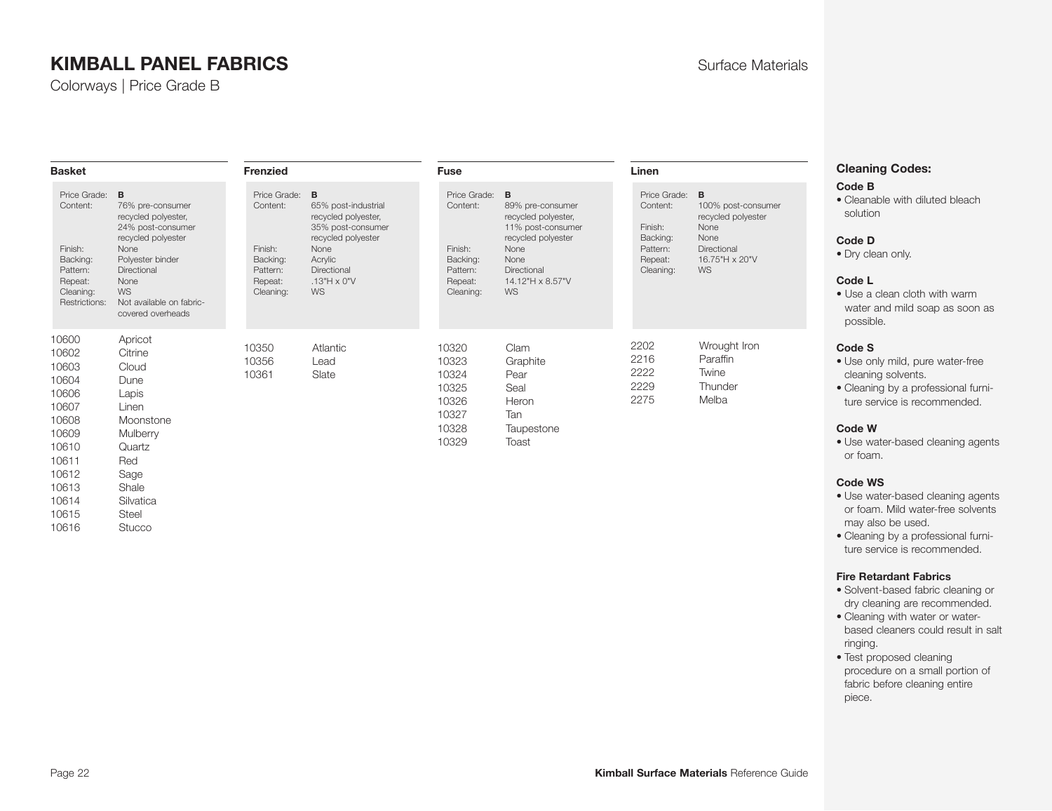# KIMBALL PANEL FABRICS

Colorways | Price Grade B

Surface Materials

## Basket

| | |
|---|---|
| Price Grade: | **B** |
| Content: | 76% pre-consumer recycled polyester, 24% post-consumer recycled polyester |
| Finish: | None |
| Backing: | Polyester binder |
| Pattern: | Directional |
| Repeat: | None |
| Cleaning: | WS |
| Restrictions: | Not available on fabric-covered overheads |

| | |
|---|---|
| 10600 | Apricot |
| 10602 | Citrine |
| 10603 | Cloud |
| 10604 | Dune |
| 10606 | Lapis |
| 10607 | Linen |
| 10608 | Moonstone |
| 10609 | Mulberry |
| 10610 | Quartz |
| 10611 | Red |
| 10612 | Sage |
| 10613 | Shale |
| 10614 | Silvatica |
| 10615 | Steel |
| 10616 | Stucco |

## Frenzied

| | |
|---|---|
| Price Grade: | **B** |
| Content: | 65% post-industrial recycled polyester, 35% post-consumer recycled polyester |
| Finish: | None |
| Backing: | Acrylic |
| Pattern: | Directional |
| Repeat: | .13"H x 0"V |
| Cleaning: | WS |

| | |
|---|---|
| 10350 | Atlantic |
| 10356 | Lead |
| 10361 | Slate |

## Fuse

| | |
|---|---|
| Price Grade: | **B** |
| Content: | 89% pre-consumer recycled polyester, 11% post-consumer recycled polyester |
| Finish: | None |
| Backing: | None |
| Pattern: | Directional |
| Repeat: | 14.12"H x 8.57"V |
| Cleaning: | WS |

| | |
|---|---|
| 10320 | Clam |
| 10323 | Graphite |
| 10324 | Pear |
| 10325 | Seal |
| 10326 | Heron |
| 10327 | Tan |
| 10328 | Taupestone |
| 10329 | Toast |

## Linen

| | |
|---|---|
| Price Grade: | **B** |
| Content: | 100% post-consumer recycled polyester |
| Finish: | None |
| Backing: | None |
| Pattern: | Directional |
| Repeat: | 16.75"H x 20"V |
| Cleaning: | WS |

| | |
|---|---|
| 2202 | Wrought Iron |
| 2216 | Paraffin |
| 2222 | Twine |
| 2229 | Thunder |
| 2275 | Melba |

## Cleaning Codes:

**Code B**
- Cleanable with diluted bleach solution

**Code D**
- Dry clean only.

**Code L**
- Use a clean cloth with warm water and mild soap as soon as possible.

**Code S**
- Use only mild, pure water-free cleaning solvents.
- Cleaning by a professional furniture service is recommended.

**Code W**
- Use water-based cleaning agents or foam.

**Code WS**
- Use water-based cleaning agents or foam. Mild water-free solvents may also be used.
- Cleaning by a professional furniture service is recommended.

**Fire Retardant Fabrics**
- Solvent-based fabric cleaning or dry cleaning are recommended.
- Cleaning with water or water-based cleaners could result in salt ringing.
- Test proposed cleaning procedure on a small portion of fabric before cleaning entire piece.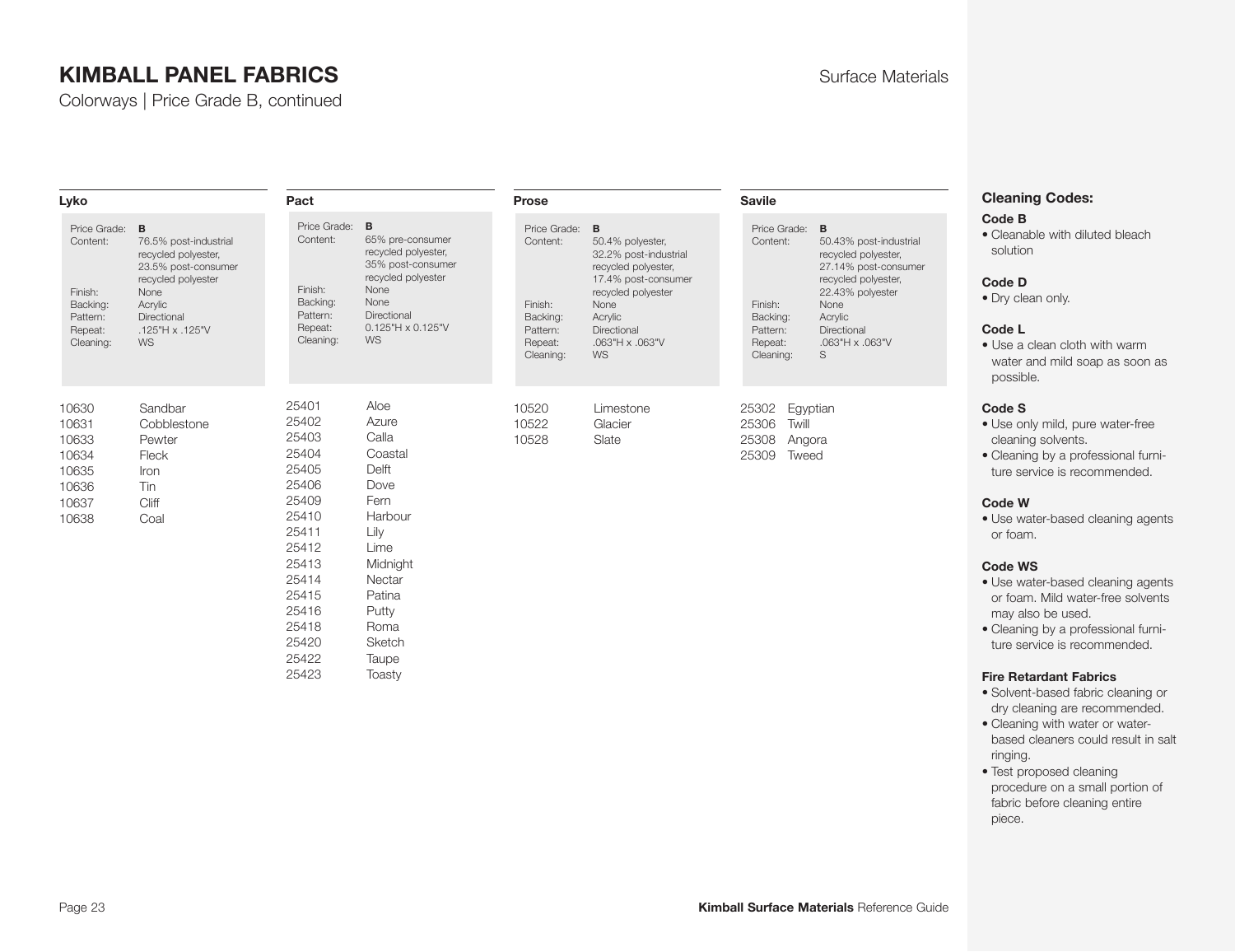# KIMBALL PANEL FABRICS

Colorways | Price Grade B, continued

Surface Materials

## Lyko

| | |
|---|---|
| Price Grade: | **B** |
| Content: | 76.5% post-industrial recycled polyester, 23.5% post-consumer recycled polyester |
| Finish: | None |
| Backing: | Acrylic |
| Pattern: | Directional |
| Repeat: | .125"H x .125"V |
| Cleaning: | WS |

| | |
|---|---|
| 10630 | Sandbar |
| 10631 | Cobblestone |
| 10633 | Pewter |
| 10634 | Fleck |
| 10635 | Iron |
| 10636 | Tin |
| 10637 | Cliff |
| 10638 | Coal |

## Pact

| | |
|---|---|
| Price Grade: | **B** |
| Content: | 65% pre-consumer recycled polyester, 35% post-consumer recycled polyester |
| Finish: | None |
| Backing: | None |
| Pattern: | Directional |
| Repeat: | 0.125"H x 0.125"V |
| Cleaning: | WS |

| | |
|---|---|
| 25401 | Aloe |
| 25402 | Azure |
| 25403 | Calla |
| 25404 | Coastal |
| 25405 | Delft |
| 25406 | Dove |
| 25409 | Fern |
| 25410 | Harbour |
| 25411 | Lily |
| 25412 | Lime |
| 25413 | Midnight |
| 25414 | Nectar |
| 25415 | Patina |
| 25416 | Putty |
| 25418 | Roma |
| 25420 | Sketch |
| 25422 | Taupe |
| 25423 | Toasty |

## Prose

| | |
|---|---|
| Price Grade: | **B** |
| Content: | 50.4% polyester, 32.2% post-industrial recycled polyester, 17.4% post-consumer recycled polyester |
| Finish: | None |
| Backing: | Acrylic |
| Pattern: | Directional |
| Repeat: | .063"H x .063"V |
| Cleaning: | WS |

| | |
|---|---|
| 10520 | Limestone |
| 10522 | Glacier |
| 10528 | Slate |

## Savile

| | |
|---|---|
| Price Grade: | **B** |
| Content: | 50.43% post-industrial recycled polyester, 27.14% post-consumer recycled polyester, 22.43% polyester |
| Finish: | None |
| Backing: | Acrylic |
| Pattern: | Directional |
| Repeat: | .063"H x .063"V |
| Cleaning: | S |

| | |
|---|---|
| 25302 | Egyptian |
| 25306 | Twill |
| 25308 | Angora |
| 25309 | Tweed |

## Cleaning Codes:

**Code B**

- Cleanable with diluted bleach solution

**Code D**

- Dry clean only.

**Code L**

- Use a clean cloth with warm water and mild soap as soon as possible.

**Code S**

- Use only mild, pure water-free cleaning solvents.
- Cleaning by a professional furniture service is recommended.

**Code W**

- Use water-based cleaning agents or foam.

**Code WS**

- Use water-based cleaning agents or foam. Mild water-free solvents may also be used.
- Cleaning by a professional furniture service is recommended.

**Fire Retardant Fabrics**

- Solvent-based fabric cleaning or dry cleaning are recommended.
- Cleaning with water or water-based cleaners could result in salt ringing.
- Test proposed cleaning procedure on a small portion of fabric before cleaning entire piece.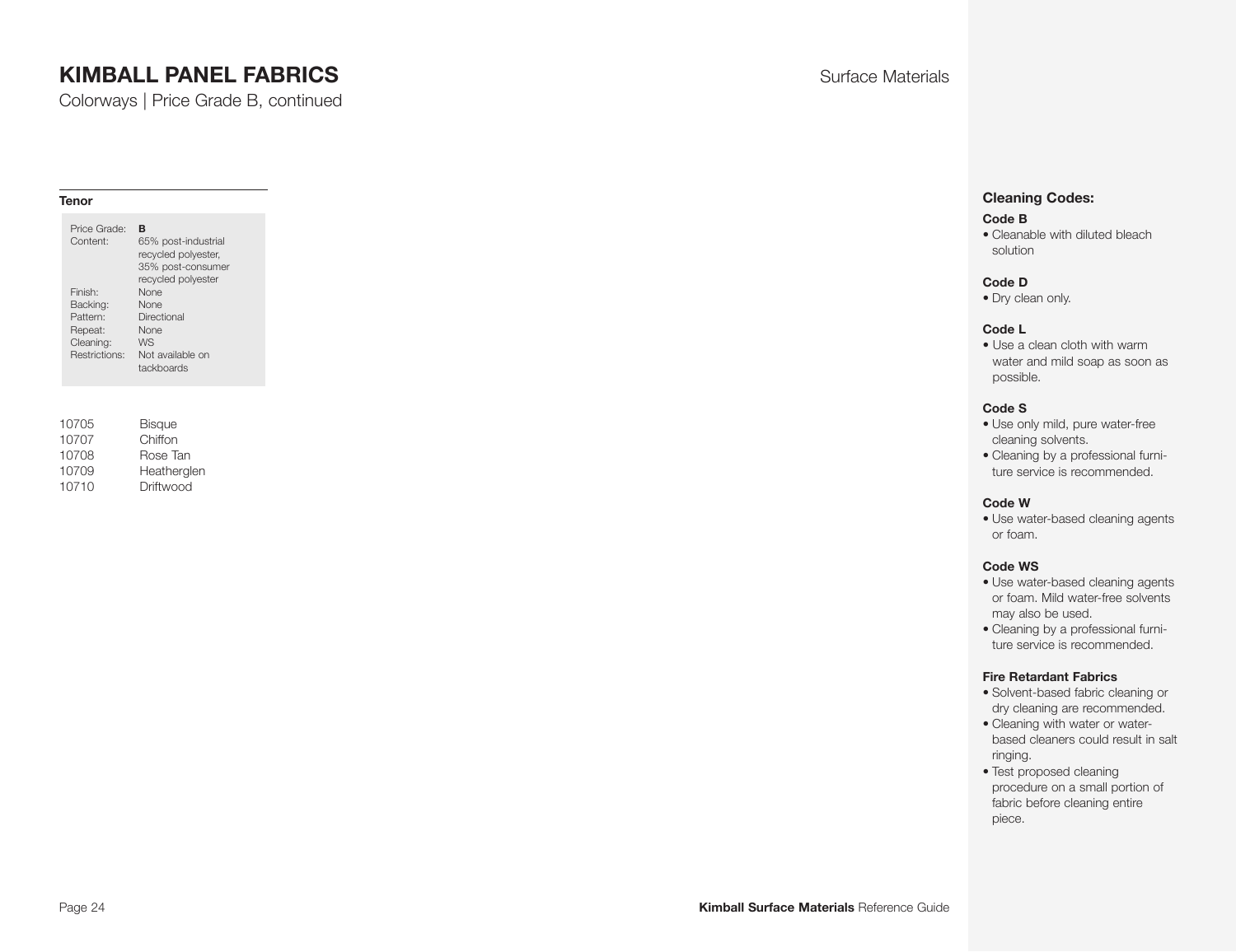# KIMBALL PANEL FABRICS

Surface Materials

Colorways | Price Grade B, continued

### Tenor

| | |
|---|---|
| Price Grade: | **B** |
| Content: | 65% post-industrial recycled polyester, 35% post-consumer recycled polyester |
| Finish: | None |
| Backing: | None |
| Pattern: | Directional |
| Repeat: | None |
| Cleaning: | WS |
| Restrictions: | Not available on tackboards |

| | |
|---|---|
| 10705 | Bisque |
| 10707 | Chiffon |
| 10708 | Rose Tan |
| 10709 | Heatherglen |
| 10710 | Driftwood |

### Cleaning Codes:

**Code B**
- Cleanable with diluted bleach solution

**Code D**
- Dry clean only.

**Code L**
- Use a clean cloth with warm water and mild soap as soon as possible.

**Code S**
- Use only mild, pure water-free cleaning solvents.
- Cleaning by a professional furniture service is recommended.

**Code W**
- Use water-based cleaning agents or foam.

**Code WS**
- Use water-based cleaning agents or foam. Mild water-free solvents may also be used.
- Cleaning by a professional furniture service is recommended.

**Fire Retardant Fabrics**
- Solvent-based fabric cleaning or dry cleaning are recommended.
- Cleaning with water or water-based cleaners could result in salt ringing.
- Test proposed cleaning procedure on a small portion of fabric before cleaning entire piece.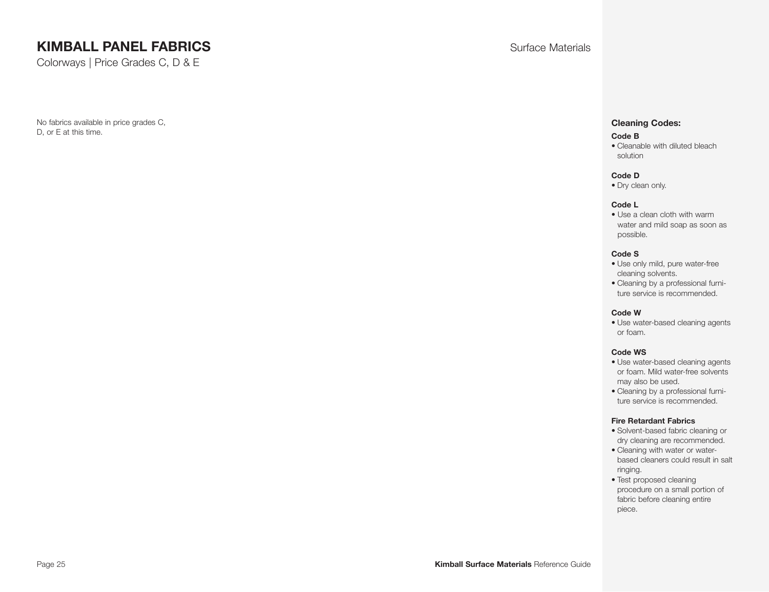# KIMBALL PANEL FABRICS

Colorways | Price Grades C, D & E

No fabrics available in price grades C, D, or E at this time.

### Cleaning Codes:

**Code B**
- Cleanable with diluted bleach solution

**Code D**
- Dry clean only.

**Code L**
- Use a clean cloth with warm water and mild soap as soon as possible.

**Code S**
- Use only mild, pure water-free cleaning solvents.
- Cleaning by a professional furniture service is recommended.

**Code W**
- Use water-based cleaning agents or foam.

**Code WS**
- Use water-based cleaning agents or foam. Mild water-free solvents may also be used.
- Cleaning by a professional furniture service is recommended.

**Fire Retardant Fabrics**
- Solvent-based fabric cleaning or dry cleaning are recommended.
- Cleaning with water or water-based cleaners could result in salt ringing.
- Test proposed cleaning procedure on a small portion of fabric before cleaning entire piece.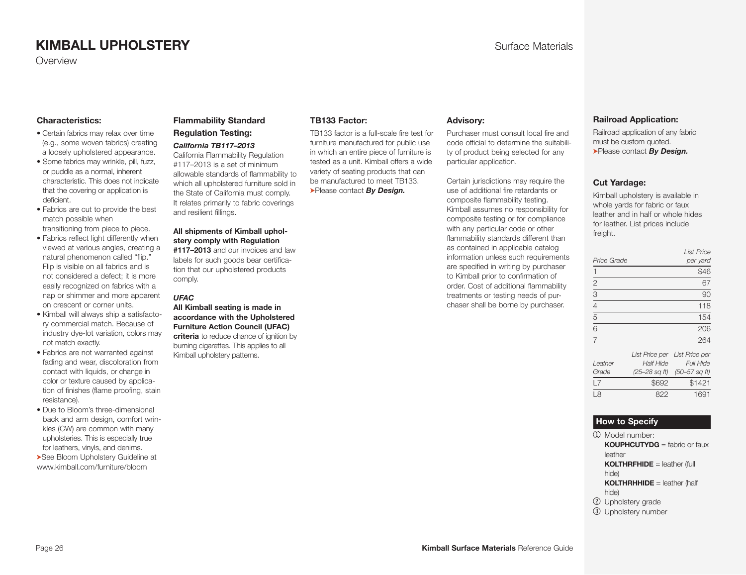# KIMBALL UPHOLSTERY

Overview

Surface Materials

### Characteristics:

- Certain fabrics may relax over time (e.g., some woven fabrics) creating a loosely upholstered appearance.
- Some fabrics may wrinkle, pill, fuzz, or puddle as a normal, inherent characteristic. This does not indicate that the covering or application is deficient.
- Fabrics are cut to provide the best match possible when transitioning from piece to piece.
- Fabrics reflect light differently when viewed at various angles, creating a natural phenomenon called "flip." Flip is visible on all fabrics and is not considered a defect; it is more easily recognized on fabrics with a nap or shimmer and more apparent on crescent or corner units.
- Kimball will always ship a satisfactory commercial match. Because of industry dye-lot variation, colors may not match exactly.
- Fabrics are not warranted against fading and wear, discoloration from contact with liquids, or change in color or texture caused by application of finishes (flame proofing, stain resistance).
- Due to Bloom's three-dimensional back and arm design, comfort wrinkles (CW) are common with many upholsteries. This is especially true for leathers, vinyls, and denims.

➤See Bloom Upholstery Guideline at www.kimball.com/furniture/bloom

### Flammability Standard Regulation Testing:

***California TB117–2013***

California Flammability Regulation #117–2013 is a set of minimum allowable standards of flammability to which all upholstered furniture sold in the State of California must comply. It relates primarily to fabric coverings and resilient fillings.

**All shipments of Kimball upholstery comply with Regulation #117–2013** and our invoices and law labels for such goods bear certification that our upholstered products comply.

***UFAC***

**All Kimball seating is made in accordance with the Upholstered Furniture Action Council (UFAC) criteria** to reduce chance of ignition by burning cigarettes. This applies to all Kimball upholstery patterns.

### TB133 Factor:

TB133 factor is a full-scale fire test for furniture manufactured for public use in which an entire piece of furniture is tested as a unit. Kimball offers a wide variety of seating products that can be manufactured to meet TB133.

➤Please contact ***By Design.***

### Advisory:

Purchaser must consult local fire and code official to determine the suitability of product being selected for any particular application.

Certain jurisdictions may require the use of additional fire retardants or composite flammability testing. Kimball assumes no responsibility for composite testing or for compliance with any particular code or other flammability standards different than as contained in applicable catalog information unless such requirements are specified in writing by purchaser to Kimball prior to confirmation of order. Cost of additional flammability treatments or testing needs of purchaser shall be borne by purchaser.

### Railroad Application:

Railroad application of any fabric must be custom quoted.

➤Please contact ***By Design.***

### Cut Yardage:

Kimball upholstery is available in whole yards for fabric or faux leather and in half or whole hides for leather. List prices include freight.

| *Price Grade* | *List Price per yard* |
|---|---|
| 1 | $46 |
| 2 | 67 |
| 3 | 90 |
| 4 | 118 |
| 5 | 154 |
| 6 | 206 |
| 7 | 264 |

| *Leather Grade* | *List Price per Half Hide (25–28 sq ft)* | *List Price per Full Hide (50–57 sq ft)* |
|---|---|---|
| L7 | $692 | $1421 |
| L8 | 822 | 1691 |

### How to Specify

① Model number:
**KOUPHCUTYDG** = fabric or faux leather
**KOLTHRFHIDE** = leather (full hide)
**KOLTHRHHIDE** = leather (half hide)

② Upholstery grade

③ Upholstery number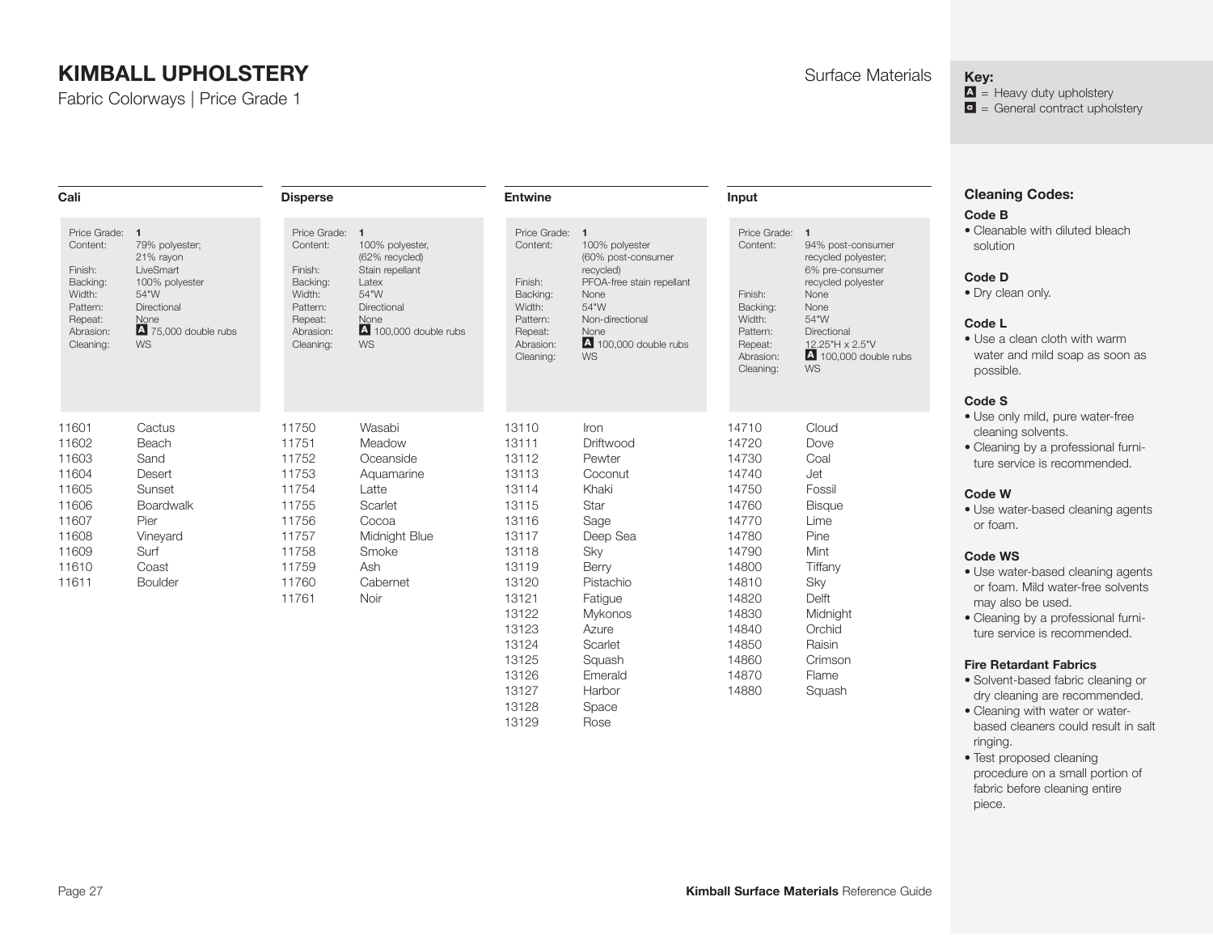# KIMBALL UPHOLSTERY

Fabric Colorways | Price Grade 1

Surface Materials

**Key:**
- A = Heavy duty upholstery
- a = General contract upholstery

## Cali

| | |
|---|---|
| Price Grade: | **1** |
| Content: | 79% polyester; 21% rayon |
| Finish: | LiveSmart |
| Backing: | 100% polyester |
| Width: | 54"W |
| Pattern: | Directional |
| Repeat: | None |
| Abrasion: | A 75,000 double rubs |
| Cleaning: | WS |

| | |
|---|---|
| 11601 | Cactus |
| 11602 | Beach |
| 11603 | Sand |
| 11604 | Desert |
| 11605 | Sunset |
| 11606 | Boardwalk |
| 11607 | Pier |
| 11608 | Vineyard |
| 11609 | Surf |
| 11610 | Coast |
| 11611 | Boulder |

## Disperse

| | |
|---|---|
| Price Grade: | **1** |
| Content: | 100% polyester, (62% recycled) |
| Finish: | Stain repellant |
| Backing: | Latex |
| Width: | 54"W |
| Pattern: | Directional |
| Repeat: | None |
| Abrasion: | A 100,000 double rubs |
| Cleaning: | WS |

| | |
|---|---|
| 11750 | Wasabi |
| 11751 | Meadow |
| 11752 | Oceanside |
| 11753 | Aquamarine |
| 11754 | Latte |
| 11755 | Scarlet |
| 11756 | Cocoa |
| 11757 | Midnight Blue |
| 11758 | Smoke |
| 11759 | Ash |
| 11760 | Cabernet |
| 11761 | Noir |

## Entwine

| | |
|---|---|
| Price Grade: | **1** |
| Content: | 100% polyester (60% post-consumer recycled) |
| Finish: | PFOA-free stain repellant |
| Backing: | None |
| Width: | 54"W |
| Pattern: | Non-directional |
| Repeat: | None |
| Abrasion: | A 100,000 double rubs |
| Cleaning: | WS |

| | |
|---|---|
| 13110 | Iron |
| 13111 | Driftwood |
| 13112 | Pewter |
| 13113 | Coconut |
| 13114 | Khaki |
| 13115 | Star |
| 13116 | Sage |
| 13117 | Deep Sea |
| 13118 | Sky |
| 13119 | Berry |
| 13120 | Pistachio |
| 13121 | Fatigue |
| 13122 | Mykonos |
| 13123 | Azure |
| 13124 | Scarlet |
| 13125 | Squash |
| 13126 | Emerald |
| 13127 | Harbor |
| 13128 | Space |
| 13129 | Rose |

## Input

| | |
|---|---|
| Price Grade: | **1** |
| Content: | 94% post-consumer recycled polyester; 6% pre-consumer recycled polyester |
| Finish: | None |
| Backing: | None |
| Width: | 54"W |
| Pattern: | Directional |
| Repeat: | 12.25"H x 2.5"V |
| Abrasion: | A 100,000 double rubs |
| Cleaning: | WS |

| | |
|---|---|
| 14710 | Cloud |
| 14720 | Dove |
| 14730 | Coal |
| 14740 | Jet |
| 14750 | Fossil |
| 14760 | Bisque |
| 14770 | Lime |
| 14780 | Pine |
| 14790 | Mint |
| 14800 | Tiffany |
| 14810 | Sky |
| 14820 | Delft |
| 14830 | Midnight |
| 14840 | Orchid |
| 14850 | Raisin |
| 14860 | Crimson |
| 14870 | Flame |
| 14880 | Squash |

## Cleaning Codes:

**Code B**
- Cleanable with diluted bleach solution

**Code D**
- Dry clean only.

**Code L**
- Use a clean cloth with warm water and mild soap as soon as possible.

**Code S**
- Use only mild, pure water-free cleaning solvents.
- Cleaning by a professional furniture service is recommended.

**Code W**
- Use water-based cleaning agents or foam.

**Code WS**
- Use water-based cleaning agents or foam. Mild water-free solvents may also be used.
- Cleaning by a professional furniture service is recommended.

**Fire Retardant Fabrics**
- Solvent-based fabric cleaning or dry cleaning are recommended.
- Cleaning with water or water-based cleaners could result in salt ringing.
- Test proposed cleaning procedure on a small portion of fabric before cleaning entire piece.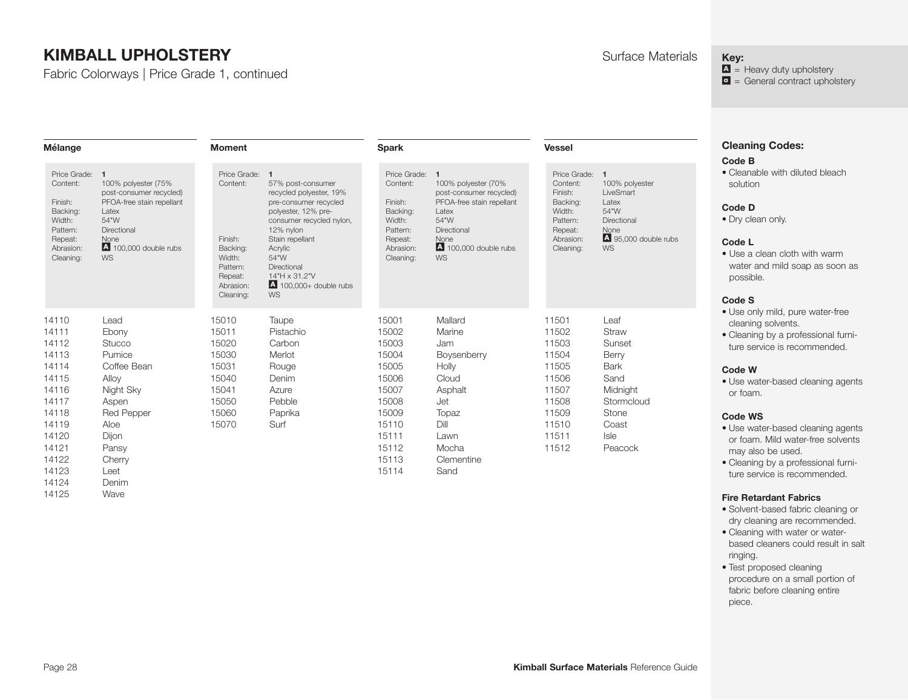# KIMBALL UPHOLSTERY

Fabric Colorways | Price Grade 1, continued

Surface Materials

**Key:**
A = Heavy duty upholstery
a = General contract upholstery

## Mélange

| | |
|---|---|
| Price Grade: | 1 |
| Content: | 100% polyester (75% post-consumer recycled) |
| Finish: | PFOA-free stain repellant |
| Backing: | Latex |
| Width: | 54"W |
| Pattern: | Directional |
| Repeat: | None |
| Abrasion: | A 100,000 double rubs |
| Cleaning: | WS |

| | |
|---|---|
| 14110 | Lead |
| 14111 | Ebony |
| 14112 | Stucco |
| 14113 | Pumice |
| 14114 | Coffee Bean |
| 14115 | Alloy |
| 14116 | Night Sky |
| 14117 | Aspen |
| 14118 | Red Pepper |
| 14119 | Aloe |
| 14120 | Dijon |
| 14121 | Pansy |
| 14122 | Cherry |
| 14123 | Leet |
| 14124 | Denim |
| 14125 | Wave |

## Moment

| | |
|---|---|
| Price Grade: | 1 |
| Content: | 57% post-consumer recycled polyester, 19% pre-consumer recycled polyester, 12% pre-consumer recycled nylon, 12% nylon |
| Finish: | Stain repellant |
| Backing: | Acrylic |
| Width: | 54"W |
| Pattern: | Directional |
| Repeat: | 14"H x 31.2"V |
| Abrasion: | A 100,000+ double rubs |
| Cleaning: | WS |

| | |
|---|---|
| 15010 | Taupe |
| 15011 | Pistachio |
| 15020 | Carbon |
| 15030 | Merlot |
| 15031 | Rouge |
| 15040 | Denim |
| 15041 | Azure |
| 15050 | Pebble |
| 15060 | Paprika |
| 15070 | Surf |

## Spark

| | |
|---|---|
| Price Grade: | 1 |
| Content: | 100% polyester (70% post-consumer recycled) |
| Finish: | PFOA-free stain repellant |
| Backing: | Latex |
| Width: | 54"W |
| Pattern: | Directional |
| Repeat: | None |
| Abrasion: | A 100,000 double rubs |
| Cleaning: | WS |

| | |
|---|---|
| 15001 | Mallard |
| 15002 | Marine |
| 15003 | Jam |
| 15004 | Boysenberry |
| 15005 | Holly |
| 15006 | Cloud |
| 15007 | Asphalt |
| 15008 | Jet |
| 15009 | Topaz |
| 15110 | Dill |
| 15111 | Lawn |
| 15112 | Mocha |
| 15113 | Clementine |
| 15114 | Sand |

## Vessel

| | |
|---|---|
| Price Grade: | 1 |
| Content: | 100% polyester |
| Finish: | LiveSmart |
| Backing: | Latex |
| Width: | 54"W |
| Pattern: | Directional |
| Repeat: | None |
| Abrasion: | A 95,000 double rubs |
| Cleaning: | WS |

| | |
|---|---|
| 11501 | Leaf |
| 11502 | Straw |
| 11503 | Sunset |
| 11504 | Berry |
| 11505 | Bark |
| 11506 | Sand |
| 11507 | Midnight |
| 11508 | Stormcloud |
| 11509 | Stone |
| 11510 | Coast |
| 11511 | Isle |
| 11512 | Peacock |

## Cleaning Codes:

**Code B**
- Cleanable with diluted bleach solution

**Code D**
- Dry clean only.

**Code L**
- Use a clean cloth with warm water and mild soap as soon as possible.

**Code S**
- Use only mild, pure water-free cleaning solvents.
- Cleaning by a professional furniture service is recommended.

**Code W**
- Use water-based cleaning agents or foam.

**Code WS**
- Use water-based cleaning agents or foam. Mild water-free solvents may also be used.
- Cleaning by a professional furniture service is recommended.

**Fire Retardant Fabrics**
- Solvent-based fabric cleaning or dry cleaning are recommended.
- Cleaning with water or water-based cleaners could result in salt ringing.
- Test proposed cleaning procedure on a small portion of fabric before cleaning entire piece.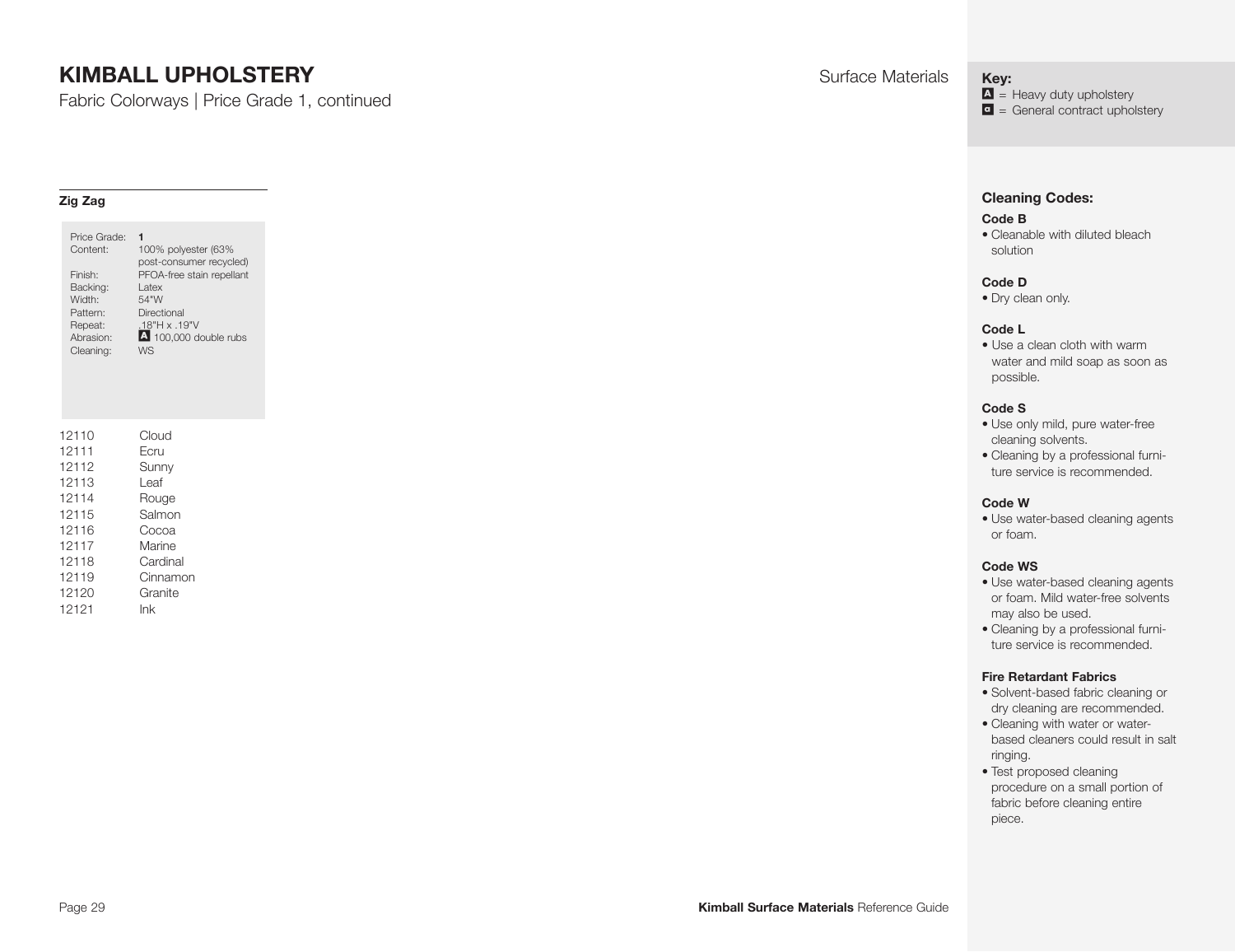# KIMBALL UPHOLSTERY

Fabric Colorways | Price Grade 1, continued

Surface Materials

**Key:**
A = Heavy duty upholstery
a = General contract upholstery

## Zig Zag

| | |
|---|---|
| Price Grade: | **1** |
| Content: | 100% polyester (63% post-consumer recycled) |
| Finish: | PFOA-free stain repellant |
| Backing: | Latex |
| Width: | 54"W |
| Pattern: | Directional |
| Repeat: | .18"H x .19"V |
| Abrasion: | A 100,000 double rubs |
| Cleaning: | WS |

| | |
|---|---|
| 12110 | Cloud |
| 12111 | Ecru |
| 12112 | Sunny |
| 12113 | Leaf |
| 12114 | Rouge |
| 12115 | Salmon |
| 12116 | Cocoa |
| 12117 | Marine |
| 12118 | Cardinal |
| 12119 | Cinnamon |
| 12120 | Granite |
| 12121 | Ink |

### Cleaning Codes:

**Code B**
- Cleanable with diluted bleach solution

**Code D**
- Dry clean only.

**Code L**
- Use a clean cloth with warm water and mild soap as soon as possible.

**Code S**
- Use only mild, pure water-free cleaning solvents.
- Cleaning by a professional furniture service is recommended.

**Code W**
- Use water-based cleaning agents or foam.

**Code WS**
- Use water-based cleaning agents or foam. Mild water-free solvents may also be used.
- Cleaning by a professional furniture service is recommended.

**Fire Retardant Fabrics**
- Solvent-based fabric cleaning or dry cleaning are recommended.
- Cleaning with water or water-based cleaners could result in salt ringing.
- Test proposed cleaning procedure on a small portion of fabric before cleaning entire piece.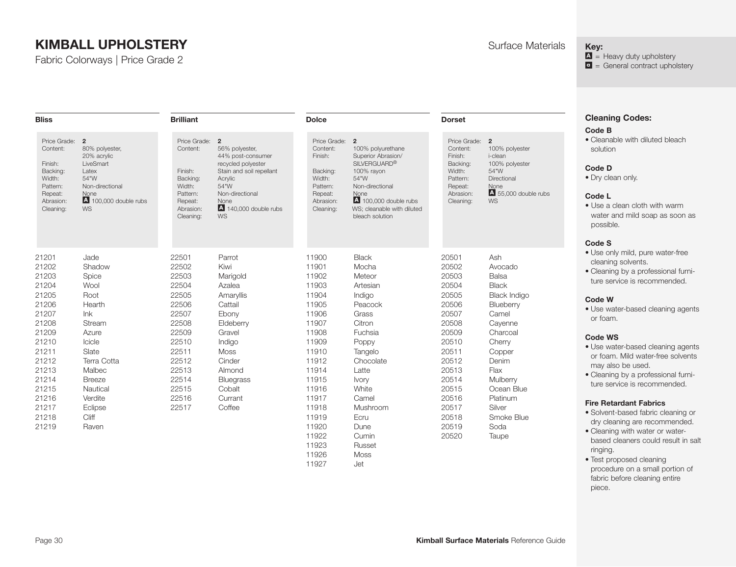# KIMBALL UPHOLSTERY

Fabric Colorways | Price Grade 2

Surface Materials

**Key:**
A = Heavy duty upholstery
a = General contract upholstery

## Bliss

| | |
|---|---|
| Price Grade: | **2** |
| Content: | 80% polyester, 20% acrylic |
| Finish: | LiveSmart |
| Backing: | Latex |
| Width: | 54"W |
| Pattern: | Non-directional |
| Repeat: | None |
| Abrasion: | A 100,000 double rubs |
| Cleaning: | WS |

| | |
|---|---|
| 21201 | Jade |
| 21202 | Shadow |
| 21203 | Spice |
| 21204 | Wool |
| 21205 | Root |
| 21206 | Hearth |
| 21207 | Ink |
| 21208 | Stream |
| 21209 | Azure |
| 21210 | Icicle |
| 21211 | Slate |
| 21212 | Terra Cotta |
| 21213 | Malbec |
| 21214 | Breeze |
| 21215 | Nautical |
| 21216 | Verdite |
| 21217 | Eclipse |
| 21218 | Cliff |
| 21219 | Raven |

## Brilliant

| | |
|---|---|
| Price Grade: | **2** |
| Content: | 56% polyester, 44% post-consumer recycled polyester |
| Finish: | Stain and soil repellant |
| Backing: | Acrylic |
| Width: | 54"W |
| Pattern: | Non-directional |
| Repeat: | None |
| Abrasion: | A 140,000 double rubs |
| Cleaning: | WS |

| | |
|---|---|
| 22501 | Parrot |
| 22502 | Kiwi |
| 22503 | Marigold |
| 22504 | Azalea |
| 22505 | Amaryllis |
| 22506 | Cattail |
| 22507 | Ebony |
| 22508 | Eldeberry |
| 22509 | Gravel |
| 22510 | Indigo |
| 22511 | Moss |
| 22512 | Cinder |
| 22513 | Almond |
| 22514 | Bluegrass |
| 22515 | Cobalt |
| 22516 | Currant |
| 22517 | Coffee |

## Dolce

| | |
|---|---|
| Price Grade: | **2** |
| Content: | 100% polyurethane |
| Finish: | Superior Abrasion/ SILVERGUARD® |
| Backing: | 100% rayon |
| Width: | 54"W |
| Pattern: | Non-directional |
| Repeat: | None |
| Abrasion: | A 100,000 double rubs |
| Cleaning: | WS; cleanable with diluted bleach solution |

| | |
|---|---|
| 11900 | Black |
| 11901 | Mocha |
| 11902 | Meteor |
| 11903 | Artesian |
| 11904 | Indigo |
| 11905 | Peacock |
| 11906 | Grass |
| 11907 | Citron |
| 11908 | Fuchsia |
| 11909 | Poppy |
| 11910 | Tangelo |
| 11912 | Chocolate |
| 11914 | Latte |
| 11915 | Ivory |
| 11916 | White |
| 11917 | Camel |
| 11918 | Mushroom |
| 11919 | Ecru |
| 11920 | Dune |
| 11922 | Cumin |
| 11923 | Russet |
| 11926 | Moss |
| 11927 | Jet |

## Dorset

| | |
|---|---|
| Price Grade: | **2** |
| Content: | 100% polyester |
| Finish: | i-clean |
| Backing: | 100% polyester |
| Width: | 54"W |
| Pattern: | Directional |
| Repeat: | None |
| Abrasion: | A 55,000 double rubs |
| Cleaning: | WS |

| | |
|---|---|
| 20501 | Ash |
| 20502 | Avocado |
| 20503 | Balsa |
| 20504 | Black |
| 20505 | Black Indigo |
| 20506 | Blueberry |
| 20507 | Camel |
| 20508 | Cayenne |
| 20509 | Charcoal |
| 20510 | Cherry |
| 20511 | Copper |
| 20512 | Denim |
| 20513 | Flax |
| 20514 | Mulberry |
| 20515 | Ocean Blue |
| 20516 | Platinum |
| 20517 | Silver |
| 20518 | Smoke Blue |
| 20519 | Soda |
| 20520 | Taupe |

## Cleaning Codes:

**Code B**
- Cleanable with diluted bleach solution

**Code D**
- Dry clean only.

**Code L**
- Use a clean cloth with warm water and mild soap as soon as possible.

**Code S**
- Use only mild, pure water-free cleaning solvents.
- Cleaning by a professional furniture service is recommended.

**Code W**
- Use water-based cleaning agents or foam.

**Code WS**
- Use water-based cleaning agents or foam. Mild water-free solvents may also be used.
- Cleaning by a professional furniture service is recommended.

**Fire Retardant Fabrics**
- Solvent-based fabric cleaning or dry cleaning are recommended.
- Cleaning with water or water-based cleaners could result in salt ringing.
- Test proposed cleaning procedure on a small portion of fabric before cleaning entire piece.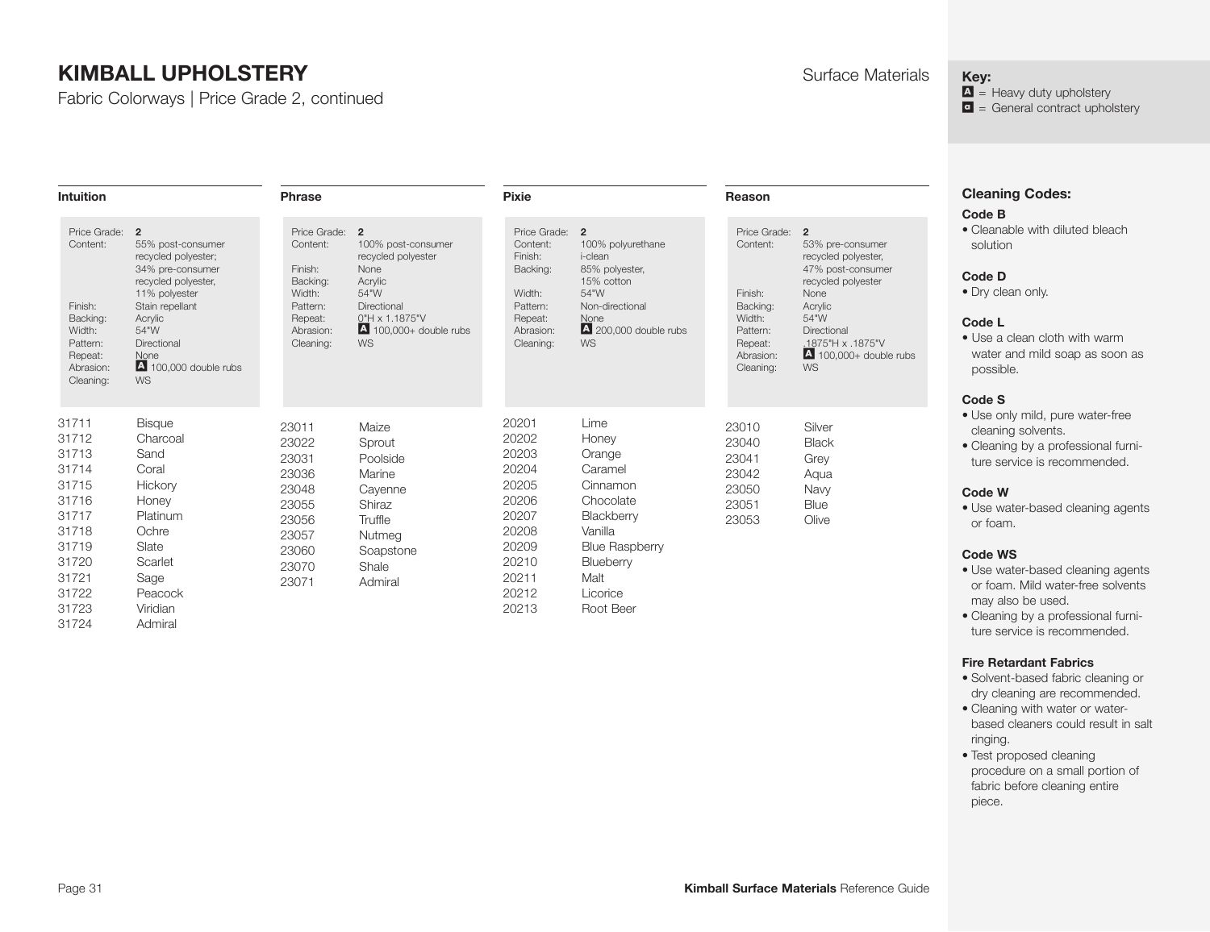# KIMBALL UPHOLSTERY

Fabric Colorways | Price Grade 2, continued

Surface Materials

**Key:**
A = Heavy duty upholstery
a = General contract upholstery

## Intuition

| | |
|---|---|
| Price Grade: | **2** |
| Content: | 55% post-consumer recycled polyester; 34% pre-consumer recycled polyester, 11% polyester |
| Finish: | Stain repellant |
| Backing: | Acrylic |
| Width: | 54"W |
| Pattern: | Directional |
| Repeat: | None |
| Abrasion: | A 100,000 double rubs |
| Cleaning: | WS |

| | |
|---|---|
| 31711 | Bisque |
| 31712 | Charcoal |
| 31713 | Sand |
| 31714 | Coral |
| 31715 | Hickory |
| 31716 | Honey |
| 31717 | Platinum |
| 31718 | Ochre |
| 31719 | Slate |
| 31720 | Scarlet |
| 31721 | Sage |
| 31722 | Peacock |
| 31723 | Viridian |
| 31724 | Admiral |

## Phrase

| | |
|---|---|
| Price Grade: | **2** |
| Content: | 100% post-consumer recycled polyester |
| Finish: | None |
| Backing: | Acrylic |
| Width: | 54"W |
| Pattern: | Directional |
| Repeat: | 0"H x 1.1875"V |
| Abrasion: | A 100,000+ double rubs |
| Cleaning: | WS |

| | |
|---|---|
| 23011 | Maize |
| 23022 | Sprout |
| 23031 | Poolside |
| 23036 | Marine |
| 23048 | Cayenne |
| 23055 | Shiraz |
| 23056 | Truffle |
| 23057 | Nutmeg |
| 23060 | Soapstone |
| 23070 | Shale |
| 23071 | Admiral |

## Pixie

| | |
|---|---|
| Price Grade: | **2** |
| Content: | 100% polyurethane |
| Finish: | i-clean |
| Backing: | 85% polyester, 15% cotton |
| Width: | 54"W |
| Pattern: | Non-directional |
| Repeat: | None |
| Abrasion: | A 200,000 double rubs |
| Cleaning: | WS |

| | |
|---|---|
| 20201 | Lime |
| 20202 | Honey |
| 20203 | Orange |
| 20204 | Caramel |
| 20205 | Cinnamon |
| 20206 | Chocolate |
| 20207 | Blackberry |
| 20208 | Vanilla |
| 20209 | Blue Raspberry |
| 20210 | Blueberry |
| 20211 | Malt |
| 20212 | Licorice |
| 20213 | Root Beer |

## Reason

| | |
|---|---|
| Price Grade: | **2** |
| Content: | 53% pre-consumer recycled polyester, 47% post-consumer recycled polyester |
| Finish: | None |
| Backing: | Acrylic |
| Width: | 54"W |
| Pattern: | Directional |
| Repeat: | .1875"H x .1875"V |
| Abrasion: | A 100,000+ double rubs |
| Cleaning: | WS |

| | |
|---|---|
| 23010 | Silver |
| 23040 | Black |
| 23041 | Grey |
| 23042 | Aqua |
| 23050 | Navy |
| 23051 | Blue |
| 23053 | Olive |

## Cleaning Codes:

**Code B**
- Cleanable with diluted bleach solution

**Code D**
- Dry clean only.

**Code L**
- Use a clean cloth with warm water and mild soap as soon as possible.

**Code S**
- Use only mild, pure water-free cleaning solvents.
- Cleaning by a professional furniture service is recommended.

**Code W**
- Use water-based cleaning agents or foam.

**Code WS**
- Use water-based cleaning agents or foam. Mild water-free solvents may also be used.
- Cleaning by a professional furniture service is recommended.

**Fire Retardant Fabrics**
- Solvent-based fabric cleaning or dry cleaning are recommended.
- Cleaning with water or water-based cleaners could result in salt ringing.
- Test proposed cleaning procedure on a small portion of fabric before cleaning entire piece.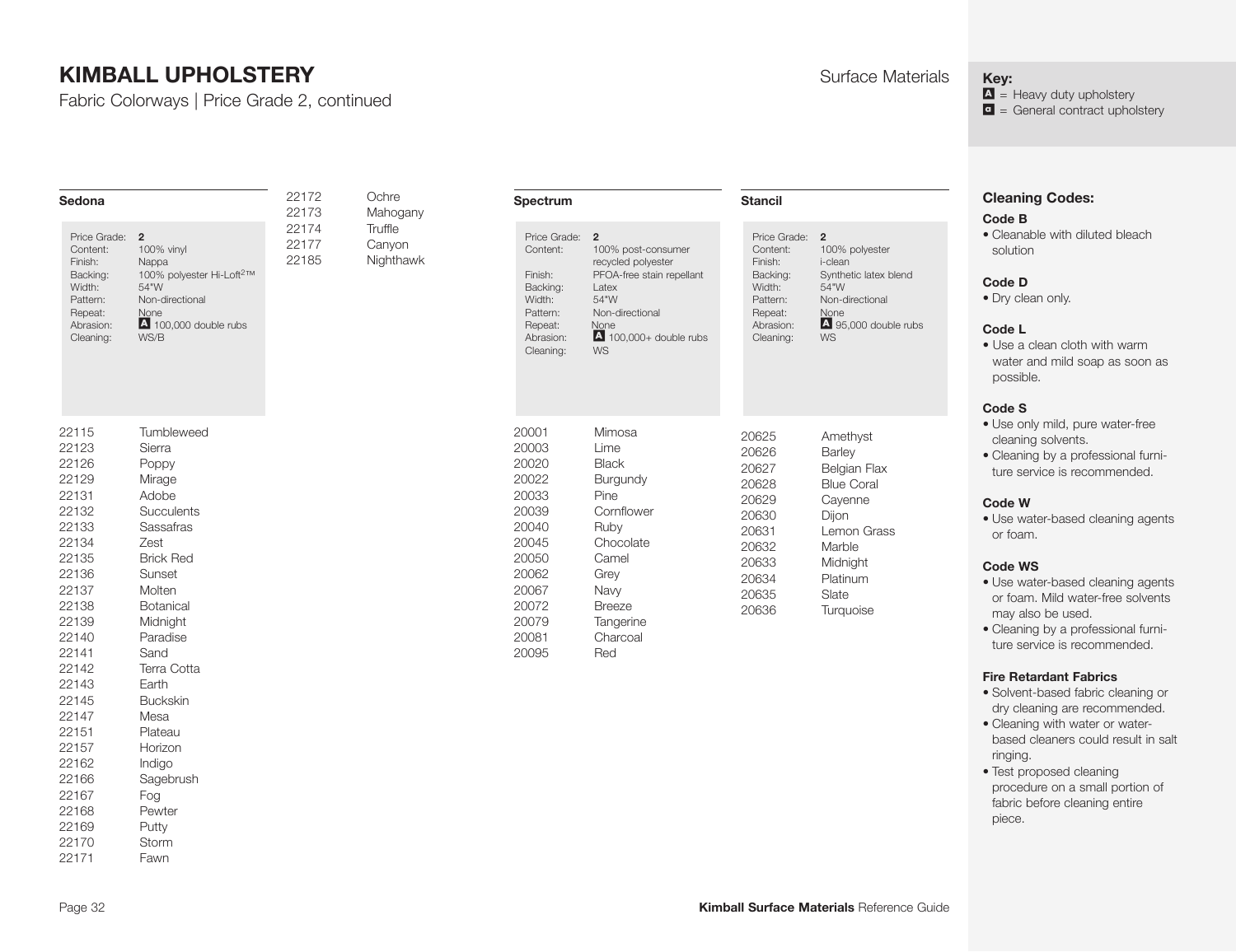# KIMBALL UPHOLSTERY

Fabric Colorways | Price Grade 2, continued

Surface Materials

**Key:**
A = Heavy duty upholstery
a = General contract upholstery

## Sedona

| | |
|---|---|
| Price Grade: | **2** |
| Content: | 100% vinyl |
| Finish: | Nappa |
| Backing: | 100% polyester Hi-Loft$^{2}$™ |
| Width: | 54"W |
| Pattern: | Non-directional |
| Repeat: | None |
| Abrasion: | A 100,000 double rubs |
| Cleaning: | WS/B |

| | |
|---|---|
| 22115 | Tumbleweed |
| 22123 | Sierra |
| 22126 | Poppy |
| 22129 | Mirage |
| 22131 | Adobe |
| 22132 | Succulents |
| 22133 | Sassafras |
| 22134 | Zest |
| 22135 | Brick Red |
| 22136 | Sunset |
| 22137 | Molten |
| 22138 | Botanical |
| 22139 | Midnight |
| 22140 | Paradise |
| 22141 | Sand |
| 22142 | Terra Cotta |
| 22143 | Earth |
| 22145 | Buckskin |
| 22147 | Mesa |
| 22151 | Plateau |
| 22157 | Horizon |
| 22162 | Indigo |
| 22166 | Sagebrush |
| 22167 | Fog |
| 22168 | Pewter |
| 22169 | Putty |
| 22170 | Storm |
| 22171 | Fawn |
| 22172 | Ochre |
| 22173 | Mahogany |
| 22174 | Truffle |
| 22177 | Canyon |
| 22185 | Nighthawk |

## Spectrum

| | |
|---|---|
| Price Grade: | **2** |
| Content: | 100% post-consumer recycled polyester |
| Finish: | PFOA-free stain repellant |
| Backing: | Latex |
| Width: | 54"W |
| Pattern: | Non-directional |
| Repeat: | None |
| Abrasion: | A 100,000+ double rubs |
| Cleaning: | WS |

| | |
|---|---|
| 20001 | Mimosa |
| 20003 | Lime |
| 20020 | Black |
| 20022 | Burgundy |
| 20033 | Pine |
| 20039 | Cornflower |
| 20040 | Ruby |
| 20045 | Chocolate |
| 20050 | Camel |
| 20062 | Grey |
| 20067 | Navy |
| 20072 | Breeze |
| 20079 | Tangerine |
| 20081 | Charcoal |
| 20095 | Red |

## Stancil

| | |
|---|---|
| Price Grade: | **2** |
| Content: | 100% polyester |
| Finish: | i-clean |
| Backing: | Synthetic latex blend |
| Width: | 54"W |
| Pattern: | Non-directional |
| Repeat: | None |
| Abrasion: | A 95,000 double rubs |
| Cleaning: | WS |

| | |
|---|---|
| 20625 | Amethyst |
| 20626 | Barley |
| 20627 | Belgian Flax |
| 20628 | Blue Coral |
| 20629 | Cayenne |
| 20630 | Dijon |
| 20631 | Lemon Grass |
| 20632 | Marble |
| 20633 | Midnight |
| 20634 | Platinum |
| 20635 | Slate |
| 20636 | Turquoise |

## Cleaning Codes:

**Code B**
- Cleanable with diluted bleach solution

**Code D**
- Dry clean only.

**Code L**
- Use a clean cloth with warm water and mild soap as soon as possible.

**Code S**
- Use only mild, pure water-free cleaning solvents.
- Cleaning by a professional furniture service is recommended.

**Code W**
- Use water-based cleaning agents or foam.

**Code WS**
- Use water-based cleaning agents or foam. Mild water-free solvents may also be used.
- Cleaning by a professional furniture service is recommended.

**Fire Retardant Fabrics**
- Solvent-based fabric cleaning or dry cleaning are recommended.
- Cleaning with water or water-based cleaners could result in salt ringing.
- Test proposed cleaning procedure on a small portion of fabric before cleaning entire piece.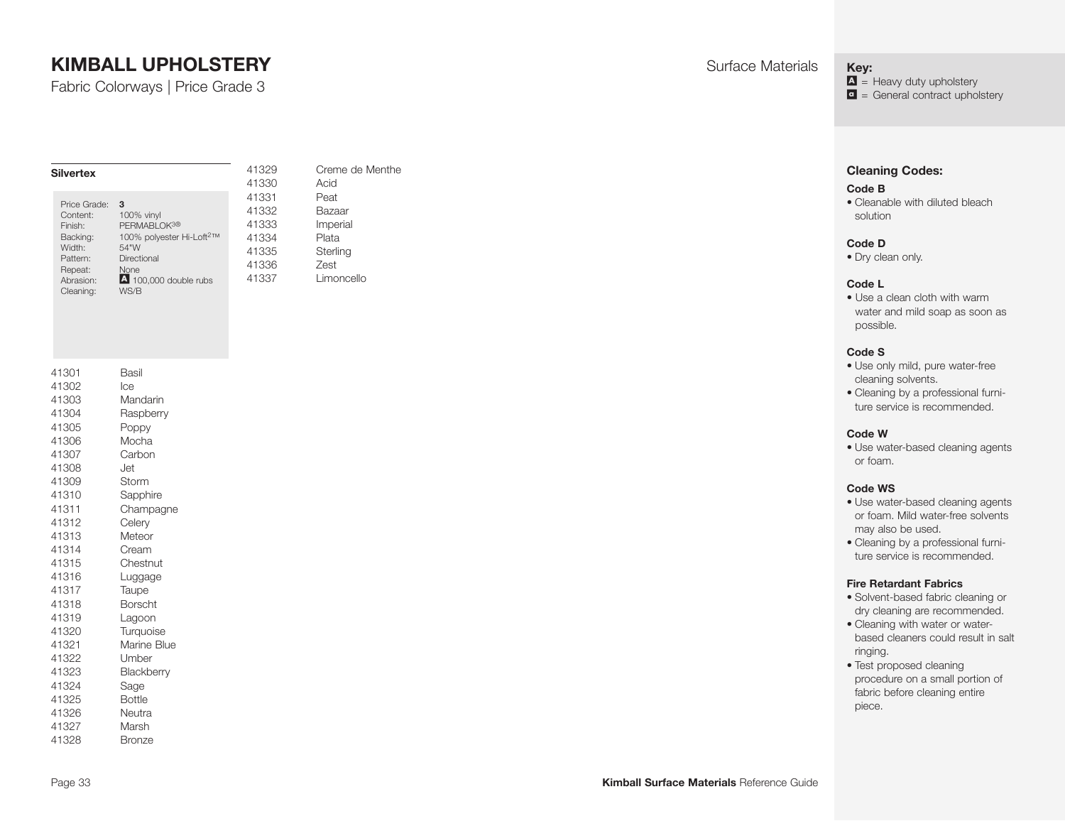# KIMBALL UPHOLSTERY

Fabric Colorways | Price Grade 3

Surface Materials

**Key:**
A = Heavy duty upholstery
a = General contract upholstery

### Silvertex

| | |
|---|---|
| Price Grade: | **3** |
| Content: | 100% vinyl |
| Finish: | PERMABLOK3® |
| Backing: | 100% polyester Hi-Loft2™ |
| Width: | 54"W |
| Pattern: | Directional |
| Repeat: | None |
| Abrasion: | A 100,000 double rubs |
| Cleaning: | WS/B |

| | |
|---|---|
| 41301 | Basil |
| 41302 | Ice |
| 41303 | Mandarin |
| 41304 | Raspberry |
| 41305 | Poppy |
| 41306 | Mocha |
| 41307 | Carbon |
| 41308 | Jet |
| 41309 | Storm |
| 41310 | Sapphire |
| 41311 | Champagne |
| 41312 | Celery |
| 41313 | Meteor |
| 41314 | Cream |
| 41315 | Chestnut |
| 41316 | Luggage |
| 41317 | Taupe |
| 41318 | Borscht |
| 41319 | Lagoon |
| 41320 | Turquoise |
| 41321 | Marine Blue |
| 41322 | Umber |
| 41323 | Blackberry |
| 41324 | Sage |
| 41325 | Bottle |
| 41326 | Neutra |
| 41327 | Marsh |
| 41328 | Bronze |
| 41329 | Creme de Menthe |
| 41330 | Acid |
| 41331 | Peat |
| 41332 | Bazaar |
| 41333 | Imperial |
| 41334 | Plata |
| 41335 | Sterling |
| 41336 | Zest |
| 41337 | Limoncello |

### Cleaning Codes:

**Code B**
- Cleanable with diluted bleach solution

**Code D**
- Dry clean only.

**Code L**
- Use a clean cloth with warm water and mild soap as soon as possible.

**Code S**
- Use only mild, pure water-free cleaning solvents.
- Cleaning by a professional furniture service is recommended.

**Code W**
- Use water-based cleaning agents or foam.

**Code WS**
- Use water-based cleaning agents or foam. Mild water-free solvents may also be used.
- Cleaning by a professional furniture service is recommended.

**Fire Retardant Fabrics**
- Solvent-based fabric cleaning or dry cleaning are recommended.
- Cleaning with water or water-based cleaners could result in salt ringing.
- Test proposed cleaning procedure on a small portion of fabric before cleaning entire piece.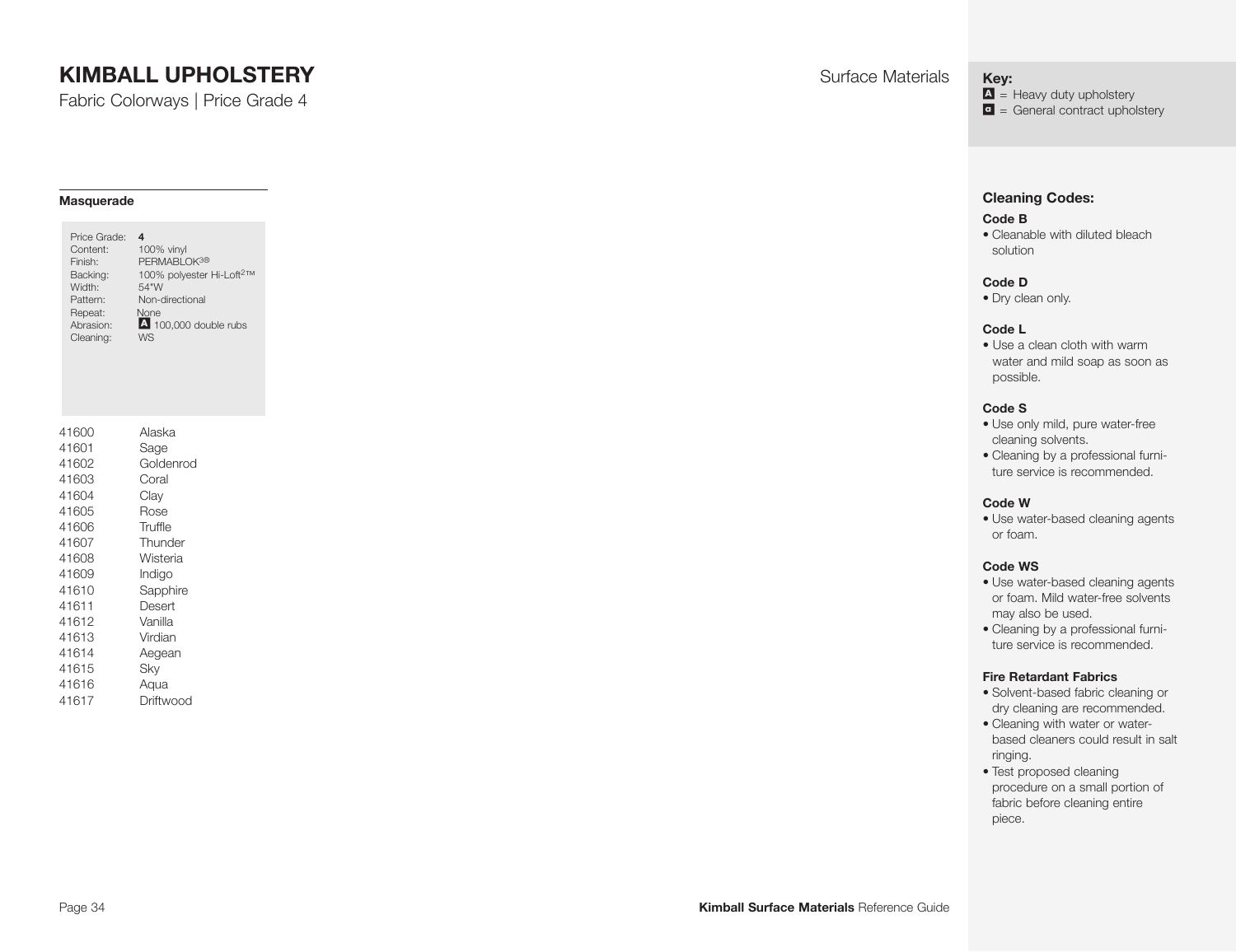# KIMBALL UPHOLSTERY

Fabric Colorways | Price Grade 4

Surface Materials

**Key:**
A = Heavy duty upholstery
a = General contract upholstery

### Masquerade

| | |
|---|---|
| Price Grade: | **4** |
| Content: | 100% vinyl |
| Finish: | PERMABLOK3® |
| Backing: | 100% polyester Hi-Loft2™ |
| Width: | 54"W |
| Pattern: | Non-directional |
| Repeat: | None |
| Abrasion: | A 100,000 double rubs |
| Cleaning: | WS |

| | |
|---|---|
| 41600 | Alaska |
| 41601 | Sage |
| 41602 | Goldenrod |
| 41603 | Coral |
| 41604 | Clay |
| 41605 | Rose |
| 41606 | Truffle |
| 41607 | Thunder |
| 41608 | Wisteria |
| 41609 | Indigo |
| 41610 | Sapphire |
| 41611 | Desert |
| 41612 | Vanilla |
| 41613 | Virdian |
| 41614 | Aegean |
| 41615 | Sky |
| 41616 | Aqua |
| 41617 | Driftwood |

### Cleaning Codes:

**Code B**
- Cleanable with diluted bleach solution

**Code D**
- Dry clean only.

**Code L**
- Use a clean cloth with warm water and mild soap as soon as possible.

**Code S**
- Use only mild, pure water-free cleaning solvents.
- Cleaning by a professional furniture service is recommended.

**Code W**
- Use water-based cleaning agents or foam.

**Code WS**
- Use water-based cleaning agents or foam. Mild water-free solvents may also be used.
- Cleaning by a professional furniture service is recommended.

**Fire Retardant Fabrics**
- Solvent-based fabric cleaning or dry cleaning are recommended.
- Cleaning with water or water-based cleaners could result in salt ringing.
- Test proposed cleaning procedure on a small portion of fabric before cleaning entire piece.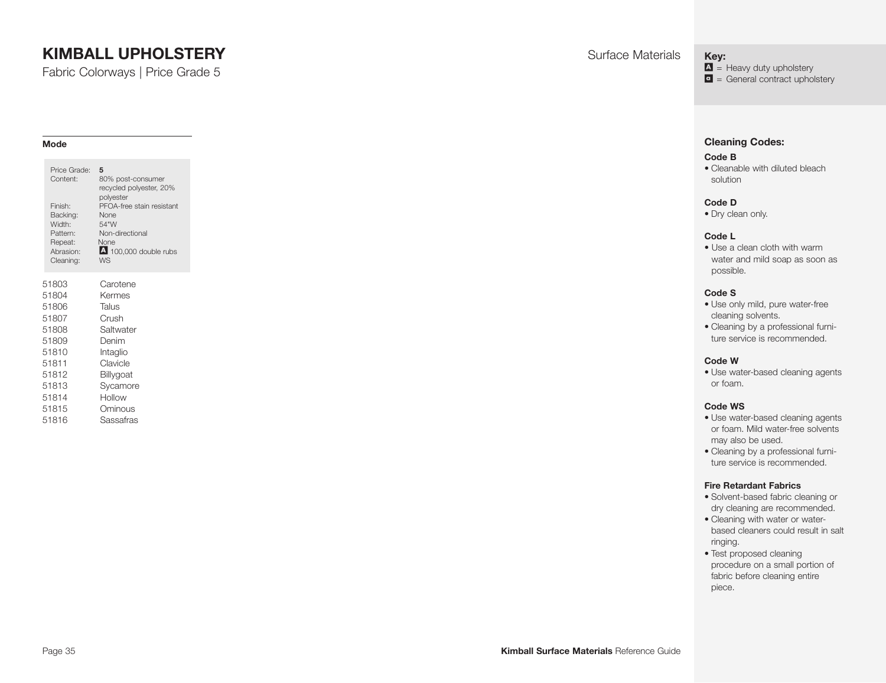# KIMBALL UPHOLSTERY

Fabric Colorways | Price Grade 5

Surface Materials

## Mode

| | |
|---|---|
| Price Grade: | **5** |
| Content: | 80% post-consumer recycled polyester, 20% polyester |
| Finish: | PFOA-free stain resistant |
| Backing: | None |
| Width: | 54"W |
| Pattern: | Non-directional |
| Repeat: | None |
| Abrasion: | A 100,000 double rubs |
| Cleaning: | WS |

| | |
|---|---|
| 51803 | Carotene |
| 51804 | Kermes |
| 51806 | Talus |
| 51807 | Crush |
| 51808 | Saltwater |
| 51809 | Denim |
| 51810 | Intaglio |
| 51811 | Clavicle |
| 51812 | Billygoat |
| 51813 | Sycamore |
| 51814 | Hollow |
| 51815 | Ominous |
| 51816 | Sassafras |

**Key:**

A = Heavy duty upholstery
a = General contract upholstery

### Cleaning Codes:

**Code B**
- Cleanable with diluted bleach solution

**Code D**
- Dry clean only.

**Code L**
- Use a clean cloth with warm water and mild soap as soon as possible.

**Code S**
- Use only mild, pure water-free cleaning solvents.
- Cleaning by a professional furniture service is recommended.

**Code W**
- Use water-based cleaning agents or foam.

**Code WS**
- Use water-based cleaning agents or foam. Mild water-free solvents may also be used.
- Cleaning by a professional furniture service is recommended.

**Fire Retardant Fabrics**
- Solvent-based fabric cleaning or dry cleaning are recommended.
- Cleaning with water or water-based cleaners could result in salt ringing.
- Test proposed cleaning procedure on a small portion of fabric before cleaning entire piece.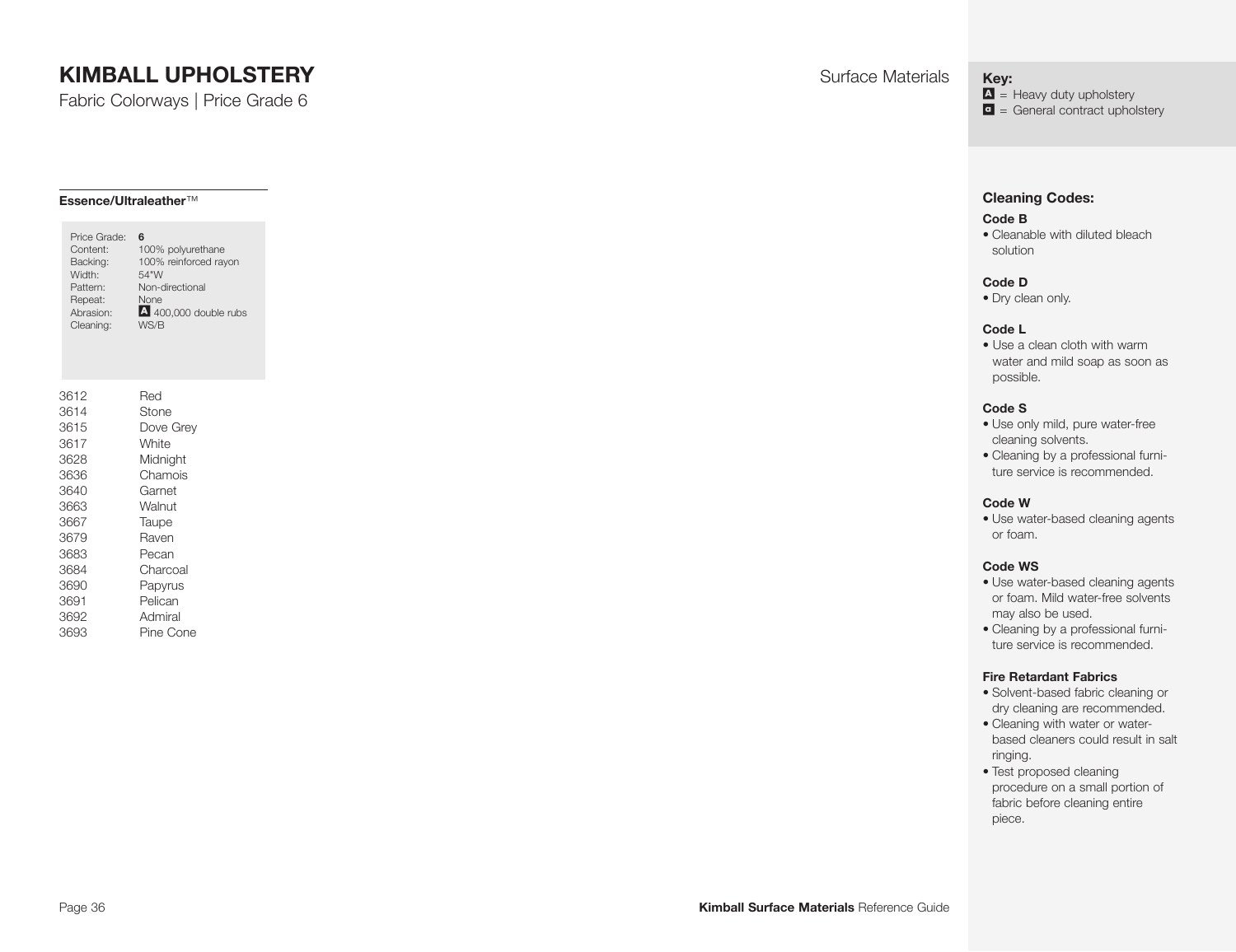# KIMBALL UPHOLSTERY

Fabric Colorways | Price Grade 6

Surface Materials

## Essence/Ultraleather™

| | |
|---|---|
| Price Grade: | **6** |
| Content: | 100% polyurethane |
| Backing: | 100% reinforced rayon |
| Width: | 54"W |
| Pattern: | Non-directional |
| Repeat: | None |
| Abrasion: | A 400,000 double rubs |
| Cleaning: | WS/B |

| | |
|---|---|
| 3612 | Red |
| 3614 | Stone |
| 3615 | Dove Grey |
| 3617 | White |
| 3628 | Midnight |
| 3636 | Chamois |
| 3640 | Garnet |
| 3663 | Walnut |
| 3667 | Taupe |
| 3679 | Raven |
| 3683 | Pecan |
| 3684 | Charcoal |
| 3690 | Papyrus |
| 3691 | Pelican |
| 3692 | Admiral |
| 3693 | Pine Cone |

**Key:**

A = Heavy duty upholstery

a = General contract upholstery

### Cleaning Codes:

**Code B**
- Cleanable with diluted bleach solution

**Code D**
- Dry clean only.

**Code L**
- Use a clean cloth with warm water and mild soap as soon as possible.

**Code S**
- Use only mild, pure water-free cleaning solvents.
- Cleaning by a professional furniture service is recommended.

**Code W**
- Use water-based cleaning agents or foam.

**Code WS**
- Use water-based cleaning agents or foam. Mild water-free solvents may also be used.
- Cleaning by a professional furniture service is recommended.

**Fire Retardant Fabrics**
- Solvent-based fabric cleaning or dry cleaning are recommended.
- Cleaning with water or water-based cleaners could result in salt ringing.
- Test proposed cleaning procedure on a small portion of fabric before cleaning entire piece.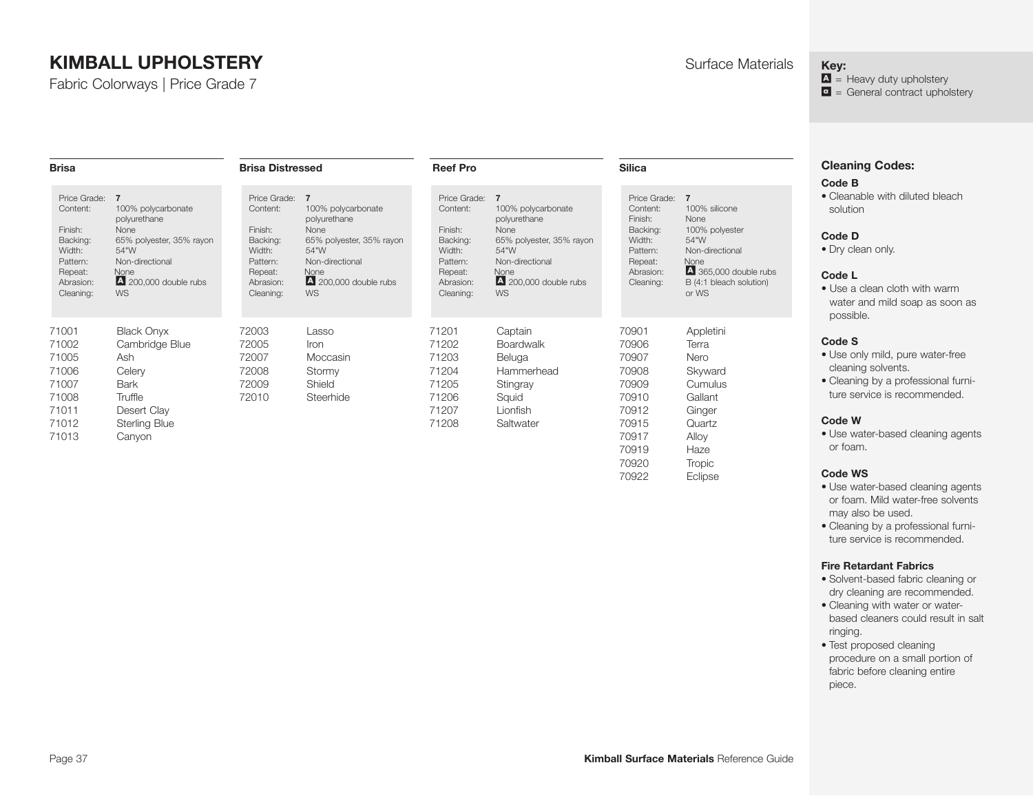# KIMBALL UPHOLSTERY

Fabric Colorways | Price Grade 7

Surface Materials

**Key:**
A = Heavy duty upholstery
a = General contract upholstery

### Brisa

| | |
|---|---|
| Price Grade: | **7** |
| Content: | 100% polycarbonate polyurethane |
| Finish: | None |
| Backing: | 65% polyester, 35% rayon |
| Width: | 54"W |
| Pattern: | Non-directional |
| Repeat: | None |
| Abrasion: | A 200,000 double rubs |
| Cleaning: | WS |

| | |
|---|---|
| 71001 | Black Onyx |
| 71002 | Cambridge Blue |
| 71005 | Ash |
| 71006 | Celery |
| 71007 | Bark |
| 71008 | Truffle |
| 71011 | Desert Clay |
| 71012 | Sterling Blue |
| 71013 | Canyon |

### Brisa Distressed

| | |
|---|---|
| Price Grade: | **7** |
| Content: | 100% polycarbonate polyurethane |
| Finish: | None |
| Backing: | 65% polyester, 35% rayon |
| Width: | 54"W |
| Pattern: | Non-directional |
| Repeat: | None |
| Abrasion: | A 200,000 double rubs |
| Cleaning: | WS |

| | |
|---|---|
| 72003 | Lasso |
| 72005 | Iron |
| 72007 | Moccasin |
| 72008 | Stormy |
| 72009 | Shield |
| 72010 | Steerhide |

### Reef Pro

| | |
|---|---|
| Price Grade: | **7** |
| Content: | 100% polycarbonate polyurethane |
| Finish: | None |
| Backing: | 65% polyester, 35% rayon |
| Width: | 54"W |
| Pattern: | Non-directional |
| Repeat: | None |
| Abrasion: | A 200,000 double rubs |
| Cleaning: | WS |

| | |
|---|---|
| 71201 | Captain |
| 71202 | Boardwalk |
| 71203 | Beluga |
| 71204 | Hammerhead |
| 71205 | Stingray |
| 71206 | Squid |
| 71207 | Lionfish |
| 71208 | Saltwater |

### Silica

| | |
|---|---|
| Price Grade: | **7** |
| Content: | 100% silicone |
| Finish: | None |
| Backing: | 100% polyester |
| Width: | 54"W |
| Pattern: | Non-directional |
| Repeat: | None |
| Abrasion: | A 365,000 double rubs |
| Cleaning: | B (4:1 bleach solution) or WS |

| | |
|---|---|
| 70901 | Appletini |
| 70906 | Terra |
| 70907 | Nero |
| 70908 | Skyward |
| 70909 | Cumulus |
| 70910 | Gallant |
| 70912 | Ginger |
| 70915 | Quartz |
| 70917 | Alloy |
| 70919 | Haze |
| 70920 | Tropic |
| 70922 | Eclipse |

### Cleaning Codes:

**Code B**
- Cleanable with diluted bleach solution

**Code D**
- Dry clean only.

**Code L**
- Use a clean cloth with warm water and mild soap as soon as possible.

**Code S**
- Use only mild, pure water-free cleaning solvents.
- Cleaning by a professional furniture service is recommended.

**Code W**
- Use water-based cleaning agents or foam.

**Code WS**
- Use water-based cleaning agents or foam. Mild water-free solvents may also be used.
- Cleaning by a professional furniture service is recommended.

**Fire Retardant Fabrics**
- Solvent-based fabric cleaning or dry cleaning are recommended.
- Cleaning with water or water-based cleaners could result in salt ringing.
- Test proposed cleaning procedure on a small portion of fabric before cleaning entire piece.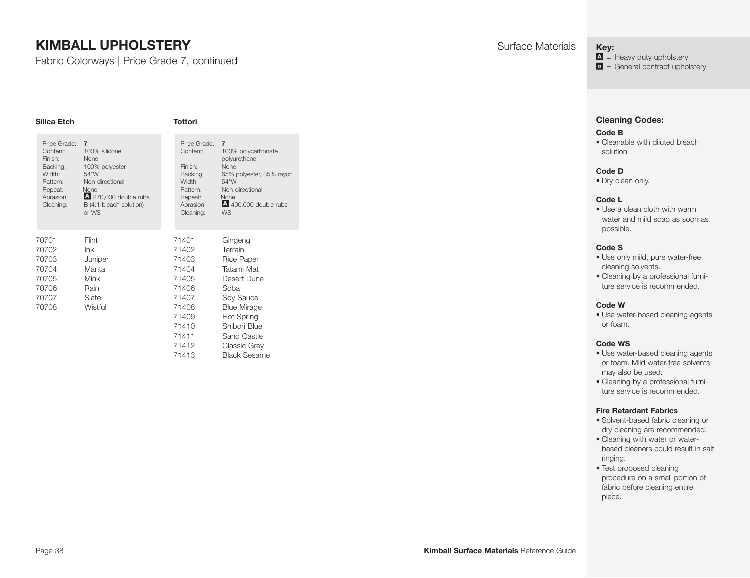# KIMBALL UPHOLSTERY

Fabric Colorways | Price Grade 7, continued

Surface Materials

**Key:**
A = Heavy duty upholstery
a = General contract upholstery

### Silica Etch

| | |
|---|---|
| Price Grade: | **7** |
| Content: | 100% silicone |
| Finish: | None |
| Backing: | 100% polyester |
| Width: | 54"W |
| Pattern: | Non-directional |
| Repeat: | None |
| Abrasion: | A 270,000 double rubs |
| Cleaning: | B (4:1 bleach solution) or WS |

| | |
|---|---|
| 70701 | Flint |
| 70702 | Ink |
| 70703 | Juniper |
| 70704 | Manta |
| 70705 | Mink |
| 70706 | Rain |
| 70707 | Slate |
| 70708 | Wistful |

### Tottori

| | |
|---|---|
| Price Grade: | **7** |
| Content: | 100% polycarbonate polyurethane |
| Finish: | None |
| Backing: | 65% polyester, 35% rayon |
| Width: | 54"W |
| Pattern: | Non-directional |
| Repeat: | None |
| Abrasion: | A 400,000 double rubs |
| Cleaning: | WS |

| | |
|---|---|
| 71401 | Gingeng |
| 71402 | Terrain |
| 71403 | Rice Paper |
| 71404 | Tatami Mat |
| 71405 | Desert Dune |
| 71406 | Soba |
| 71407 | Soy Sauce |
| 71408 | Blue Mirage |
| 71409 | Hot Spring |
| 71410 | Shibori Blue |
| 71411 | Sand Castle |
| 71412 | Classic Grey |
| 71413 | Black Sesame |

## Cleaning Codes:

**Code B**
- Cleanable with diluted bleach solution

**Code D**
- Dry clean only.

**Code L**
- Use a clean cloth with warm water and mild soap as soon as possible.

**Code S**
- Use only mild, pure water-free cleaning solvents.
- Cleaning by a professional furniture service is recommended.

**Code W**
- Use water-based cleaning agents or foam.

**Code WS**
- Use water-based cleaning agents or foam. Mild water-free solvents may also be used.
- Cleaning by a professional furniture service is recommended.

**Fire Retardant Fabrics**
- Solvent-based fabric cleaning or dry cleaning are recommended.
- Cleaning with water or water-based cleaners could result in salt ringing.
- Test proposed cleaning procedure on a small portion of fabric before cleaning entire piece.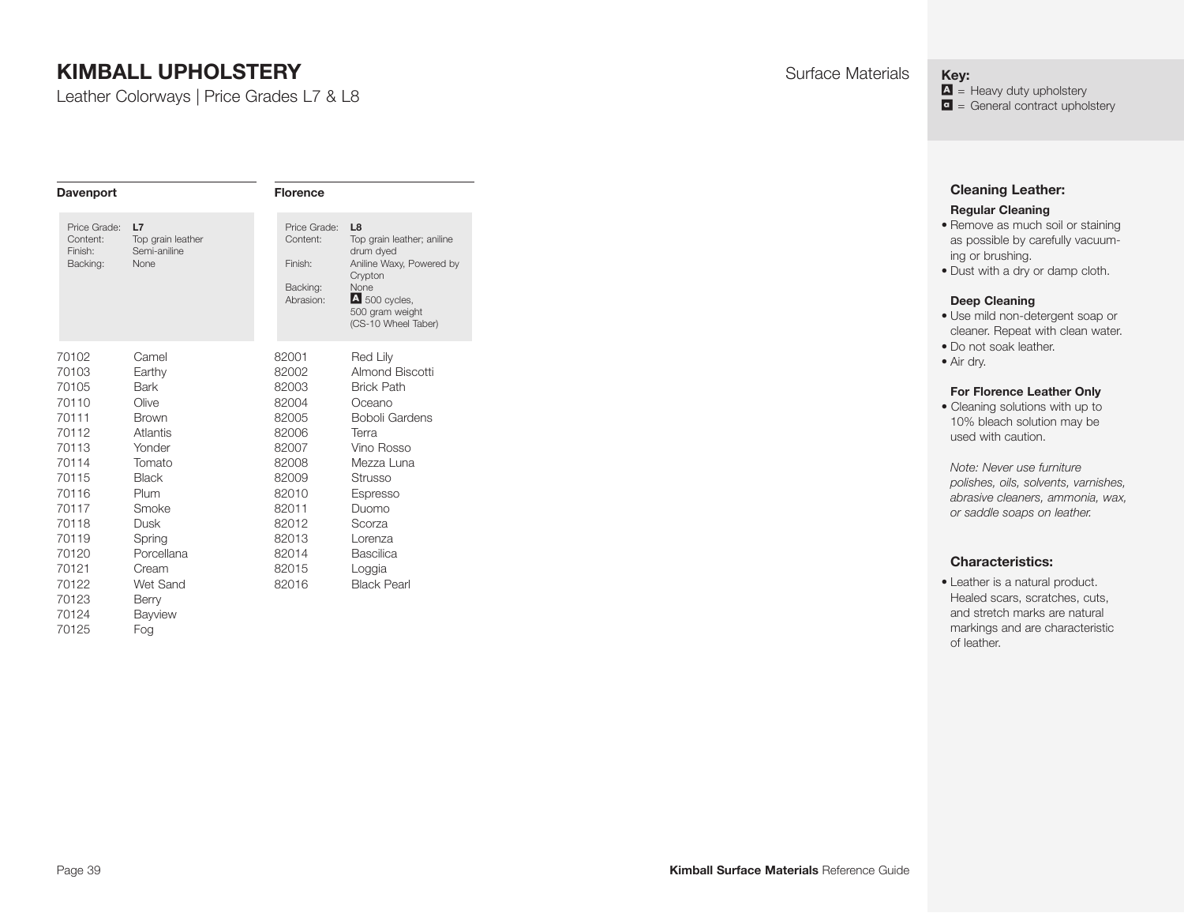# KIMBALL UPHOLSTERY

Leather Colorways | Price Grades L7 & L8

Surface Materials

**Key:**
A = Heavy duty upholstery
a = General contract upholstery

## Davenport

| | |
|---|---|
| Price Grade: | **L7** |
| Content: | Top grain leather |
| Finish: | Semi-aniline |
| Backing: | None |

| | |
|---|---|
| 70102 | Camel |
| 70103 | Earthy |
| 70105 | Bark |
| 70110 | Olive |
| 70111 | Brown |
| 70112 | Atlantis |
| 70113 | Yonder |
| 70114 | Tomato |
| 70115 | Black |
| 70116 | Plum |
| 70117 | Smoke |
| 70118 | Dusk |
| 70119 | Spring |
| 70120 | Porcellana |
| 70121 | Cream |
| 70122 | Wet Sand |
| 70123 | Berry |
| 70124 | Bayview |
| 70125 | Fog |

## Florence

| | |
|---|---|
| Price Grade: | **L8** |
| Content: | Top grain leather; aniline drum dyed |
| Finish: | Aniline Waxy, Powered by Crypton |
| Backing: | None |
| Abrasion: | A 500 cycles, 500 gram weight (CS-10 Wheel Taber) |

| | |
|---|---|
| 82001 | Red Lily |
| 82002 | Almond Biscotti |
| 82003 | Brick Path |
| 82004 | Oceano |
| 82005 | Boboli Gardens |
| 82006 | Terra |
| 82007 | Vino Rosso |
| 82008 | Mezza Luna |
| 82009 | Strusso |
| 82010 | Espresso |
| 82011 | Duomo |
| 82012 | Scorza |
| 82013 | Lorenza |
| 82014 | Bascilica |
| 82015 | Loggia |
| 82016 | Black Pearl |

## Cleaning Leather:

**Regular Cleaning**

- Remove as much soil or staining as possible by carefully vacuuming or brushing.
- Dust with a dry or damp cloth.

**Deep Cleaning**

- Use mild non-detergent soap or cleaner. Repeat with clean water.
- Do not soak leather.
- Air dry.

**For Florence Leather Only**

- Cleaning solutions with up to 10% bleach solution may be used with caution.

*Note: Never use furniture polishes, oils, solvents, varnishes, abrasive cleaners, ammonia, wax, or saddle soaps on leather.*

## Characteristics:

- Leather is a natural product. Healed scars, scratches, cuts, and stretch marks are natural markings and are characteristic of leather.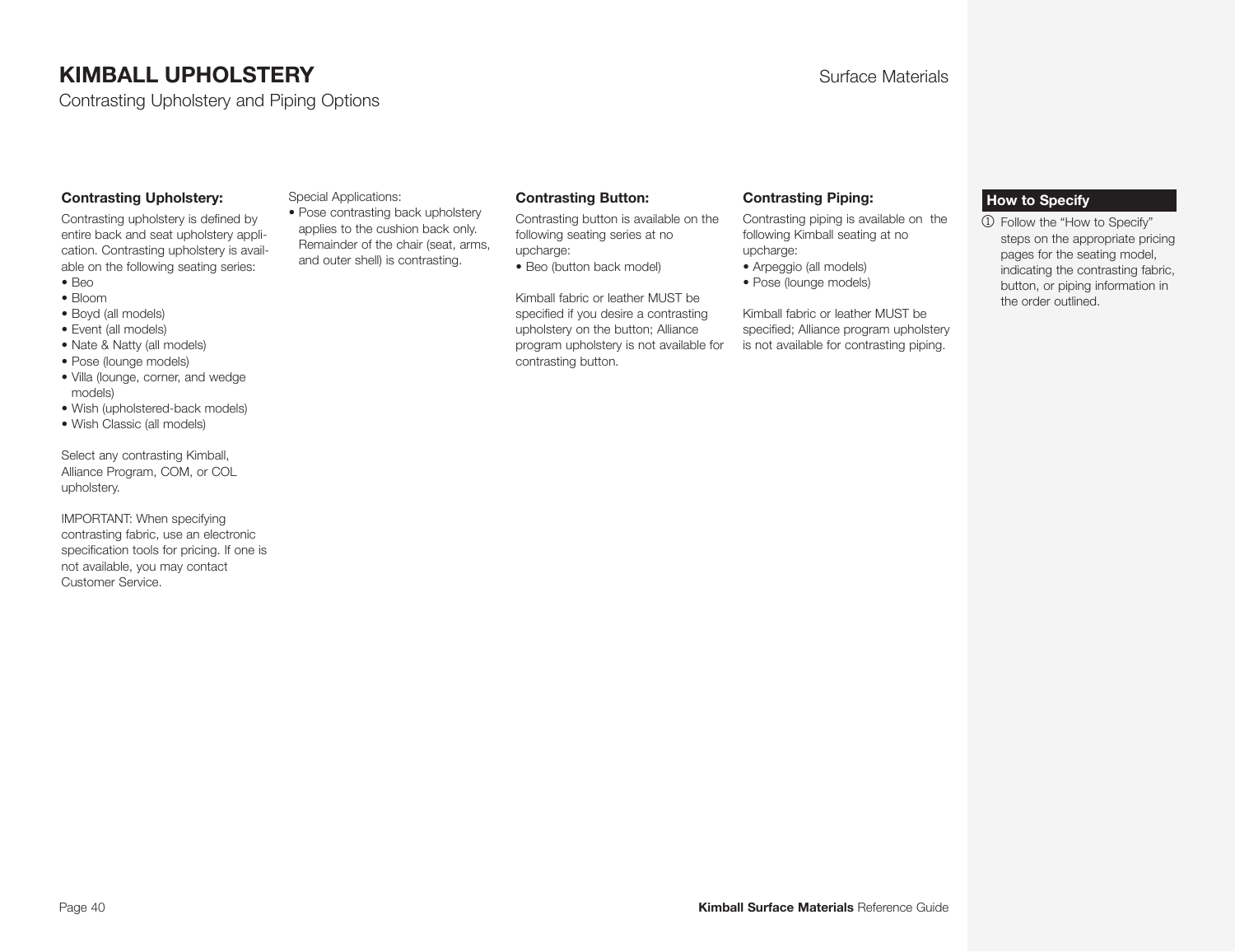# KIMBALL UPHOLSTERY

Contrasting Upholstery and Piping Options

Surface Materials

### Contrasting Upholstery:

Contrasting upholstery is defined by entire back and seat upholstery application. Contrasting upholstery is available on the following seating series:

- Beo
- Bloom
- Boyd (all models)
- Event (all models)
- Nate & Natty (all models)
- Pose (lounge models)
- Villa (lounge, corner, and wedge models)
- Wish (upholstered-back models)
- Wish Classic (all models)

Select any contrasting Kimball, Alliance Program, COM, or COL upholstery.

IMPORTANT: When specifying contrasting fabric, use an electronic specification tools for pricing. If one is not available, you may contact Customer Service.

Special Applications:

- Pose contrasting back upholstery applies to the cushion back only. Remainder of the chair (seat, arms, and outer shell) is contrasting.

### Contrasting Button:

Contrasting button is available on the following seating series at no upcharge:

- Beo (button back model)

Kimball fabric or leather MUST be specified if you desire a contrasting upholstery on the button; Alliance program upholstery is not available for contrasting button.

### Contrasting Piping:

Contrasting piping is available on the following Kimball seating at no upcharge:

- Arpeggio (all models)
- Pose (lounge models)

Kimball fabric or leather MUST be specified; Alliance program upholstery is not available for contrasting piping.

### How to Specify

1. Follow the “How to Specify” steps on the appropriate pricing pages for the seating model, indicating the contrasting fabric, button, or piping information in the order outlined.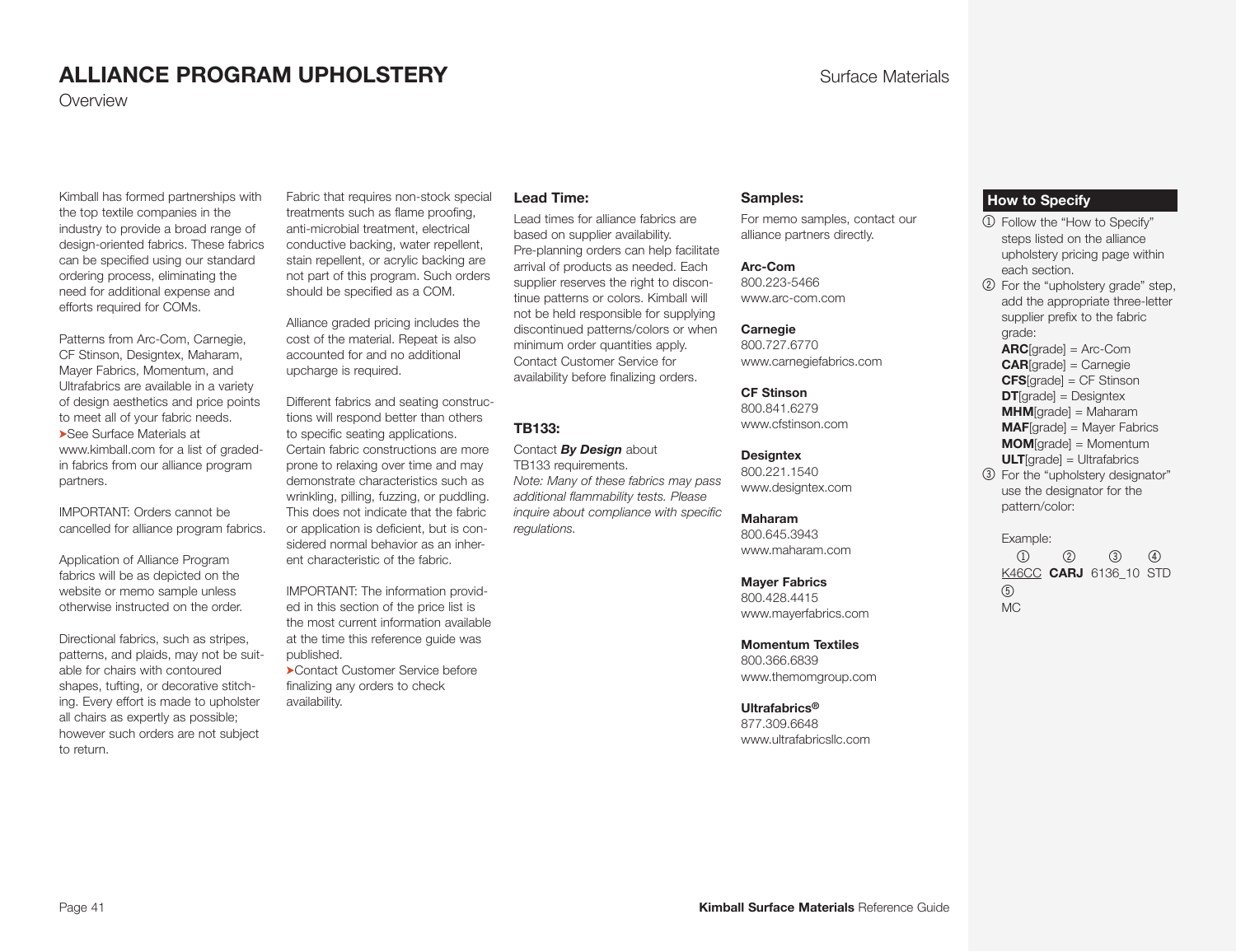# ALLIANCE PROGRAM UPHOLSTERY

Overview

Surface Materials

Kimball has formed partnerships with the top textile companies in the industry to provide a broad range of design-oriented fabrics. These fabrics can be specified using our standard ordering process, eliminating the need for additional expense and efforts required for COMs.

Patterns from Arc-Com, Carnegie, CF Stinson, Designtex, Maharam, Mayer Fabrics, Momentum, and Ultrafabrics are available in a variety of design aesthetics and price points to meet all of your fabric needs.
➤See Surface Materials at www.kimball.com for a list of graded-in fabrics from our alliance program partners.

IMPORTANT: Orders cannot be cancelled for alliance program fabrics.

Application of Alliance Program fabrics will be as depicted on the website or memo sample unless otherwise instructed on the order.

Directional fabrics, such as stripes, patterns, and plaids, may not be suitable for chairs with contoured shapes, tufting, or decorative stitching. Every effort is made to upholster all chairs as expertly as possible; however such orders are not subject to return.

Fabric that requires non-stock special treatments such as flame proofing, anti-microbial treatment, electrical conductive backing, water repellent, stain repellent, or acrylic backing are not part of this program. Such orders should be specified as a COM.

Alliance graded pricing includes the cost of the material. Repeat is also accounted for and no additional upcharge is required.

Different fabrics and seating constructions will respond better than others to specific seating applications. Certain fabric constructions are more prone to relaxing over time and may demonstrate characteristics such as wrinkling, pilling, fuzzing, or puddling. This does not indicate that the fabric or application is deficient, but is considered normal behavior as an inherent characteristic of the fabric.

IMPORTANT: The information provided in this section of the price list is the most current information available at the time this reference guide was published.
➤Contact Customer Service before finalizing any orders to check availability.

## Lead Time:

Lead times for alliance fabrics are based on supplier availability. Pre-planning orders can help facilitate arrival of products as needed. Each supplier reserves the right to discontinue patterns or colors. Kimball will not be held responsible for supplying discontinued patterns/colors or when minimum order quantities apply. Contact Customer Service for availability before finalizing orders.

## TB133:

Contact ***By Design*** about TB133 requirements.
*Note: Many of these fabrics may pass additional flammability tests. Please inquire about compliance with specific regulations.*

## Samples:

For memo samples, contact our alliance partners directly.

**Arc-Com**
800.223-5466
www.arc-com.com

**Carnegie**
800.727.6770
www.carnegiefabrics.com

**CF Stinson**
800.841.6279
www.cfstinson.com

**Designtex**
800.221.1540
www.designtex.com

**Maharam**
800.645.3943
www.maharam.com

**Mayer Fabrics**
800.428.4415
www.mayerfabrics.com

**Momentum Textiles**
800.366.6839
www.themomgroup.com

**Ultrafabrics®**
877.309.6648
www.ultrafabricsllc.com

## How to Specify

① Follow the "How to Specify" steps listed on the alliance upholstery pricing page within each section.

② For the "upholstery grade" step, add the appropriate three-letter supplier prefix to the fabric grade:
**ARC**[grade] = Arc-Com
**CAR**[grade] = Carnegie
**CFS**[grade] = CF Stinson
**DT**[grade] = Designtex
**MHM**[grade] = Maharam
**MAF**[grade] = Mayer Fabrics
**MOM**[grade] = Momentum
**ULT**[grade] = Ultrafabrics

③ For the "upholstery designator" use the designator for the pattern/color:

Example:

| ① | ② | ③ | ④ |
|---|---|---|---|
| K46CC | **CARJ** | 6136_10 | STD |

⑤
MC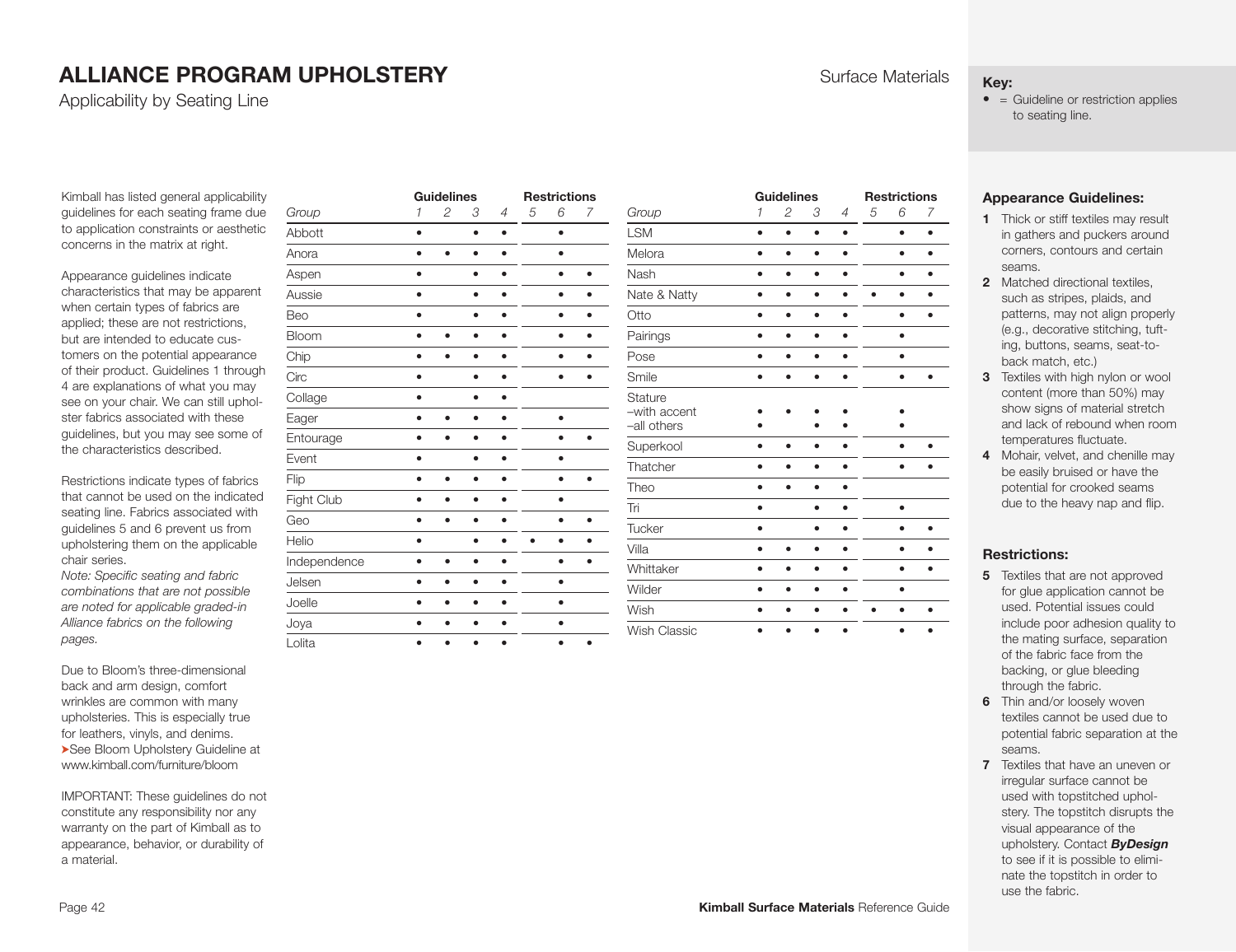# ALLIANCE PROGRAM UPHOLSTERY

Applicability by Seating Line

Surface Materials

**Key:**

• = Guideline or restriction applies to seating line.

Kimball has listed general applicability guidelines for each seating frame due to application constraints or aesthetic concerns in the matrix at right.

Appearance guidelines indicate characteristics that may be apparent when certain types of fabrics are applied; these are not restrictions, but are intended to educate customers on the potential appearance of their product. Guidelines 1 through 4 are explanations of what you may see on your chair. We can still upholster fabrics associated with these guidelines, but you may see some of the characteristics described.

Restrictions indicate types of fabrics that cannot be used on the indicated seating line. Fabrics associated with guidelines 5 and 6 prevent us from upholstering them on the applicable chair series.

*Note: Specific seating and fabric combinations that are not possible are noted for applicable graded-in Alliance fabrics on the following pages.*

Due to Bloom's three-dimensional back and arm design, comfort wrinkles are common with many upholsteries. This is especially true for leathers, vinyls, and denims.
➤See Bloom Upholstery Guideline at www.kimball.com/furniture/bloom

IMPORTANT: These guidelines do not constitute any responsibility nor any warranty on the part of Kimball as to appearance, behavior, or durability of a material.

| | Guidelines | | | | Restrictions | | |
|---|---|---|---|---|---|---|---|
| *Group* | *1* | *2* | *3* | *4* | *5* | *6* | *7* |
| Abbott | • | | • | • | | • | |
| Anora | • | • | • | • | | • | |
| Aspen | • | | • | • | | • | • |
| Aussie | • | | • | • | | • | • |
| Beo | • | | • | • | | • | • |
| Bloom | • | • | • | • | | • | • |
| Chip | • | • | • | • | | • | • |
| Circ | • | | • | • | | • | • |
| Collage | • | | • | • | | | |
| Eager | • | • | • | • | | • | |
| Entourage | • | • | • | • | | • | • |
| Event | • | | • | • | | • | |
| Flip | • | • | • | • | | • | • |
| Fight Club | • | • | • | • | | • | |
| Geo | • | • | • | • | | • | • |
| Helio | • | | • | • | • | • | • |
| Independence | • | • | • | • | | • | • |
| Jelsen | • | • | • | • | | • | |
| Joelle | • | • | • | • | | • | |
| Joya | • | • | • | • | | • | |
| Lolita | • | • | • | • | | • | • |
| LSM | • | • | • | • | | • | • |
| Melora | • | • | • | • | | • | • |
| Nash | • | • | • | • | | • | • |
| Nate & Natty | • | • | • | • | • | • | • |
| Otto | • | • | • | • | | • | • |
| Pairings | • | • | • | • | | • | |
| Pose | • | • | • | • | | • | |
| Smile | • | • | • | • | | • | • |
| Stature –with accent | • | • | • | • | | • | |
| Stature –all others | • | | • | • | | • | |
| Superkool | • | • | • | • | | • | • |
| Thatcher | • | • | • | • | | • | • |
| Theo | • | • | • | • | | | |
| Tri | • | | • | • | | • | |
| Tucker | • | | • | • | | • | • |
| Villa | • | • | • | • | | • | • |
| Whittaker | • | • | • | • | | • | • |
| Wilder | • | • | • | • | | • | |
| Wish | • | • | • | • | • | • | • |
| Wish Classic | • | • | • | • | | • | • |

### Appearance Guidelines:

1. Thick or stiff textiles may result in gathers and puckers around corners, contours and certain seams.
2. Matched directional textiles, such as stripes, plaids, and patterns, may not align properly (e.g., decorative stitching, tufting, buttons, seams, seat-to-back match, etc.)
3. Textiles with high nylon or wool content (more than 50%) may show signs of material stretch and lack of rebound when room temperatures fluctuate.
4. Mohair, velvet, and chenille may be easily bruised or have the potential for crooked seams due to the heavy nap and flip.

### Restrictions:

5. Textiles that are not approved for glue application cannot be used. Potential issues could include poor adhesion quality to the mating surface, separation of the fabric face from the backing, or glue bleeding through the fabric.
6. Thin and/or loosely woven textiles cannot be used due to potential fabric separation at the seams.
7. Textiles that have an uneven or irregular surface cannot be used with topstitched upholstery. The topstitch disrupts the visual appearance of the upholstery. Contact ***ByDesign*** to see if it is possible to eliminate the topstitch in order to use the fabric.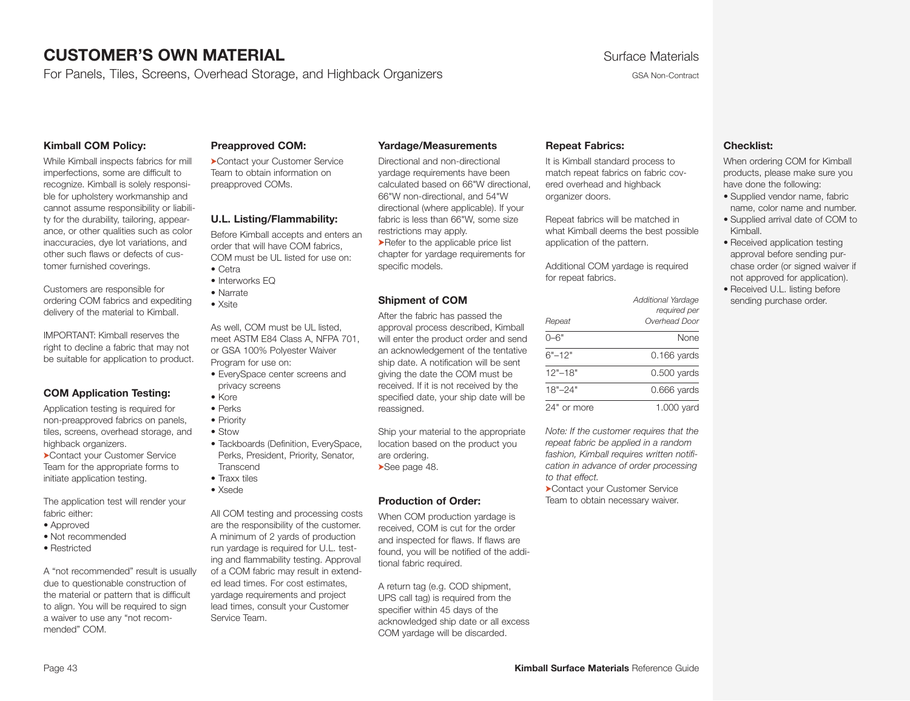# CUSTOMER'S OWN MATERIAL

For Panels, Tiles, Screens, Overhead Storage, and Highback Organizers

Surface Materials

GSA Non-Contract

### Kimball COM Policy:

While Kimball inspects fabrics for mill imperfections, some are difficult to recognize. Kimball is solely responsible for upholstery workmanship and cannot assume responsibility or liability for the durability, tailoring, appearance, or other qualities such as color inaccuracies, dye lot variations, and other such flaws or defects of customer furnished coverings.

Customers are responsible for ordering COM fabrics and expediting delivery of the material to Kimball.

IMPORTANT: Kimball reserves the right to decline a fabric that may not be suitable for application to product.

### COM Application Testing:

Application testing is required for non-preapproved fabrics on panels, tiles, screens, overhead storage, and highback organizers.

➤Contact your Customer Service Team for the appropriate forms to initiate application testing.

The application test will render your fabric either:

- Approved
- Not recommended
- Restricted

A "not recommended" result is usually due to questionable construction of the material or pattern that is difficult to align. You will be required to sign a waiver to use any "not recommended" COM.

### Preapproved COM:

➤Contact your Customer Service Team to obtain information on preapproved COMs.

### U.L. Listing/Flammability:

Before Kimball accepts and enters an order that will have COM fabrics, COM must be UL listed for use on:

- Cetra
- Interworks EQ
- Narrate
- Xsite

As well, COM must be UL listed, meet ASTM E84 Class A, NFPA 701, or GSA 100% Polyester Waiver Program for use on:

- EverySpace center screens and privacy screens
- Kore
- Perks
- Priority
- Stow
- Tackboards (Definition, EverySpace, Perks, President, Priority, Senator, Transcend
- Traxx tiles
- Xsede

All COM testing and processing costs are the responsibility of the customer. A minimum of 2 yards of production run yardage is required for U.L. testing and flammability testing. Approval of a COM fabric may result in extended lead times. For cost estimates, yardage requirements and project lead times, consult your Customer Service Team.

### Yardage/Measurements

Directional and non-directional yardage requirements have been calculated based on 66"W directional, 66"W non-directional, and 54"W directional (where applicable). If your fabric is less than 66"W, some size restrictions may apply.

➤Refer to the applicable price list chapter for yardage requirements for specific models.

### Shipment of COM

After the fabric has passed the approval process described, Kimball will enter the product order and send an acknowledgement of the tentative ship date. A notification will be sent giving the date the COM must be received. If it is not received by the specified date, your ship date will be reassigned.

Ship your material to the appropriate location based on the product you are ordering.

➤See page 48.

### Production of Order:

When COM production yardage is received, COM is cut for the order and inspected for flaws. If flaws are found, you will be notified of the additional fabric required.

A return tag (e.g. COD shipment, UPS call tag) is required from the specifier within 45 days of the acknowledged ship date or all excess COM yardage will be discarded.

### Repeat Fabrics:

It is Kimball standard process to match repeat fabrics on fabric covered overhead and highback organizer doors.

Repeat fabrics will be matched in what Kimball deems the best possible application of the pattern.

Additional COM yardage is required for repeat fabrics.

| *Repeat* | *Additional Yardage required per Overhead Door* |
|---|---|
| 0–6" | None |
| 6"–12" | 0.166 yards |
| 12"–18" | 0.500 yards |
| 18"–24" | 0.666 yards |
| 24" or more | 1.000 yard |

*Note: If the customer requires that the repeat fabric be applied in a random fashion, Kimball requires written notification in advance of order processing to that effect.*

➤Contact your Customer Service Team to obtain necessary waiver.

### Checklist:

When ordering COM for Kimball products, please make sure you have done the following:

- Supplied vendor name, fabric name, color name and number.
- Supplied arrival date of COM to Kimball.
- Received application testing approval before sending purchase order (or signed waiver if not approved for application).
- Received U.L. listing before sending purchase order.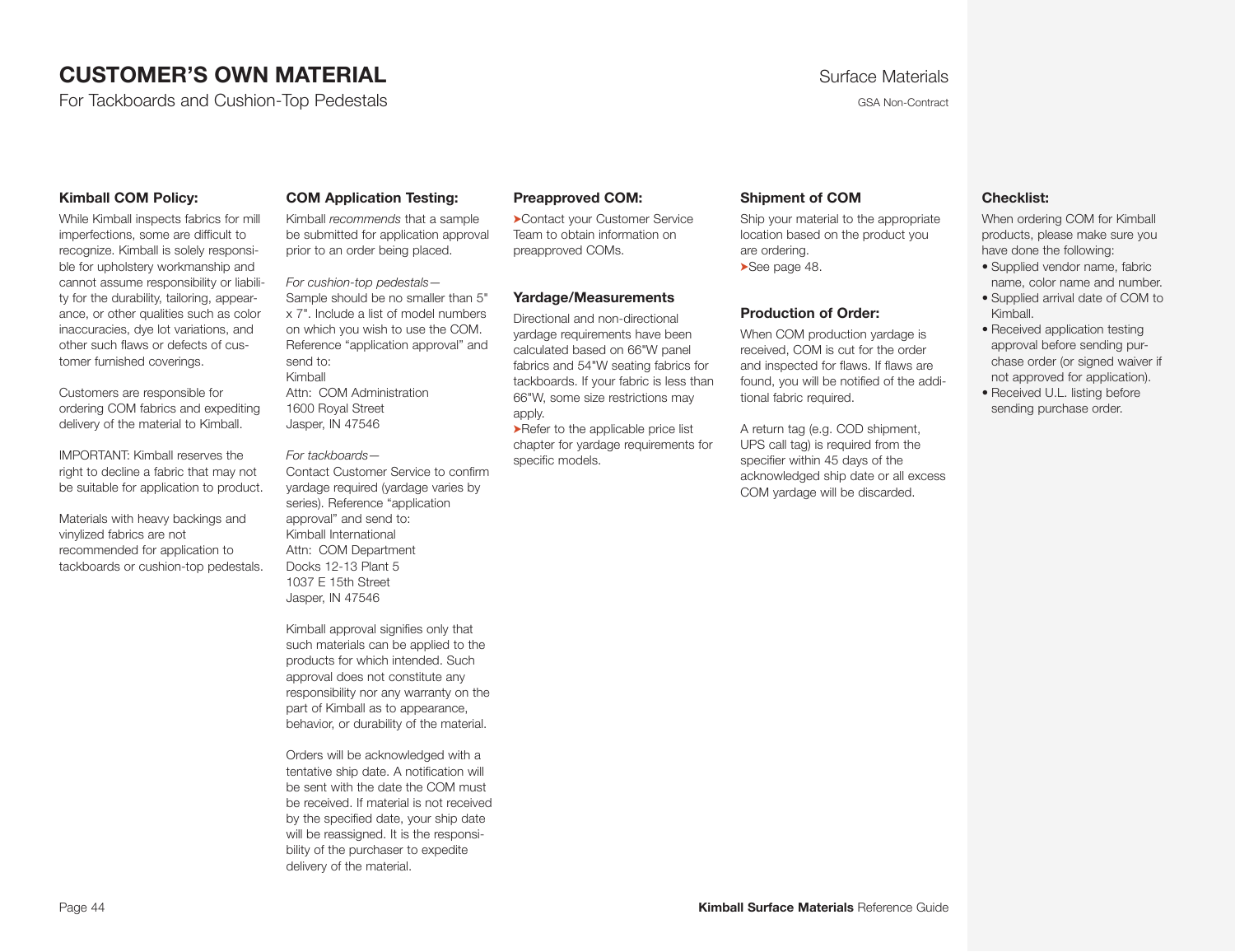# CUSTOMER'S OWN MATERIAL

For Tackboards and Cushion-Top Pedestals

Surface Materials

GSA Non-Contract

### Kimball COM Policy:

While Kimball inspects fabrics for mill imperfections, some are difficult to recognize. Kimball is solely responsible for upholstery workmanship and cannot assume responsibility or liability for the durability, tailoring, appearance, or other qualities such as color inaccuracies, dye lot variations, and other such flaws or defects of customer furnished coverings.

Customers are responsible for ordering COM fabrics and expediting delivery of the material to Kimball.

IMPORTANT: Kimball reserves the right to decline a fabric that may not be suitable for application to product.

Materials with heavy backings and vinylized fabrics are not recommended for application to tackboards or cushion-top pedestals.

### COM Application Testing:

Kimball *recommends* that a sample be submitted for application approval prior to an order being placed.

*For cushion-top pedestals—*
Sample should be no smaller than 5" x 7". Include a list of model numbers on which you wish to use the COM. Reference "application approval" and send to:
Kimball
Attn: COM Administration
1600 Royal Street
Jasper, IN 47546

*For tackboards—*
Contact Customer Service to confirm yardage required (yardage varies by series). Reference "application approval" and send to:
Kimball International
Attn: COM Department
Docks 12-13 Plant 5
1037 E 15th Street
Jasper, IN 47546

Kimball approval signifies only that such materials can be applied to the products for which intended. Such approval does not constitute any responsibility nor any warranty on the part of Kimball as to appearance, behavior, or durability of the material.

Orders will be acknowledged with a tentative ship date. A notification will be sent with the date the COM must be received. If material is not received by the specified date, your ship date will be reassigned. It is the responsibility of the purchaser to expedite delivery of the material.

### Preapproved COM:

➤Contact your Customer Service Team to obtain information on preapproved COMs.

### Yardage/Measurements

Directional and non-directional yardage requirements have been calculated based on 66"W panel fabrics and 54"W seating fabrics for tackboards. If your fabric is less than 66"W, some size restrictions may apply.

➤Refer to the applicable price list chapter for yardage requirements for specific models.

### Shipment of COM

Ship your material to the appropriate location based on the product you are ordering.

➤See page 48.

### Production of Order:

When COM production yardage is received, COM is cut for the order and inspected for flaws. If flaws are found, you will be notified of the additional fabric required.

A return tag (e.g. COD shipment, UPS call tag) is required from the specifier within 45 days of the acknowledged ship date or all excess COM yardage will be discarded.

### Checklist:

When ordering COM for Kimball products, please make sure you have done the following:

- Supplied vendor name, fabric name, color name and number.
- Supplied arrival date of COM to Kimball.
- Received application testing approval before sending purchase order (or signed waiver if not approved for application).
- Received U.L. listing before sending purchase order.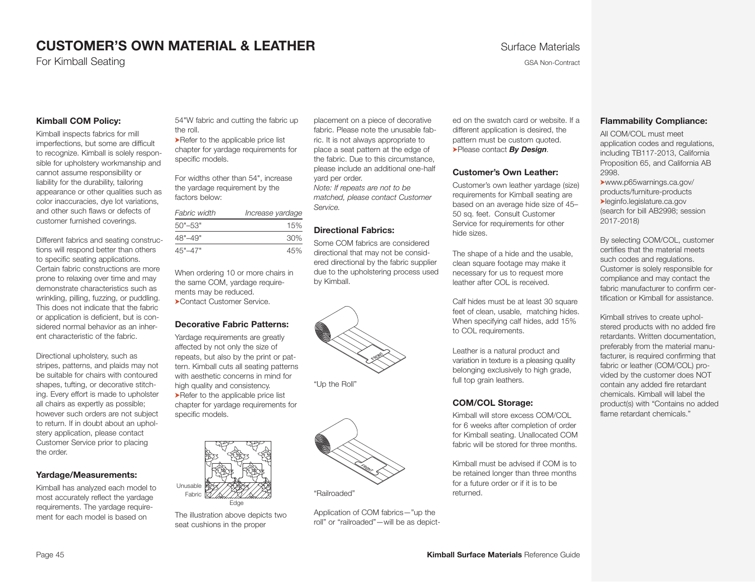# CUSTOMER'S OWN MATERIAL & LEATHER

For Kimball Seating

Surface Materials

GSA Non-Contract

### Kimball COM Policy:

Kimball inspects fabrics for mill imperfections, but some are difficult to recognize. Kimball is solely responsible for upholstery workmanship and cannot assume responsibility or liability for the durability, tailoring appearance or other qualities such as color inaccuracies, dye lot variations, and other such flaws or defects of customer furnished coverings.

Different fabrics and seating constructions will respond better than others to specific seating applications. Certain fabric constructions are more prone to relaxing over time and may demonstrate characteristics such as wrinkling, pilling, fuzzing, or puddling. This does not indicate that the fabric or application is deficient, but is considered normal behavior as an inherent characteristic of the fabric.

Directional upholstery, such as stripes, patterns, and plaids may not be suitable for chairs with contoured shapes, tufting, or decorative stitching. Every effort is made to upholster all chairs as expertly as possible; however such orders are not subject to return. If in doubt about an upholstery application, please contact Customer Service prior to placing the order.

### Yardage/Measurements:

Kimball has analyzed each model to most accurately reflect the yardage requirements. The yardage requirement for each model is based on 54"W fabric and cutting the fabric up the roll.

➤Refer to the applicable price list chapter for yardage requirements for specific models.

For widths other than 54", increase the yardage requirement by the factors below:

| *Fabric width* | *Increase yardage* |
|---|---|
| 50"–53" | 15% |
| 48"–49" | 30% |
| 45"–47" | 45% |

When ordering 10 or more chairs in the same COM, yardage requirements may be reduced.

➤Contact Customer Service.

### Decorative Fabric Patterns:

Yardage requirements are greatly affected by not only the size of repeats, but also by the print or pattern. Kimball cuts all seating patterns with aesthetic concerns in mind for high quality and consistency.

➤Refer to the applicable price list chapter for yardage requirements for specific models.

Unusable Fabric

Edge

The illustration above depicts two seat cushions in the proper placement on a piece of decorative fabric. Please note the unusable fabric. It is not always appropriate to place a seat pattern at the edge of the fabric. Due to this circumstance, please include an additional one-half yard per order.

*Note: If repeats are not to be matched, please contact Customer Service.*

### Directional Fabrics:

Some COM fabrics are considered directional that may not be considered directional by the fabric supplier due to the upholstering process used by Kimball.

"Up the Roll"

"Railroaded"

Application of COM fabrics—"up the roll" or "railroaded"—will be as depicted on the swatch card or website. If a different application is desired, the pattern must be custom quoted.

➤Please contact ***By Design***.

### Customer's Own Leather:

Customer's own leather yardage (size) requirements for Kimball seating are based on an average hide size of 45–50 sq. feet. Consult Customer Service for requirements for other hide sizes.

The shape of a hide and the usable, clean square footage may make it necessary for us to request more leather after COL is received.

Calf hides must be at least 30 square feet of clean, usable, matching hides. When specifying calf hides, add 15% to COL requirements.

Leather is a natural product and variation in texture is a pleasing quality belonging exclusively to high grade, full top grain leathers.

### COM/COL Storage:

Kimball will store excess COM/COL for 6 weeks after completion of order for Kimball seating. Unallocated COM fabric will be stored for three months.

Kimball must be advised if COM is to be retained longer than three months for a future order or if it is to be returned.

### Flammability Compliance:

All COM/COL must meet application codes and regulations, including TB117-2013, California Proposition 65, and California AB 2998.

➤www.p65warnings.ca.gov/products/furniture-products

➤leginfo.legislature.ca.gov (search for bill AB2998; session 2017-2018)

By selecting COM/COL, customer certifies that the material meets such codes and regulations. Customer is solely responsible for compliance and may contact the fabric manufacturer to confirm certification or Kimball for assistance.

Kimball strives to create upholstered products with no added fire retardants. Written documentation, preferably from the material manufacturer, is required confirming that fabric or leather (COM/COL) provided by the customer does NOT contain any added fire retardant chemicals. Kimball will label the product(s) with "Contains no added flame retardant chemicals."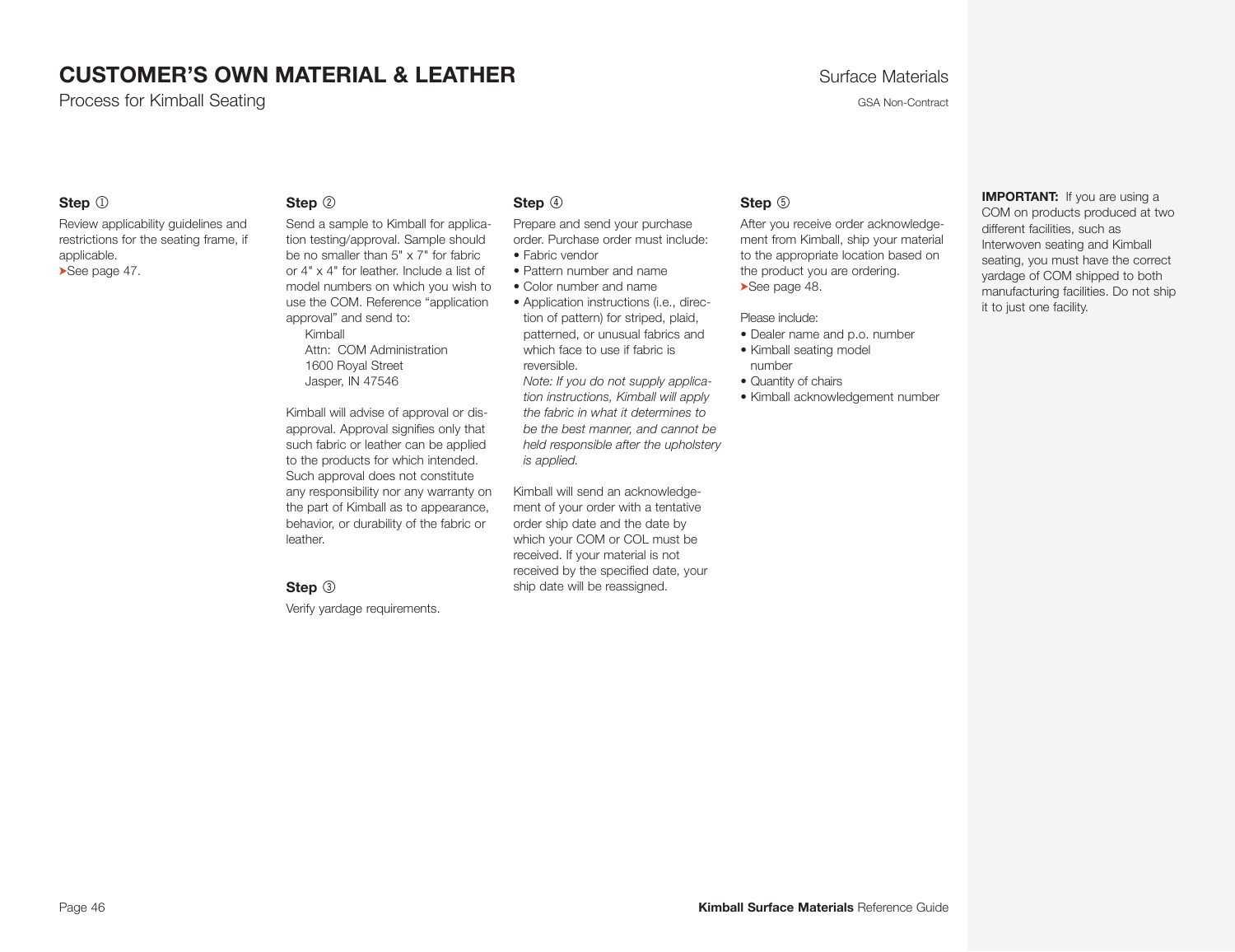# CUSTOMER'S OWN MATERIAL & LEATHER

Process for Kimball Seating

Surface Materials

GSA Non-Contract

### Step ①

Review applicability guidelines and restrictions for the seating frame, if applicable.
➤See page 47.

### Step ②

Send a sample to Kimball for application testing/approval. Sample should be no smaller than 5" x 7" for fabric or 4" x 4" for leather. Include a list of model numbers on which you wish to use the COM. Reference "application approval" and send to:

Kimball
Attn: COM Administration
1600 Royal Street
Jasper, IN 47546

Kimball will advise of approval or disapproval. Approval signifies only that such fabric or leather can be applied to the products for which intended. Such approval does not constitute any responsibility nor any warranty on the part of Kimball as to appearance, behavior, or durability of the fabric or leather.

### Step ③

Verify yardage requirements.

### Step ④

Prepare and send your purchase order. Purchase order must include:

- Fabric vendor
- Pattern number and name
- Color number and name
- Application instructions (i.e., direction of pattern) for striped, plaid, patterned, or unusual fabrics and which face to use if fabric is reversible.
  *Note: If you do not supply application instructions, Kimball will apply the fabric in what it determines to be the best manner, and cannot be held responsible after the upholstery is applied.*

Kimball will send an acknowledgement of your order with a tentative order ship date and the date by which your COM or COL must be received. If your material is not received by the specified date, your ship date will be reassigned.

### Step ⑤

After you receive order acknowledgement from Kimball, ship your material to the appropriate location based on the product you are ordering.
➤See page 48.

Please include:

- Dealer name and p.o. number
- Kimball seating model number
- Quantity of chairs
- Kimball acknowledgement number

**IMPORTANT:** If you are using a COM on products produced at two different facilities, such as Interwoven seating and Kimball seating, you must have the correct yardage of COM shipped to both manufacturing facilities. Do not ship it to just one facility.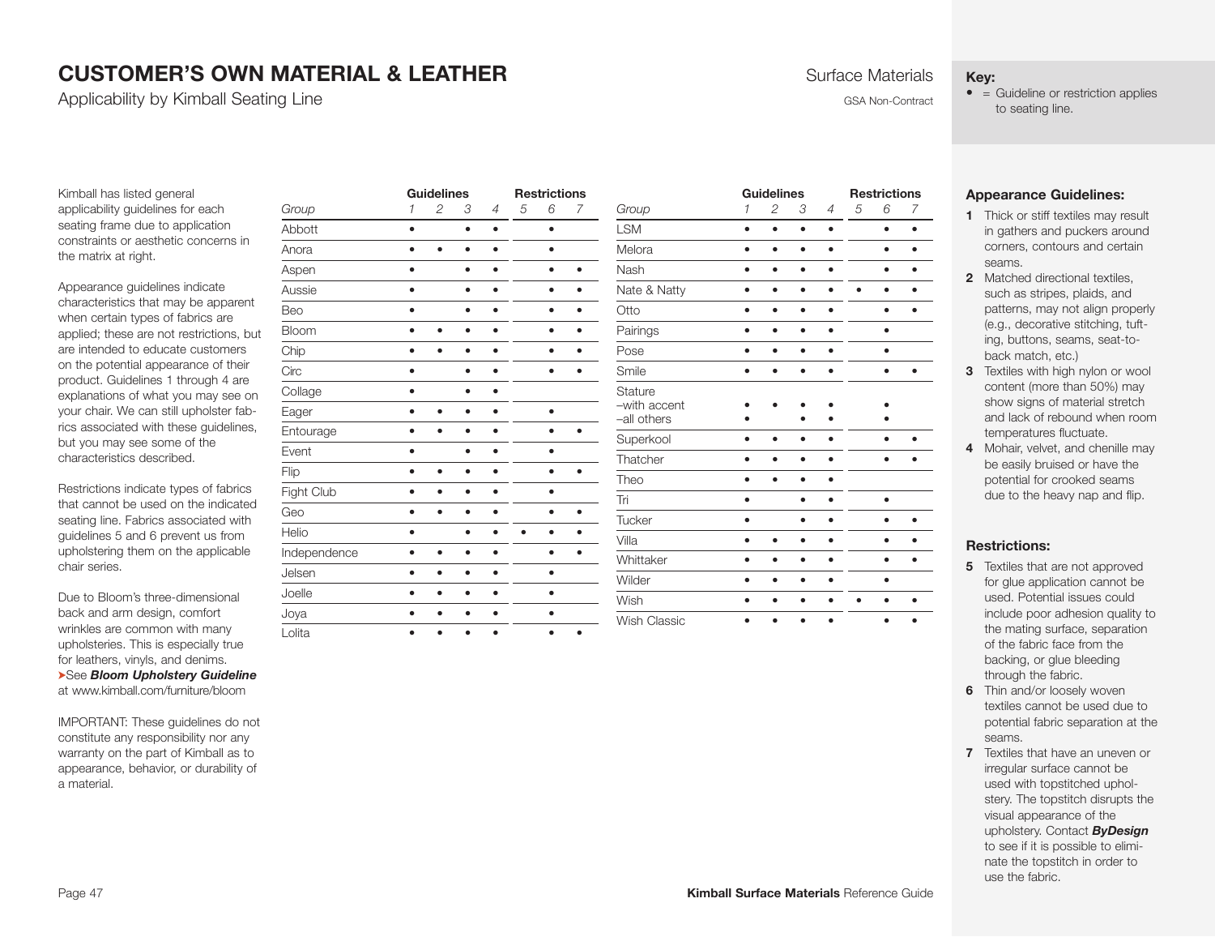# CUSTOMER'S OWN MATERIAL & LEATHER

Applicability by Kimball Seating Line

Surface Materials

GSA Non-Contract

**Key:**

• = Guideline or restriction applies to seating line.

Kimball has listed general applicability guidelines for each seating frame due to application constraints or aesthetic concerns in the matrix at right.

Appearance guidelines indicate characteristics that may be apparent when certain types of fabrics are applied; these are not restrictions, but are intended to educate customers on the potential appearance of their product. Guidelines 1 through 4 are explanations of what you may see on your chair. We can still upholster fabrics associated with these guidelines, but you may see some of the characteristics described.

Restrictions indicate types of fabrics that cannot be used on the indicated seating line. Fabrics associated with guidelines 5 and 6 prevent us from upholstering them on the applicable chair series.

Due to Bloom's three-dimensional back and arm design, comfort wrinkles are common with many upholsteries. This is especially true for leathers, vinyls, and denims.
➤See ***Bloom Upholstery Guideline*** at www.kimball.com/furniture/bloom

IMPORTANT: These guidelines do not constitute any responsibility nor any warranty on the part of Kimball as to appearance, behavior, or durability of a material.

| | Guidelines | | | | Restrictions | | |
|---|---|---|---|---|---|---|---|
| *Group* | *1* | *2* | *3* | *4* | *5* | *6* | *7* |
| Abbott | • | | • | • | | • | |
| Anora | • | • | • | • | | • | |
| Aspen | • | | • | • | | • | • |
| Aussie | • | | • | • | | • | • |
| Beo | • | | • | • | | • | • |
| Bloom | • | • | • | • | | • | • |
| Chip | • | • | • | • | | • | • |
| Circ | • | | • | • | | • | • |
| Collage | • | | • | • | | | |
| Eager | • | • | • | • | | • | |
| Entourage | • | • | • | • | | • | • |
| Event | • | | • | • | | • | |
| Flip | • | • | • | • | | • | • |
| Fight Club | • | • | • | • | | • | |
| Geo | • | • | • | • | | • | • |
| Helio | • | | • | • | • | • | • |
| Independence | • | • | • | • | | • | • |
| Jelsen | • | • | • | • | | • | |
| Joelle | • | • | • | • | | • | |
| Joya | • | • | • | • | | • | |
| Lolita | • | • | • | • | | • | • |

| | Guidelines | | | | Restrictions | | |
|---|---|---|---|---|---|---|---|
| *Group* | *1* | *2* | *3* | *4* | *5* | *6* | *7* |
| LSM | • | • | • | • | | • | • |
| Melora | • | • | • | • | | • | • |
| Nash | • | • | • | • | | • | • |
| Nate & Natty | • | • | • | • | • | • | • |
| Otto | • | • | • | • | | • | • |
| Pairings | • | • | • | • | | • | |
| Pose | • | • | • | • | | • | |
| Smile | • | • | • | • | | • | • |
| Stature –with accent | • | • | • | • | | • | |
| Stature –all others | • | | • | • | | • | |
| Superkool | • | • | • | • | | • | • |
| Thatcher | • | • | • | • | | • | • |
| Theo | • | • | • | • | | | |
| Tri | • | | • | • | | • | |
| Tucker | • | | • | • | | • | • |
| Villa | • | • | • | • | | • | • |
| Whittaker | • | • | • | • | | • | • |
| Wilder | • | • | • | • | | • | |
| Wish | • | • | • | • | • | • | • |
| Wish Classic | • | • | • | • | | • | • |

### Appearance Guidelines:

1. Thick or stiff textiles may result in gathers and puckers around corners, contours and certain seams.
2. Matched directional textiles, such as stripes, plaids, and patterns, may not align properly (e.g., decorative stitching, tufting, buttons, seams, seat-to-back match, etc.)
3. Textiles with high nylon or wool content (more than 50%) may show signs of material stretch and lack of rebound when room temperatures fluctuate.
4. Mohair, velvet, and chenille may be easily bruised or have the potential for crooked seams due to the heavy nap and flip.

### Restrictions:

5. Textiles that are not approved for glue application cannot be used. Potential issues could include poor adhesion quality to the mating surface, separation of the fabric face from the backing, or glue bleeding through the fabric.
6. Thin and/or loosely woven textiles cannot be used due to potential fabric separation at the seams.
7. Textiles that have an uneven or irregular surface cannot be used with topstitched upholstery. The topstitch disrupts the visual appearance of the upholstery. Contact ***ByDesign*** to see if it is possible to eliminate the topstitch in order to use the fabric.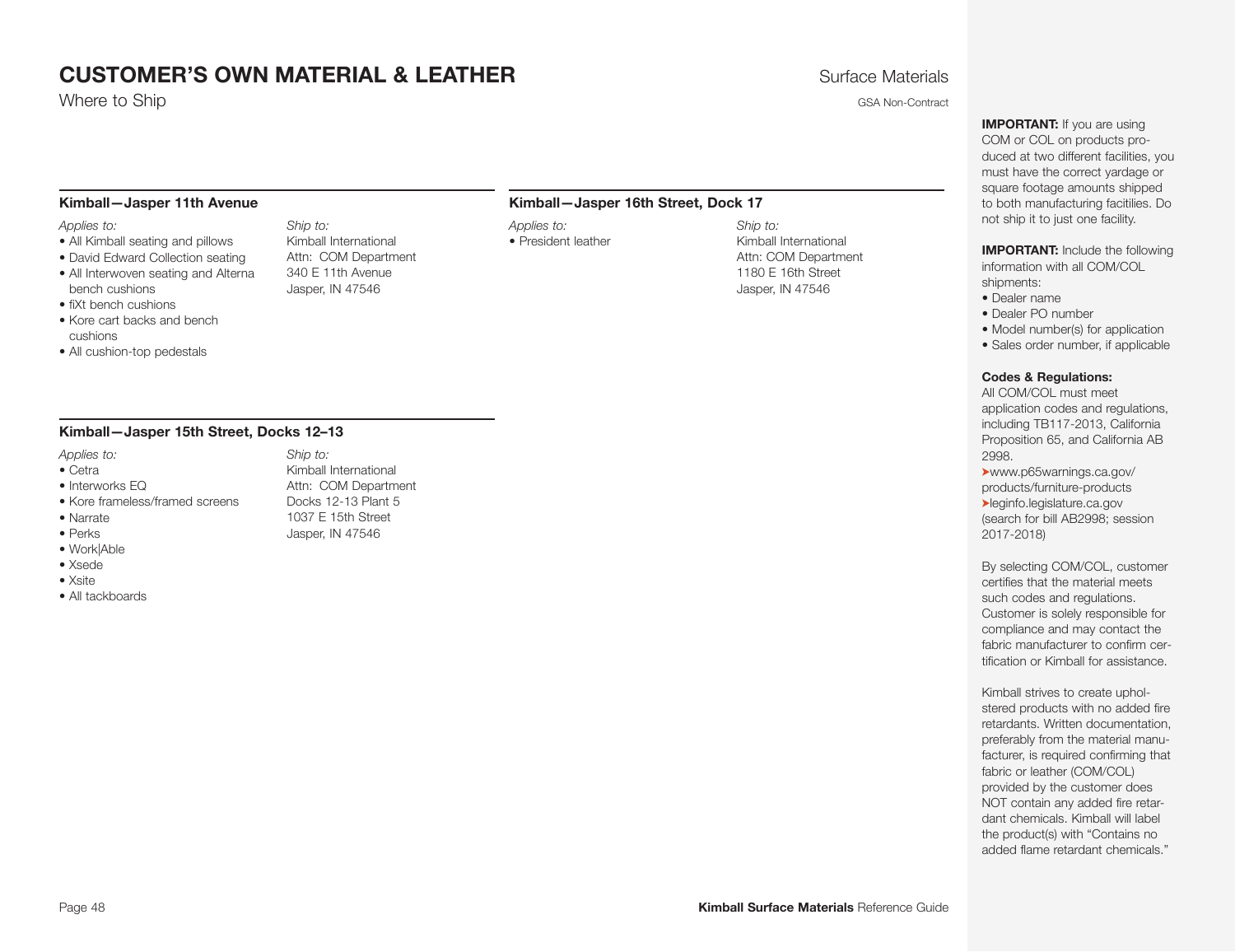# CUSTOMER'S OWN MATERIAL & LEATHER

Where to Ship

Surface Materials

GSA Non-Contract

### Kimball—Jasper 11th Avenue

*Applies to:*

- All Kimball seating and pillows
- David Edward Collection seating
- All Interwoven seating and Alterna bench cushions
- fiXt bench cushions
- Kore cart backs and bench cushions
- All cushion-top pedestals

*Ship to:*

Kimball International
Attn: COM Department
340 E 11th Avenue
Jasper, IN 47546

### Kimball—Jasper 15th Street, Docks 12–13

*Applies to:*

- Cetra
- Interworks EQ
- Kore frameless/framed screens
- Narrate
- Perks
- Work|Able
- Xsede
- Xsite
- All tackboards

*Ship to:*

Kimball International
Attn: COM Department
Docks 12-13 Plant 5
1037 E 15th Street
Jasper, IN 47546

### Kimball—Jasper 16th Street, Dock 17

*Applies to:*

- President leather

*Ship to:*

Kimball International
Attn: COM Department
1180 E 16th Street
Jasper, IN 47546

**IMPORTANT:** If you are using COM or COL on products produced at two different facilities, you must have the correct yardage or square footage amounts shipped to both manufacturing facilities. Do not ship it to just one facility.

**IMPORTANT:** Include the following information with all COM/COL shipments:

- Dealer name
- Dealer PO number
- Model number(s) for application
- Sales order number, if applicable

**Codes & Regulations:**

All COM/COL must meet application codes and regulations, including TB117-2013, California Proposition 65, and California AB 2998.

➤www.p65warnings.ca.gov/products/furniture-products

➤leginfo.legislature.ca.gov (search for bill AB2998; session 2017-2018)

By selecting COM/COL, customer certifies that the material meets such codes and regulations. Customer is solely responsible for compliance and may contact the fabric manufacturer to confirm certification or Kimball for assistance.

Kimball strives to create upholstered products with no added fire retardants. Written documentation, preferably from the material manufacturer, is required confirming that fabric or leather (COM/COL) provided by the customer does NOT contain any added fire retardant chemicals. Kimball will label the product(s) with "Contains no added flame retardant chemicals."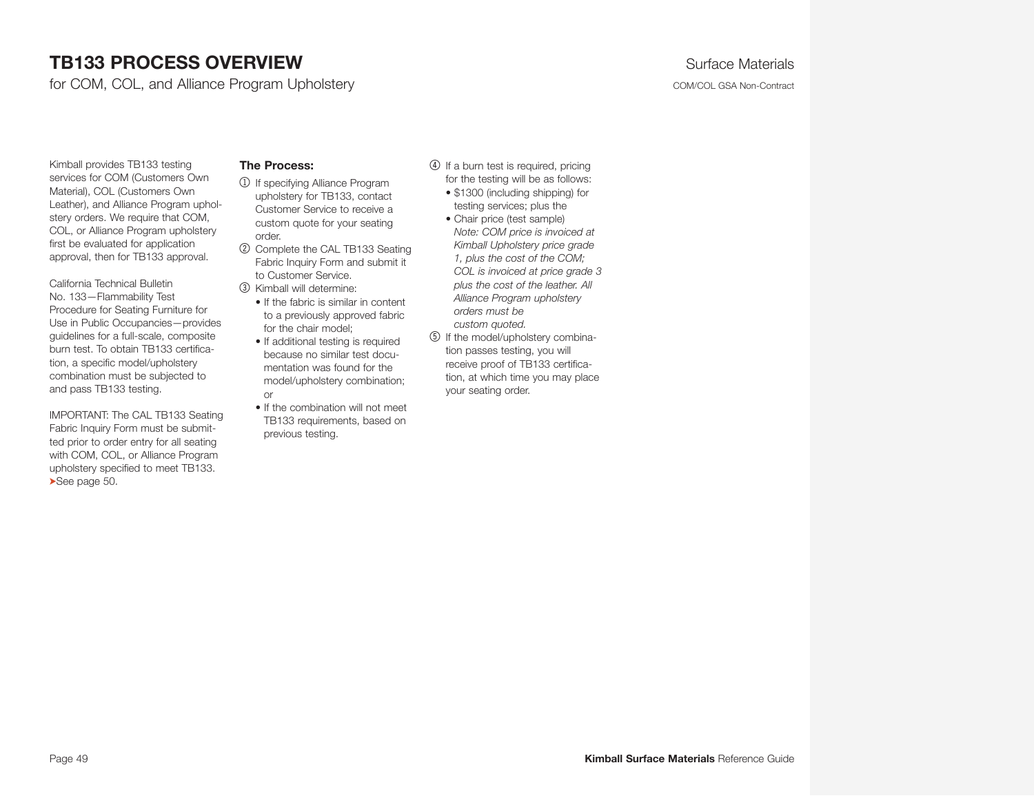# TB133 PROCESS OVERVIEW

for COM, COL, and Alliance Program Upholstery

Surface Materials

COM/COL GSA Non-Contract

Kimball provides TB133 testing services for COM (Customers Own Material), COL (Customers Own Leather), and Alliance Program upholstery orders. We require that COM, COL, or Alliance Program upholstery first be evaluated for application approval, then for TB133 approval.

California Technical Bulletin No. 133—Flammability Test Procedure for Seating Furniture for Use in Public Occupancies—provides guidelines for a full-scale, composite burn test. To obtain TB133 certification, a specific model/upholstery combination must be subjected to and pass TB133 testing.

IMPORTANT: The CAL TB133 Seating Fabric Inquiry Form must be submitted prior to order entry for all seating with COM, COL, or Alliance Program upholstery specified to meet TB133. ➤See page 50.

**The Process:**

1. If specifying Alliance Program upholstery for TB133, contact Customer Service to receive a custom quote for your seating order.
2. Complete the CAL TB133 Seating Fabric Inquiry Form and submit it to Customer Service.
3. Kimball will determine:
   - If the fabric is similar in content to a previously approved fabric for the chair model;
   - If additional testing is required because no similar test documentation was found for the model/upholstery combination; or
   - If the combination will not meet TB133 requirements, based on previous testing.
4. If a burn test is required, pricing for the testing will be as follows:
   - $1300 (including shipping) for testing services; plus the
   - Chair price (test sample)
     *Note: COM price is invoiced at Kimball Upholstery price grade 1, plus the cost of the COM; COL is invoiced at price grade 3 plus the cost of the leather. All Alliance Program upholstery orders must be custom quoted.*
5. If the model/upholstery combination passes testing, you will receive proof of TB133 certification, at which time you may place your seating order.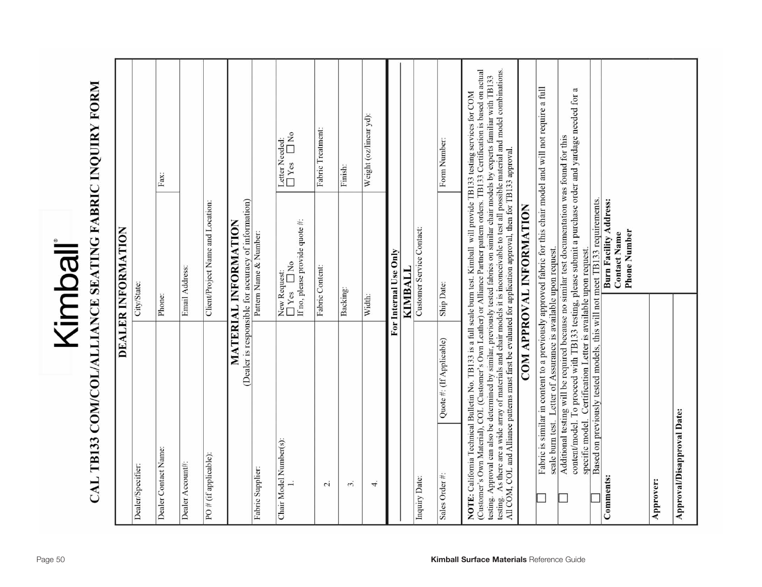Kimball®

# CAL TB133 COM/COL/ALLIANCE SEATING FABRIC INQUIRY FORM

## DEALER INFORMATION

| | | |
|---|---|---|
| Dealer/Specifier: | City/State: | |
| Dealer Contact Name: | Phone: | Fax: |
| Dealer Account#: | Email Address: | |
| PO # (if applicable): | Client/Project Name and Location: | |

## MATERIAL INFORMATION

(Dealer is responsible for accuracy of information)

| | | |
|---|---|---|
| Fabric Supplier: | Pattern Name & Number: | |
| Chair Model Number(s): 1. | New Request: ☐ Yes ☐ No If no, please provide quote #: | Letter Needed: ☐ Yes ☐ No |
| 2. | Fabric Content: | Fabric Treatment: |
| 3. | Backing: | Finish: |
| 4. | Width: | Weight (oz/linear yd): |

## For Internal Use Only

### KIMBALL

| | | | |
|---|---|---|---|
| Inquiry Date: | | Customer Service Contact: | |
| Sales Order #: | Quote #: (If Applicable) | Ship Date: | Form Number: |

**NOTE:** California Technical Bulletin No. TB133 is a full scale burn test. Kimball will provide TB133 testing services for COM (Customer's Own Material), COL (Customer's Own Leather) or Alliance Partner pattern orders. TB133 Certification is based on actual testing. Approval can also be determined by similar, previously tested fabrics on similar chair models by experts familiar with TB133 testing. As there are a wide array of materials and chair models it is inconceivable to test all possible material and model combinations. All COM, COL and Alliance patterns must first be evaluated for application approval, then for TB133 approval.

## COM APPROVAL INFORMATION

- ☐ Fabric is similar in content to a previously approved fabric for this chair model and will not require a full scale burn test. Letter of Assurance is available upon request.
- ☐ Additional testing will be required because no similar test documentation was found for this content/model. To proceed with TB133 testing, please submit a purchase order and yardage needed for a specific model. Certification Letter is available upon request.
- ☐ Based on previously tested models, this will not meet TB133 requirements.

| | |
|---|---|
| **Comments:** | **Burn Facility Address:** **Contact Name** **Phone Number** |
| **Approver:** | |
| **Approval/Disapproval Date:** | |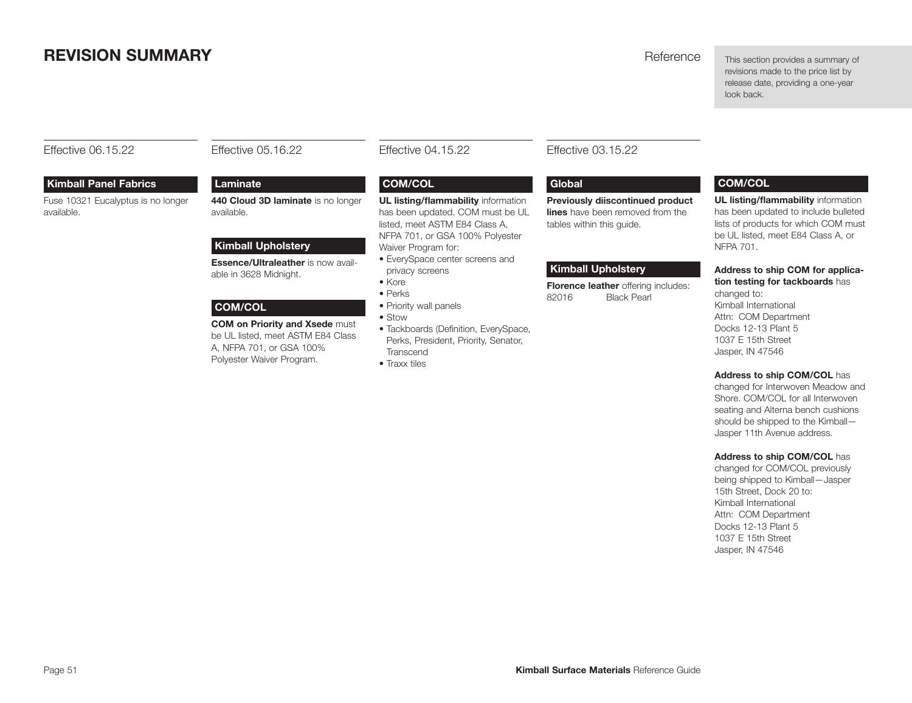# REVISION SUMMARY

Reference

This section provides a summary of revisions made to the price list by release date, providing a one-year look back.

## Effective 06.15.22

### Kimball Panel Fabrics

Fuse 10321 Eucalyptus is no longer available.

## Effective 05.16.22

### Laminate

**440 Cloud 3D laminate** is no longer available.

### Kimball Upholstery

**Essence/Ultraleather** is now available in 3628 Midnight.

### COM/COL

**COM on Priority and Xsede** must be UL listed, meet ASTM E84 Class A, NFPA 701, or GSA 100% Polyester Waiver Program.

## Effective 04.15.22

### COM/COL

**UL listing/flammability** information has been updated. COM must be UL listed, meet ASTM E84 Class A, NFPA 701, or GSA 100% Polyester Waiver Program for:

- EverySpace center screens and privacy screens
- Kore
- Perks
- Priority wall panels
- Stow
- Tackboards (Definition, EverySpace, Perks, President, Priority, Senator, Transcend
- Traxx tiles

## Effective 03.15.22

### Global

**Previously diiscontinued product lines** have been removed from the tables within this guide.

### Kimball Upholstery

**Florence leather** offering includes:

82016 Black Pearl

### COM/COL

**UL listing/flammability** information has been updated to include bulleted lists of products for which COM must be UL listed, meet E84 Class A, or NFPA 701.

**Address to ship COM for application testing for tackboards** has changed to:
Kimball International
Attn: COM Department
Docks 12-13 Plant 5
1037 E 15th Street
Jasper, IN 47546

**Address to ship COM/COL** has changed for Interwoven Meadow and Shore. COM/COL for all Interwoven seating and Alterna bench cushions should be shipped to the Kimball—Jasper 11th Avenue address.

**Address to ship COM/COL** has changed for COM/COL previously being shipped to Kimball—Jasper 15th Street, Dock 20 to:
Kimball International
Attn: COM Department
Docks 12-13 Plant 5
1037 E 15th Street
Jasper, IN 47546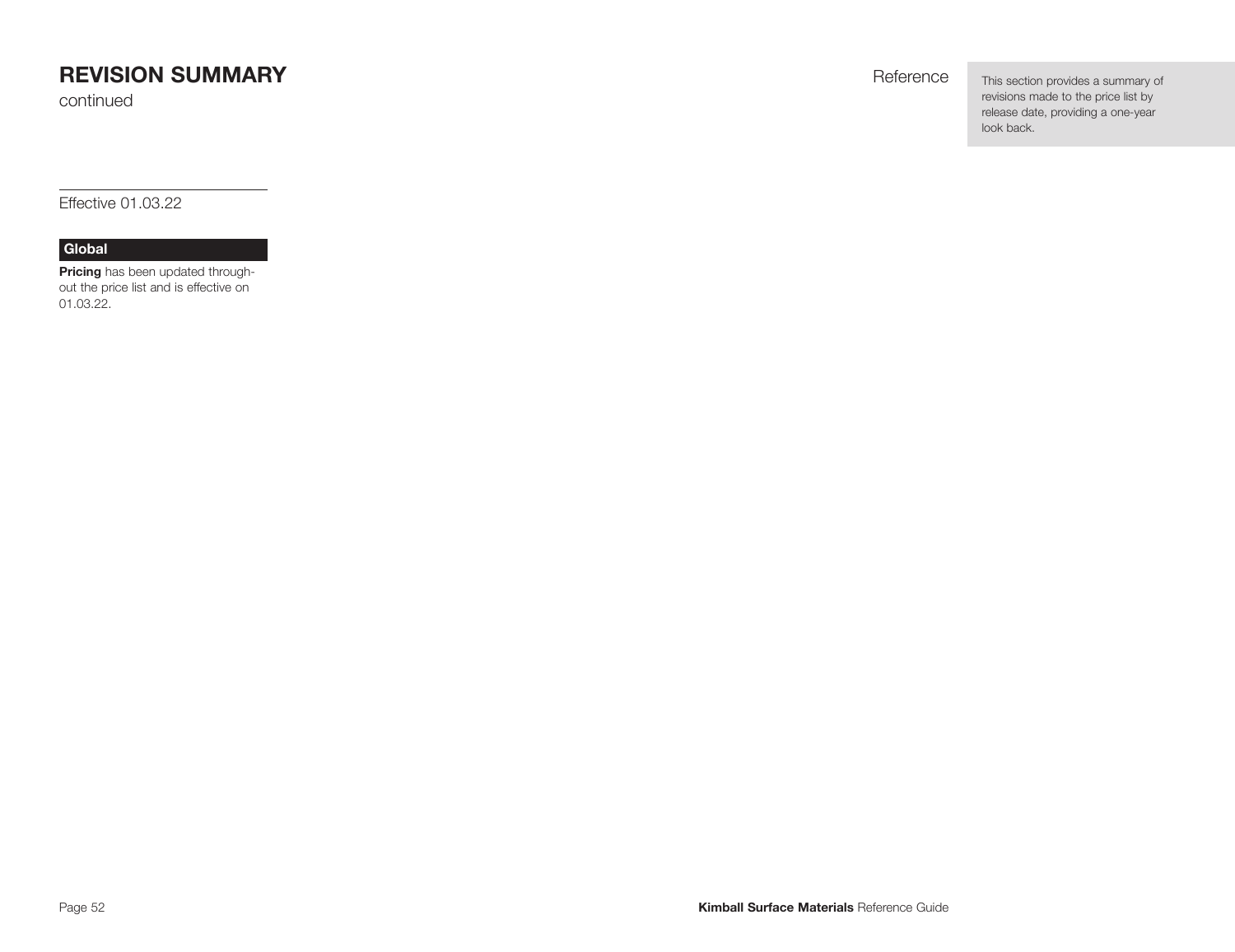# REVISION SUMMARY

continued

Reference

This section provides a summary of revisions made to the price list by release date, providing a one-year look back.

Effective 01.03.22

### Global

**Pricing** has been updated throughout the price list and is effective on 01.03.22.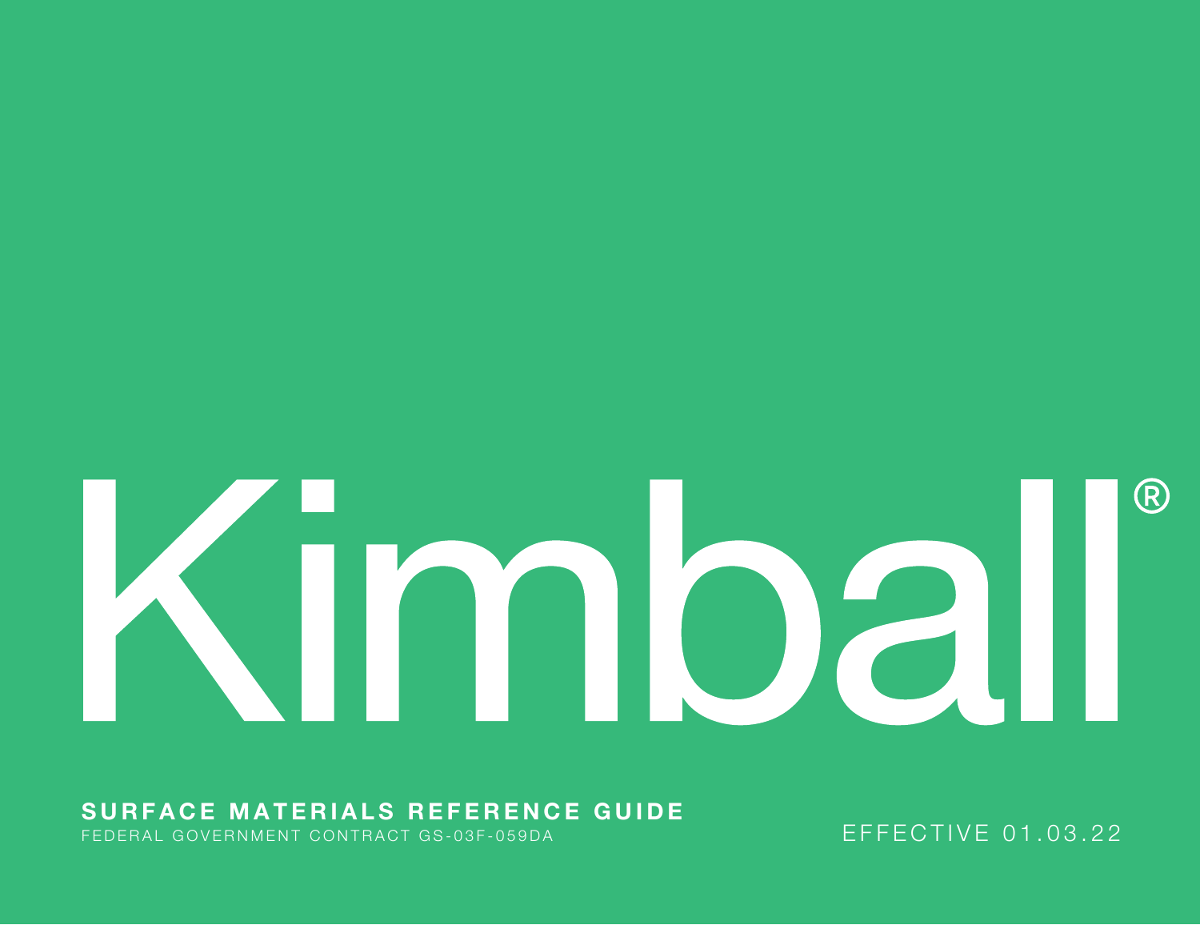# Kimball®

**SURFACE MATERIALS REFERENCE GUIDE**

FEDERAL GOVERNMENT CONTRACT GS-03F-059DA

EFFECTIVE 01.03.22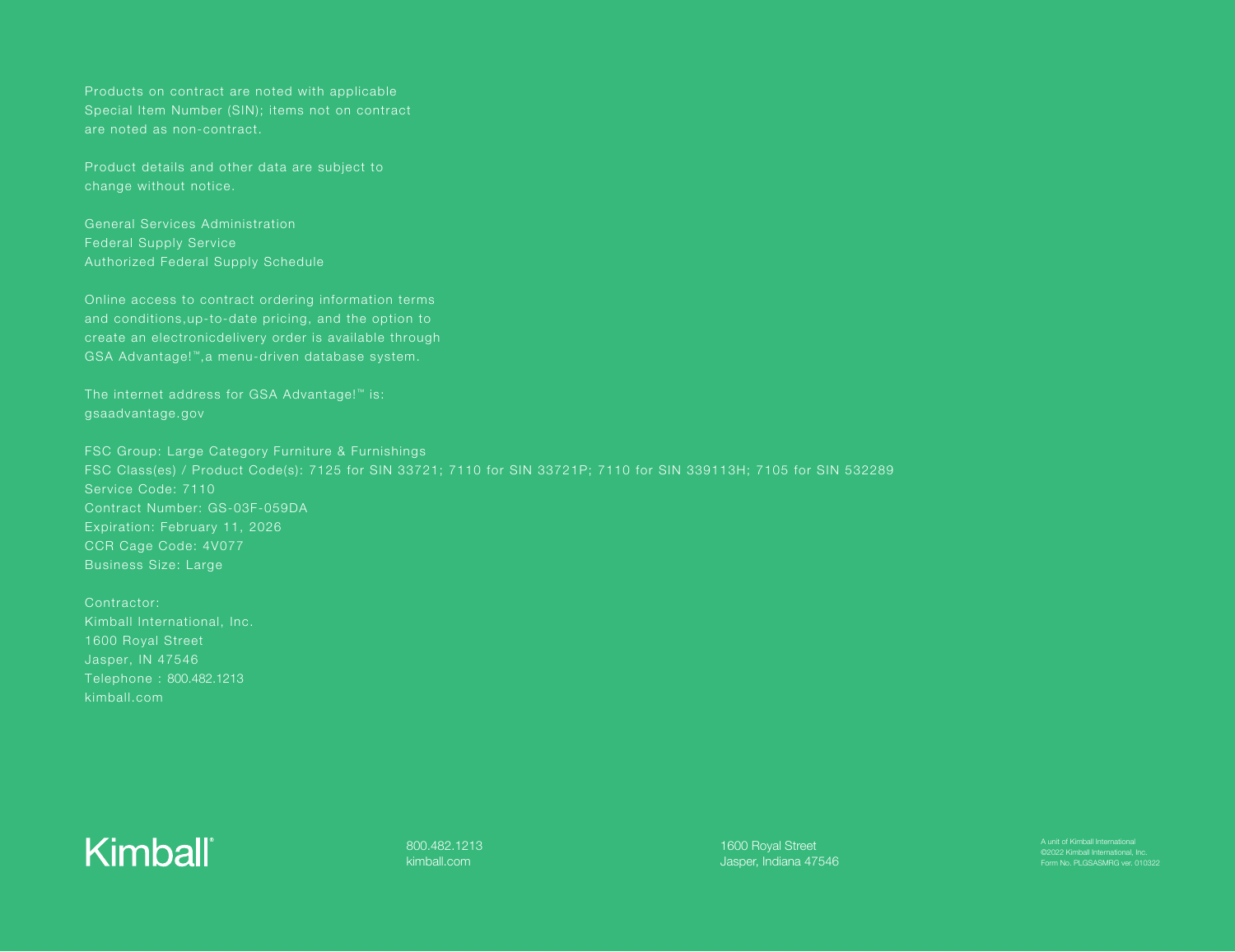Products on contract are noted with applicable Special Item Number (SIN); items not on contract are noted as non-contract.

Product details and other data are subject to change without notice.

General Services Administration
Federal Supply Service
Authorized Federal Supply Schedule

Online access to contract ordering information terms and conditions,up-to-date pricing, and the option to create an electronicdelivery order is available through GSA Advantage!™,a menu-driven database system.

The internet address for GSA Advantage!™ is:
gsaadvantage.gov

FSC Group: Large Category Furniture & Furnishings
FSC Class(es) / Product Code(s): 7125 for SIN 33721; 7110 for SIN 33721P; 7110 for SIN 339113H; 7105 for SIN 532289
Service Code: 7110
Contract Number: GS-03F-059DA
Expiration: February 11, 2026
CCR Cage Code: 4V077
Business Size: Large

Contractor:
Kimball International, Inc.
1600 Royal Street
Jasper, IN 47546
Telephone : 800.482.1213
kimball.com

Kimball®

800.482.1213
kimball.com

1600 Royal Street
Jasper, Indiana 47546

A unit of Kimball International
©2022 Kimball International, Inc.
Form No. PLGSASMRG ver. 010322